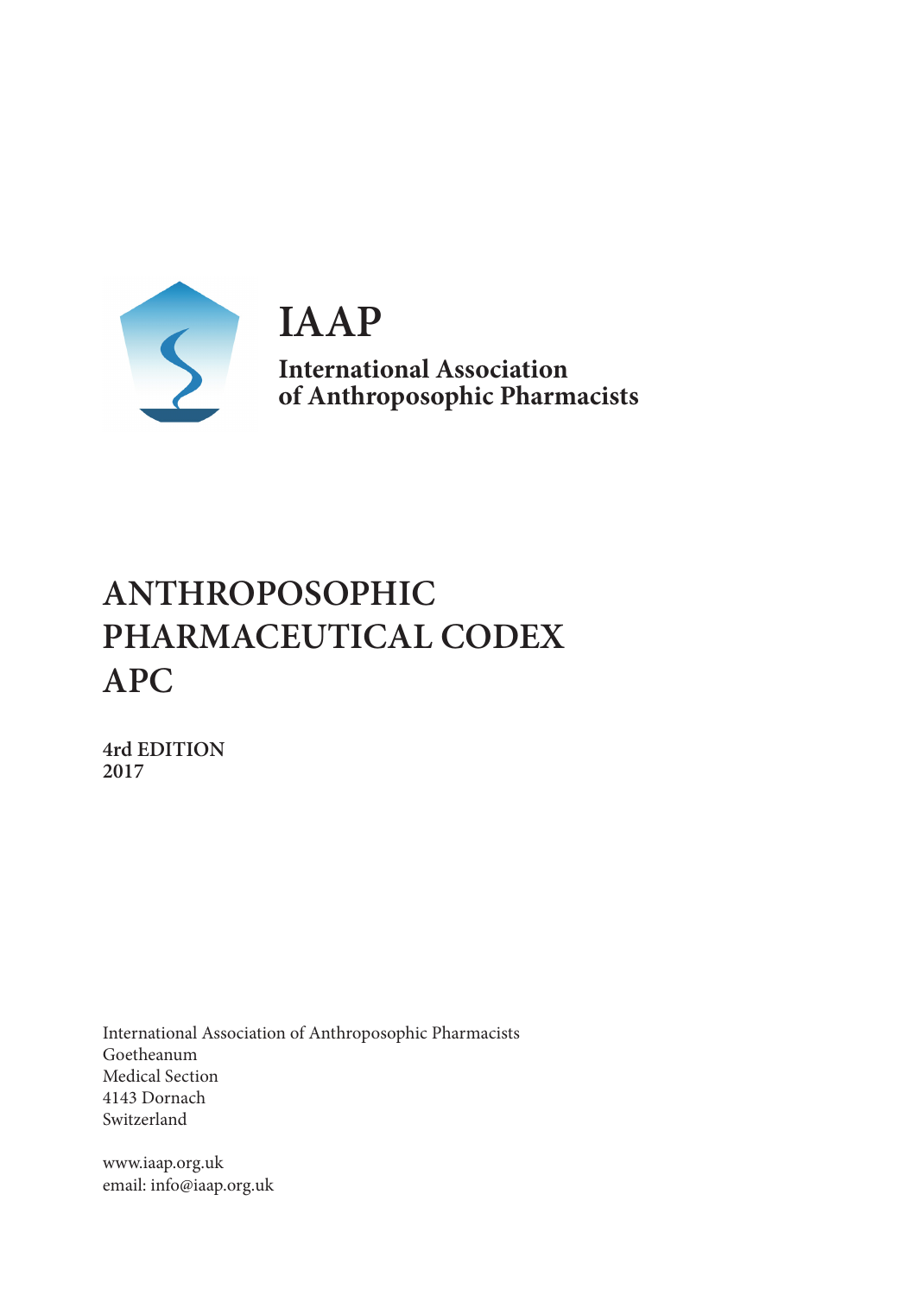# IAAP

**International Association of Anthroposophic Pharmacists**

# ANTHROPOSOPHIC PHARMACEUTICAL CODEX APC

**4rd EDITION**
**2017**

International Association of Anthroposophic Pharmacists
Goetheanum
Medical Section
4143 Dornach
Switzerland

www.iaap.org.uk
email: info@iaap.org.uk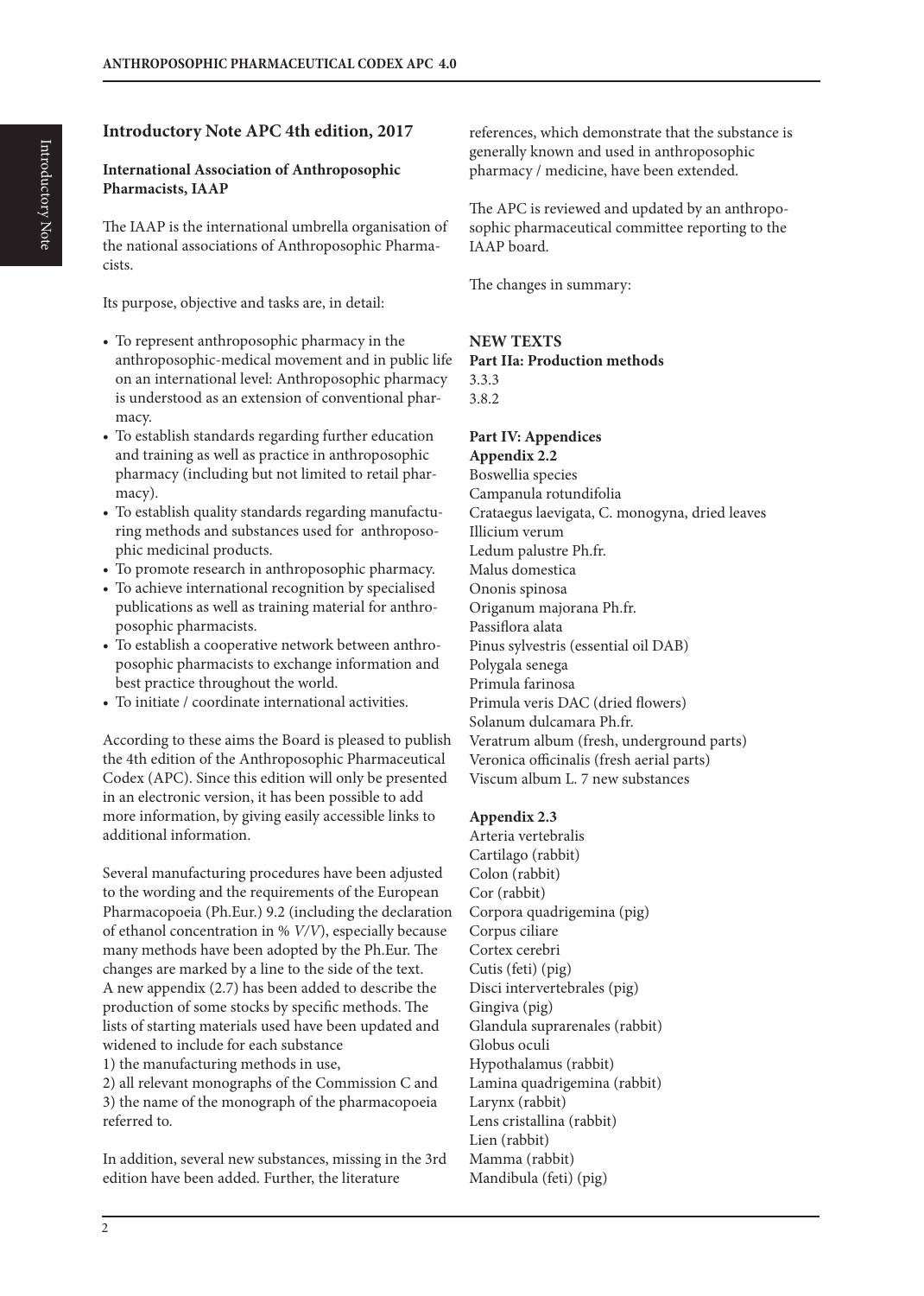## Introductory Note APC 4th edition, 2017

### International Association of Anthroposophic Pharmacists, IAAP

The IAAP is the international umbrella organisation of the national associations of Anthroposophic Pharmacists.

Its purpose, objective and tasks are, in detail:

- To represent anthroposophic pharmacy in the anthroposophic-medical movement and in public life on an international level: Anthroposophic pharmacy is understood as an extension of conventional pharmacy.
- To establish standards regarding further education and training as well as practice in anthroposophic pharmacy (including but not limited to retail pharmacy).
- To establish quality standards regarding manufacturing methods and substances used for anthroposophic medicinal products.
- To promote research in anthroposophic pharmacy.
- To achieve international recognition by specialised publications as well as training material for anthroposophic pharmacists.
- To establish a cooperative network between anthroposophic pharmacists to exchange information and best practice throughout the world.
- To initiate / coordinate international activities.

According to these aims the Board is pleased to publish the 4th edition of the Anthroposophic Pharmaceutical Codex (APC). Since this edition will only be presented in an electronic version, it has been possible to add more information, by giving easily accessible links to additional information.

Several manufacturing procedures have been adjusted to the wording and the requirements of the European Pharmacopoeia (Ph.Eur.) 9.2 (including the declaration of ethanol concentration in % *V/V*), especially because many methods have been adopted by the Ph.Eur. The changes are marked by a line to the side of the text. A new appendix (2.7) has been added to describe the production of some stocks by specific methods. The lists of starting materials used have been updated and widened to include for each substance
1) the manufacturing methods in use,
2) all relevant monographs of the Commission C and
3) the name of the monograph of the pharmacopoeia referred to.

In addition, several new substances, missing in the 3rd edition have been added. Further, the literature references, which demonstrate that the substance is generally known and used in anthroposophic pharmacy / medicine, have been extended.

The APC is reviewed and updated by an anthroposophic pharmaceutical committee reporting to the IAAP board.

The changes in summary:

**NEW TEXTS**
**Part IIa: Production methods**
3.3.3
3.8.2

**Part IV: Appendices**
**Appendix 2.2**
Boswellia species
Campanula rotundifolia
Crataegus laevigata, C. monogyna, dried leaves
Illicium verum
Ledum palustre Ph.fr.
Malus domestica
Ononis spinosa
Origanum majorana Ph.fr.
Passiflora alata
Pinus sylvestris (essential oil DAB)
Polygala senega
Primula farinosa
Primula veris DAC (dried flowers)
Solanum dulcamara Ph.fr.
Veratrum album (fresh, underground parts)
Veronica officinalis (fresh aerial parts)
Viscum album L. 7 new substances

**Appendix 2.3**
Arteria vertebralis
Cartilago (rabbit)
Colon (rabbit)
Cor (rabbit)
Corpora quadrigemina (pig)
Corpus ciliare
Cortex cerebri
Cutis (feti) (pig)
Disci intervertebrales (pig)
Gingiva (pig)
Glandula suprarenales (rabbit)
Globus oculi
Hypothalamus (rabbit)
Lamina quadrigemina (rabbit)
Larynx (rabbit)
Lens cristallina (rabbit)
Lien (rabbit)
Mamma (rabbit)
Mandibula (feti) (pig)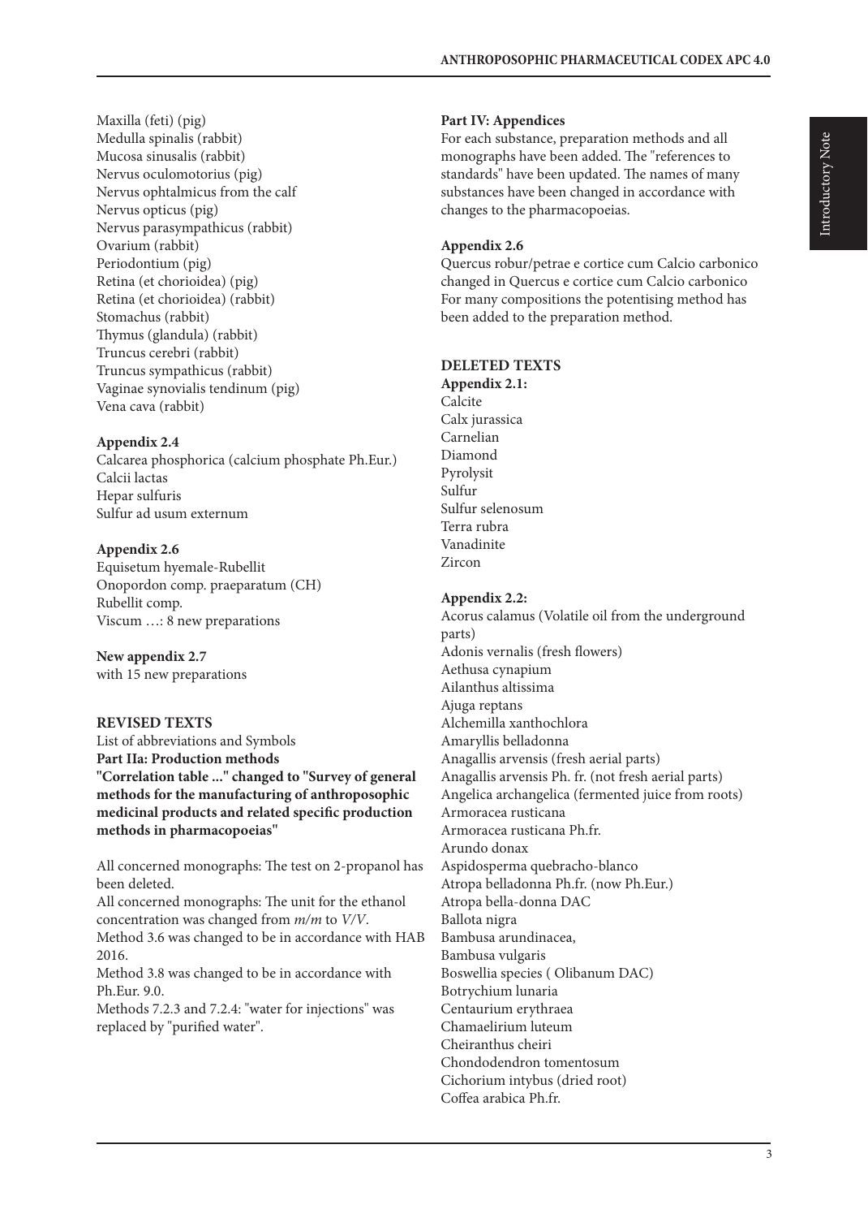Maxilla (feti) (pig)
Medulla spinalis (rabbit)
Mucosa sinusalis (rabbit)
Nervus oculomotorius (pig)
Nervus ophtalmicus from the calf
Nervus opticus (pig)
Nervus parasympathicus (rabbit)
Ovarium (rabbit)
Periodontium (pig)
Retina (et chorioidea) (pig)
Retina (et chorioidea) (rabbit)
Stomachus (rabbit)
Thymus (glandula) (rabbit)
Truncus cerebri (rabbit)
Truncus sympathicus (rabbit)
Vaginae synovialis tendinum (pig)
Vena cava (rabbit)

**Appendix 2.4**
Calcarea phosphorica (calcium phosphate Ph.Eur.)
Calcii lactas
Hepar sulfuris
Sulfur ad usum externum

**Appendix 2.6**
Equisetum hyemale-Rubellit
Onopordon comp. praeparatum (CH)
Rubellit comp.
Viscum …: 8 new preparations

**New appendix 2.7**
with 15 new preparations

**REVISED TEXTS**
List of abbreviations and Symbols
**Part IIa: Production methods**
**"Correlation table ..." changed to "Survey of general methods for the manufacturing of anthroposophic medicinal products and related specific production methods in pharmacopoeias"**

All concerned monographs: The test on 2-propanol has been deleted.
All concerned monographs: The unit for the ethanol concentration was changed from *m/m* to *V/V*.
Method 3.6 was changed to be in accordance with HAB 2016.
Method 3.8 was changed to be in accordance with Ph.Eur. 9.0.
Methods 7.2.3 and 7.2.4: "water for injections" was replaced by "purified water".

**Part IV: Appendices**
For each substance, preparation methods and all monographs have been added. The "references to standards" have been updated. The names of many substances have been changed in accordance with changes to the pharmacopoeias.

**Appendix 2.6**
Quercus robur/petrae e cortice cum Calcio carbonico changed in Quercus e cortice cum Calcio carbonico
For many compositions the potentising method has been added to the preparation method.

**DELETED TEXTS**
**Appendix 2.1:**
Calcite
Calx jurassica
Carnelian
Diamond
Pyrolysit
Sulfur
Sulfur selenosum
Terra rubra
Vanadinite
Zircon

**Appendix 2.2:**
Acorus calamus (Volatile oil from the underground parts)
Adonis vernalis (fresh flowers)
Aethusa cynapium
Ailanthus altissima
Ajuga reptans
Alchemilla xanthochlora
Amaryllis belladonna
Anagallis arvensis (fresh aerial parts)
Anagallis arvensis Ph. fr. (not fresh aerial parts)
Angelica archangelica (fermented juice from roots)
Armoracea rusticana
Armoracea rusticana Ph.fr.
Arundo donax
Aspidosperma quebracho-blanco
Atropa belladonna Ph.fr. (now Ph.Eur.)
Atropa bella-donna DAC
Ballota nigra
Bambusa arundinacea,
Bambusa vulgaris
Boswellia species ( Olibanum DAC)
Botrychium lunaria
Centaurium erythraea
Chamaelirium luteum
Cheiranthus cheiri
Chondodendron tomentosum
Cichorium intybus (dried root)
Coffea arabica Ph.fr.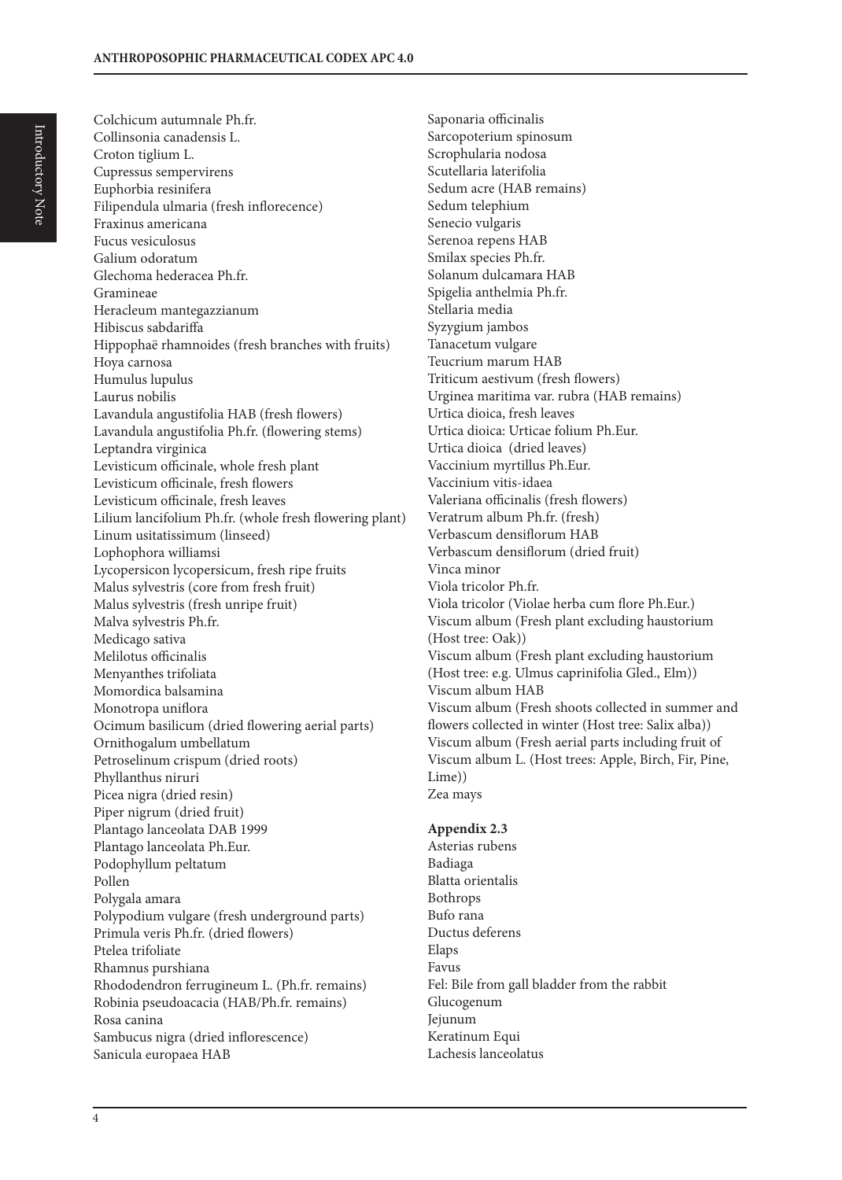Colchicum autumnale Ph.fr.
Collinsonia canadensis L.
Croton tiglium L.
Cupressus sempervirens
Euphorbia resinifera
Filipendula ulmaria (fresh inflorecence)
Fraxinus americana
Fucus vesiculosus
Galium odoratum
Glechoma hederacea Ph.fr.
Gramineae
Heracleum mantegazzianum
Hibiscus sabdariffa
Hippophaë rhamnoides (fresh branches with fruits)
Hoya carnosa
Humulus lupulus
Laurus nobilis
Lavandula angustifolia HAB (fresh flowers)
Lavandula angustifolia Ph.fr. (flowering stems)
Leptandra virginica
Levisticum officinale, whole fresh plant
Levisticum officinale, fresh flowers
Levisticum officinale, fresh leaves
Lilium lancifolium Ph.fr. (whole fresh flowering plant)
Linum usitatissimum (linseed)
Lophophora williamsi
Lycopersicon lycopersicum, fresh ripe fruits
Malus sylvestris (core from fresh fruit)
Malus sylvestris (fresh unripe fruit)
Malva sylvestris Ph.fr.
Medicago sativa
Melilotus officinalis
Menyanthes trifoliata
Momordica balsamina
Monotropa uniflora
Ocimum basilicum (dried flowering aerial parts)
Ornithogalum umbellatum
Petroselinum crispum (dried roots)
Phyllanthus niruri
Picea nigra (dried resin)
Piper nigrum (dried fruit)
Plantago lanceolata DAB 1999
Plantago lanceolata Ph.Eur.
Podophyllum peltatum
Pollen
Polygala amara
Polypodium vulgare (fresh underground parts)
Primula veris Ph.fr. (dried flowers)
Ptelea trifoliate
Rhamnus purshiana
Rhododendron ferrugineum L. (Ph.fr. remains)
Robinia pseudoacacia (HAB/Ph.fr. remains)
Rosa canina
Sambucus nigra (dried inflorescence)
Sanicula europaea HAB
Saponaria officinalis
Sarcopoterium spinosum
Scrophularia nodosa
Scutellaria laterifolia
Sedum acre (HAB remains)
Sedum telephium
Senecio vulgaris
Serenoa repens HAB
Smilax species Ph.fr.
Solanum dulcamara HAB
Spigelia anthelmia Ph.fr.
Stellaria media
Syzygium jambos
Tanacetum vulgare
Teucrium marum HAB
Triticum aestivum (fresh flowers)
Urginea maritima var. rubra (HAB remains)
Urtica dioica, fresh leaves
Urtica dioica: Urticae folium Ph.Eur.
Urtica dioica (dried leaves)
Vaccinium myrtillus Ph.Eur.
Vaccinium vitis-idaea
Valeriana officinalis (fresh flowers)
Veratrum album Ph.fr. (fresh)
Verbascum densiflorum HAB
Verbascum densiflorum (dried fruit)
Vinca minor
Viola tricolor Ph.fr.
Viola tricolor (Violae herba cum flore Ph.Eur.)
Viscum album (Fresh plant excluding haustorium (Host tree: Oak))
Viscum album (Fresh plant excluding haustorium (Host tree: e.g. Ulmus caprinifolia Gled., Elm))
Viscum album HAB
Viscum album (Fresh shoots collected in summer and flowers collected in winter (Host tree: Salix alba))
Viscum album (Fresh aerial parts including fruit of Viscum album L. (Host trees: Apple, Birch, Fir, Pine, Lime))
Zea mays

**Appendix 2.3**

Asterias rubens
Badiaga
Blatta orientalis
Bothrops
Bufo rana
Ductus deferens
Elaps
Favus
Fel: Bile from gall bladder from the rabbit
Glucogenum
Jejunum
Keratinum Equi
Lachesis lanceolatus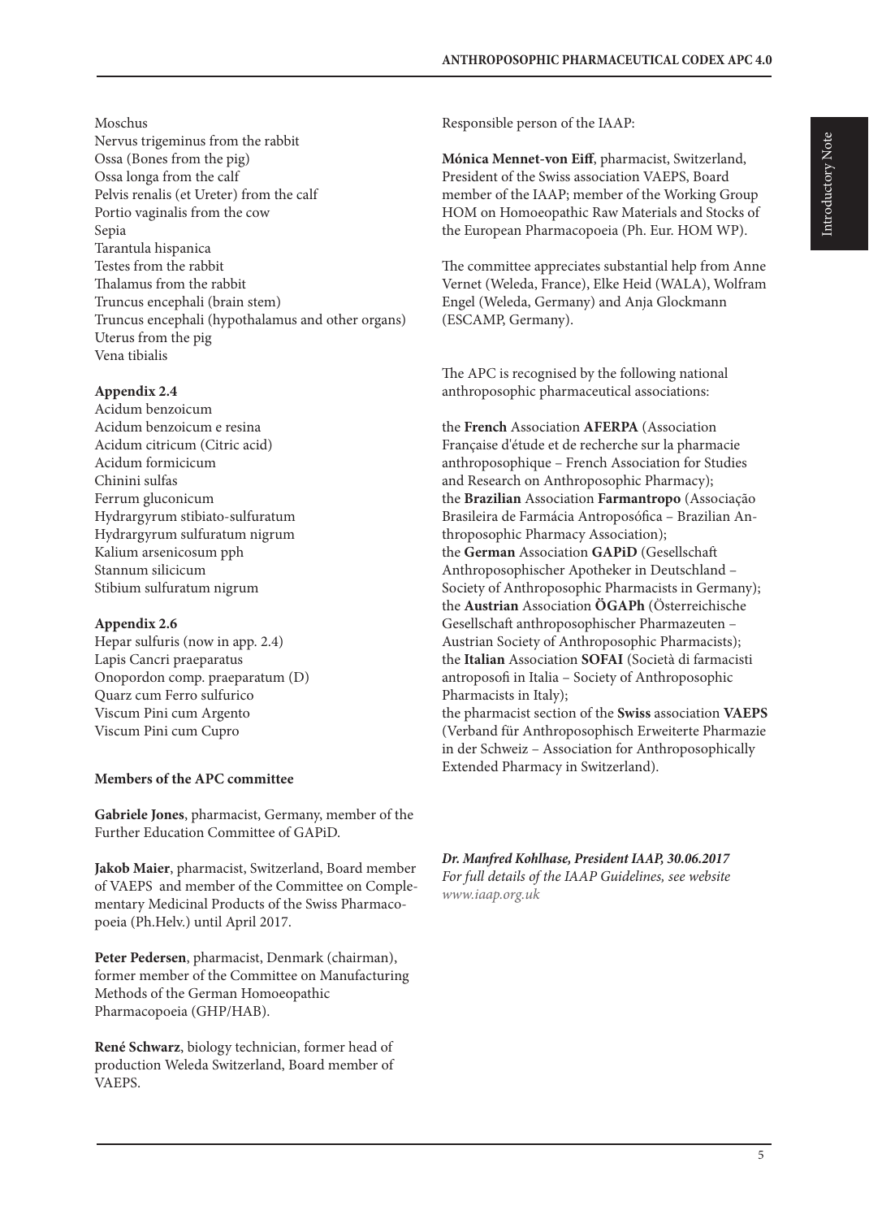Moschus
Nervus trigeminus from the rabbit
Ossa (Bones from the pig)
Ossa longa from the calf
Pelvis renalis (et Ureter) from the calf
Portio vaginalis from the cow
Sepia
Tarantula hispanica
Testes from the rabbit
Thalamus from the rabbit
Truncus encephali (brain stem)
Truncus encephali (hypothalamus and other organs)
Uterus from the pig
Vena tibialis

**Appendix 2.4**

Acidum benzoicum
Acidum benzoicum e resina
Acidum citricum (Citric acid)
Acidum formicicum
Chinini sulfas
Ferrum gluconicum
Hydrargyrum stibiato-sulfuratum
Hydrargyrum sulfuratum nigrum
Kalium arsenicosum pph
Stannum silicicum
Stibium sulfuratum nigrum

**Appendix 2.6**

Hepar sulfuris (now in app. 2.4)
Lapis Cancri praeparatus
Onopordon comp. praeparatum (D)
Quarz cum Ferro sulfurico
Viscum Pini cum Argento
Viscum Pini cum Cupro

**Members of the APC committee**

**Gabriele Jones**, pharmacist, Germany, member of the Further Education Committee of GAPiD.

**Jakob Maier**, pharmacist, Switzerland, Board member of VAEPS and member of the Committee on Complementary Medicinal Products of the Swiss Pharmacopoeia (Ph.Helv.) until April 2017.

**Peter Pedersen**, pharmacist, Denmark (chairman), former member of the Committee on Manufacturing Methods of the German Homoeopathic Pharmacopoeia (GHP/HAB).

**René Schwarz**, biology technician, former head of production Weleda Switzerland, Board member of VAEPS.

Responsible person of the IAAP:

**Mónica Mennet-von Eiff**, pharmacist, Switzerland, President of the Swiss association VAEPS, Board member of the IAAP; member of the Working Group HOM on Homoeopathic Raw Materials and Stocks of the European Pharmacopoeia (Ph. Eur. HOM WP).

The committee appreciates substantial help from Anne Vernet (Weleda, France), Elke Heid (WALA), Wolfram Engel (Weleda, Germany) and Anja Glockmann (ESCAMP, Germany).

The APC is recognised by the following national anthroposophic pharmaceutical associations:

the **French** Association **AFERPA** (Association Française d'étude et de recherche sur la pharmacie anthroposophique – French Association for Studies and Research on Anthroposophic Pharmacy);
the **Brazilian** Association **Farmantropo** (Associação Brasileira de Farmácia Antroposófica – Brazilian Anthroposophic Pharmacy Association);
the **German** Association **GAPiD** (Gesellschaft Anthroposophischer Apotheker in Deutschland – Society of Anthroposophic Pharmacists in Germany);
the **Austrian** Association **ÖGAPh** (Österreichische Gesellschaft anthroposophischer Pharmazeuten – Austrian Society of Anthroposophic Pharmacists);
the **Italian** Association **SOFAI** (Società di farmacisti antroposofi in Italia – Society of Anthroposophic Pharmacists in Italy);
the pharmacist section of the **Swiss** association **VAEPS** (Verband für Anthroposophisch Erweiterte Pharmazie in der Schweiz – Association for Anthroposophically Extended Pharmacy in Switzerland).

***Dr. Manfred Kohlhase, President IAAP, 30.06.2017***
*For full details of the IAAP Guidelines, see website www.iaap.org.uk*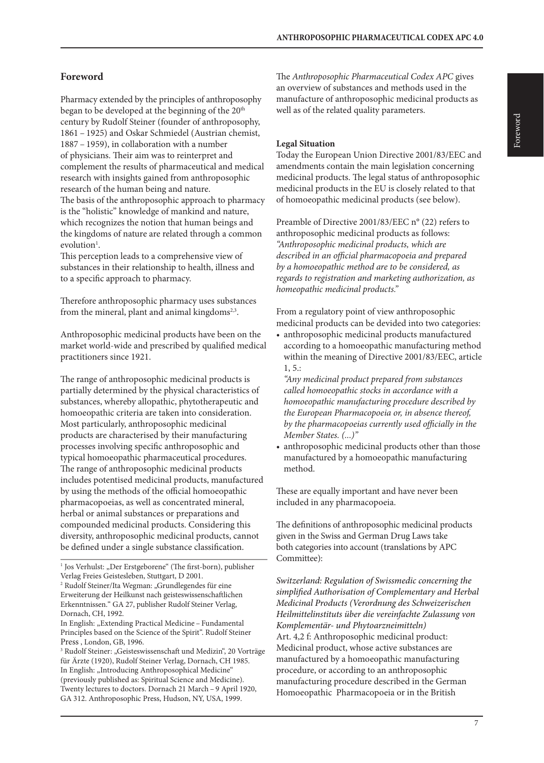## Foreword

Pharmacy extended by the principles of anthroposophy began to be developed at the beginning of the 20th century by Rudolf Steiner (founder of anthroposophy, 1861 – 1925) and Oskar Schmiedel (Austrian chemist, 1887 – 1959), in collaboration with a number of physicians. Their aim was to reinterpret and complement the results of pharmaceutical and medical research with insights gained from anthroposophic research of the human being and nature.
The basis of the anthroposophic approach to pharmacy is the "holistic" knowledge of mankind and nature, which recognizes the notion that human beings and the kingdoms of nature are related through a common evolution[1].
This perception leads to a comprehensive view of substances in their relationship to health, illness and to a specific approach to pharmacy.

Therefore anthroposophic pharmacy uses substances from the mineral, plant and animal kingdoms[2,3].

Anthroposophic medicinal products have been on the market world-wide and prescribed by qualified medical practitioners since 1921.

The range of anthroposophic medicinal products is partially determined by the physical characteristics of substances, whereby allopathic, phytotherapeutic and homoeopathic criteria are taken into consideration. Most particularly, anthroposophic medicinal products are characterised by their manufacturing processes involving specific anthroposophic and typical homoeopathic pharmaceutical procedures. The range of anthroposophic medicinal products includes potentised medicinal products, manufactured by using the methods of the official homoeopathic pharmacopoeias, as well as concentrated mineral, herbal or animal substances or preparations and compounded medicinal products. Considering this diversity, anthroposophic medicinal products, cannot be defined under a single substance classification.

[1] Jos Verhulst: „Der Erstgeborene" (The first-born), publisher Verlag Freies Geistesleben, Stuttgart, D 2001.
[2] Rudolf Steiner/Ita Wegman: „Grundlegendes für eine Erweiterung der Heilkunst nach geisteswissenschaftlichen Erkenntnissen." GA 27, publisher Rudolf Steiner Verlag, Dornach, CH, 1992.
In English: „Extending Practical Medicine – Fundamental Principles based on the Science of the Spirit". Rudolf Steiner Press , London, GB, 1996.
[3] Rudolf Steiner: „Geisteswissenschaft und Medizin", 20 Vorträge für Ärzte (1920), Rudolf Steiner Verlag, Dornach, CH 1985. In English: „Introducing Anthroposophical Medicine" (previously published as: Spiritual Science and Medicine). Twenty lectures to doctors. Dornach 21 March – 9 April 1920, GA 312. Anthroposophic Press, Hudson, NY, USA, 1999.

The *Anthroposophic Pharmaceutical Codex APC* gives an overview of substances and methods used in the manufacture of anthroposophic medicinal products as well as of the related quality parameters.

**Legal Situation**
Today the European Union Directive 2001/83/EEC and amendments contain the main legislation concerning medicinal products. The legal status of anthroposophic medicinal products in the EU is closely related to that of homoeopathic medicinal products (see below).

Preamble of Directive 2001/83/EEC n° (22) refers to anthroposophic medicinal products as follows:
*"Anthroposophic medicinal products, which are described in an official pharmacopoeia and prepared by a homoeopathic method are to be considered, as regards to registration and marketing authorization, as homeopathic medicinal products."*

From a regulatory point of view anthroposophic medicinal products can be devided into two categories:

- anthroposophic medicinal products manufactured according to a homoeopathic manufacturing method within the meaning of Directive 2001/83/EEC, article 1, 5.:
  *"Any medicinal product prepared from substances called homoeopathic stocks in accordance with a homoeopathic manufacturing procedure described by the European Pharmacopoeia or, in absence thereof, by the pharmacopoeias currently used officially in the Member States. (...)"*
- anthroposophic medicinal products other than those manufactured by a homoeopathic manufacturing method.

These are equally important and have never been included in any pharmacopoeia.

The definitions of anthroposophic medicinal products given in the Swiss and German Drug Laws take both categories into account (translations by APC Committee):

*Switzerland: Regulation of Swissmedic concerning the simplified Authorisation of Complementary and Herbal Medicinal Products (Verordnung des Schweizerischen Heilmittelinstituts über die vereinfachte Zulassung von Komplementär- und Phytoarzneimitteln)*
Art. 4,2 f: Anthroposophic medicinal product: Medicinal product, whose active substances are manufactured by a homoeopathic manufacturing procedure, or according to an anthroposophic manufacturing procedure described in the German Homoeopathic Pharmacopoeia or in the British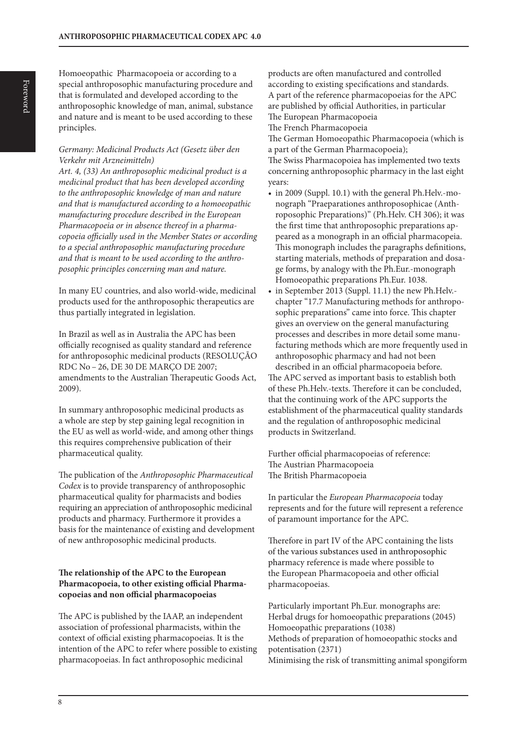Homoeopathic Pharmacopoeia or according to a special anthroposophic manufacturing procedure and that is formulated and developed according to the anthroposophic knowledge of man, animal, substance and nature and is meant to be used according to these principles.

*Germany: Medicinal Products Act (Gesetz über den Verkehr mit Arzneimitteln)*
*Art. 4, (33) An anthroposophic medicinal product is a medicinal product that has been developed according to the anthroposophic knowledge of man and nature and that is manufactured according to a homoeopathic manufacturing procedure described in the European Pharmacopoeia or in absence thereof in a pharmacopoeia officially used in the Member States or according to a special anthroposophic manufacturing procedure and that is meant to be used according to the anthroposophic principles concerning man and nature.*

In many EU countries, and also world-wide, medicinal products used for the anthroposophic therapeutics are thus partially integrated in legislation.

In Brazil as well as in Australia the APC has been officially recognised as quality standard and reference for anthroposophic medicinal products (RESOLUÇÃO RDC No – 26, DE 30 DE MARÇO DE 2007; amendments to the Australian Therapeutic Goods Act, 2009).

In summary anthroposophic medicinal products as a whole are step by step gaining legal recognition in the EU as well as world-wide, and among other things this requires comprehensive publication of their pharmaceutical quality.

The publication of the *Anthroposophic Pharmaceutical Codex* is to provide transparency of anthroposophic pharmaceutical quality for pharmacists and bodies requiring an appreciation of anthroposophic medicinal products and pharmacy. Furthermore it provides a basis for the maintenance of existing and development of new anthroposophic medicinal products.

**The relationship of the APC to the European Pharmacopoeia, to other existing official Pharmacopoeias and non official pharmacopoeias**

The APC is published by the IAAP, an independent association of professional pharmacists, within the context of official existing pharmacopoeias. It is the intention of the APC to refer where possible to existing pharmacopoeias. In fact anthroposophic medicinal products are often manufactured and controlled according to existing specifications and standards. A part of the reference pharmacopoeias for the APC are published by official Authorities, in particular
The European Pharmacopoeia
The French Pharmacopoeia
The German Homoeopathic Pharmacopoeia (which is a part of the German Pharmacopoeia);
The Swiss Pharmacopoiea has implemented two texts concerning anthroposophic pharmacy in the last eight years:

- in 2009 (Suppl. 10.1) with the general Ph.Helv.-monograph "Praeparationes anthroposophicae (Anthroposophic Preparations)" (Ph.Helv. CH 306); it was the first time that anthroposophic preparations appeared as a monograph in an official pharmacopoeia. This monograph includes the paragraphs definitions, starting materials, methods of preparation and dosage forms, by analogy with the Ph.Eur.-monograph Homoeopathic preparations Ph.Eur. 1038.
- in September 2013 (Suppl. 11.1) the new Ph.Helv.-chapter "17.7 Manufacturing methods for anthroposophic preparations" came into force. This chapter gives an overview on the general manufacturing processes and describes in more detail some manufacturing methods which are more frequently used in anthroposophic pharmacy and had not been described in an official pharmacopoeia before.

The APC served as important basis to establish both of these Ph.Helv.-texts. Therefore it can be concluded, that the continuing work of the APC supports the establishment of the pharmaceutical quality standards and the regulation of anthroposophic medicinal products in Switzerland.

Further official pharmacopoeias of reference:
The Austrian Pharmacopoeia
The British Pharmacopoeia

In particular the *European Pharmacopoeia* today represents and for the future will represent a reference of paramount importance for the APC.

Therefore in part IV of the APC containing the lists of the various substances used in anthroposophic pharmacy reference is made where possible to the European Pharmacopoeia and other official pharmacopoeias.

Particularly important Ph.Eur. monographs are:
Herbal drugs for homoeopathic preparations (2045)
Homoeopathic preparations (1038)
Methods of preparation of homoeopathic stocks and potentisation (2371)
Minimising the risk of transmitting animal spongiform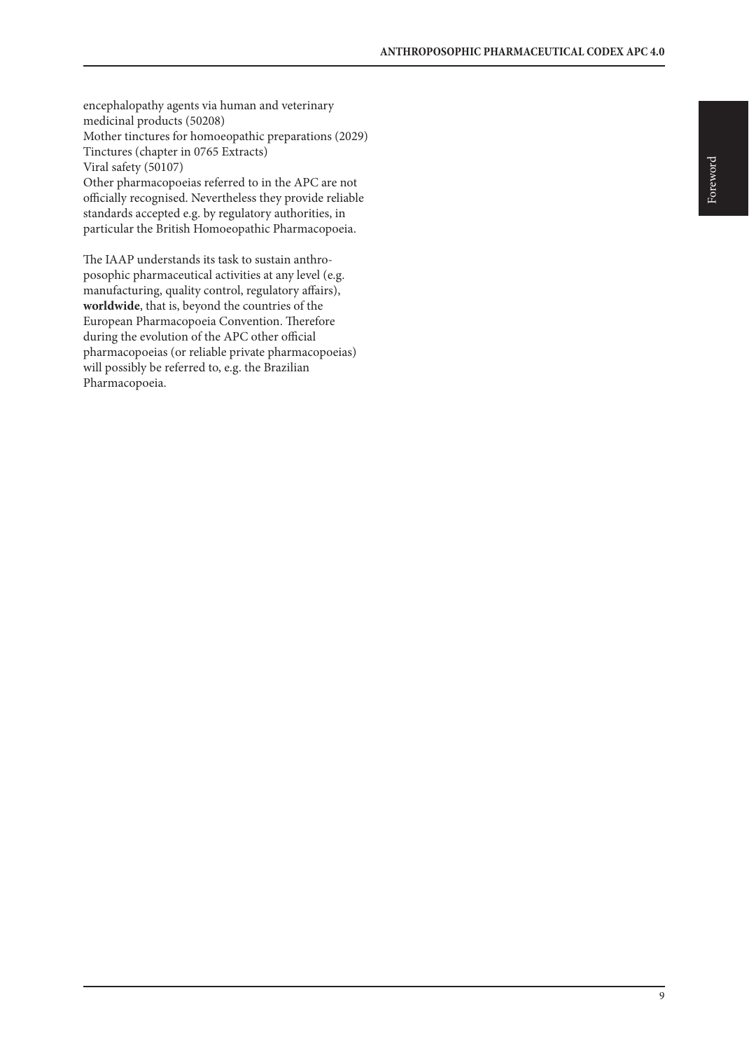encephalopathy agents via human and veterinary medicinal products (50208)
Mother tinctures for homoeopathic preparations (2029)
Tinctures (chapter in 0765 Extracts)
Viral safety (50107)
Other pharmacopoeias referred to in the APC are not officially recognised. Nevertheless they provide reliable standards accepted e.g. by regulatory authorities, in particular the British Homoeopathic Pharmacopoeia.

The IAAP understands its task to sustain anthroposophic pharmaceutical activities at any level (e.g. manufacturing, quality control, regulatory affairs), **worldwide**, that is, beyond the countries of the European Pharmacopoeia Convention. Therefore during the evolution of the APC other official pharmacopoeias (or reliable private pharmacopoeias) will possibly be referred to, e.g. the Brazilian Pharmacopoeia.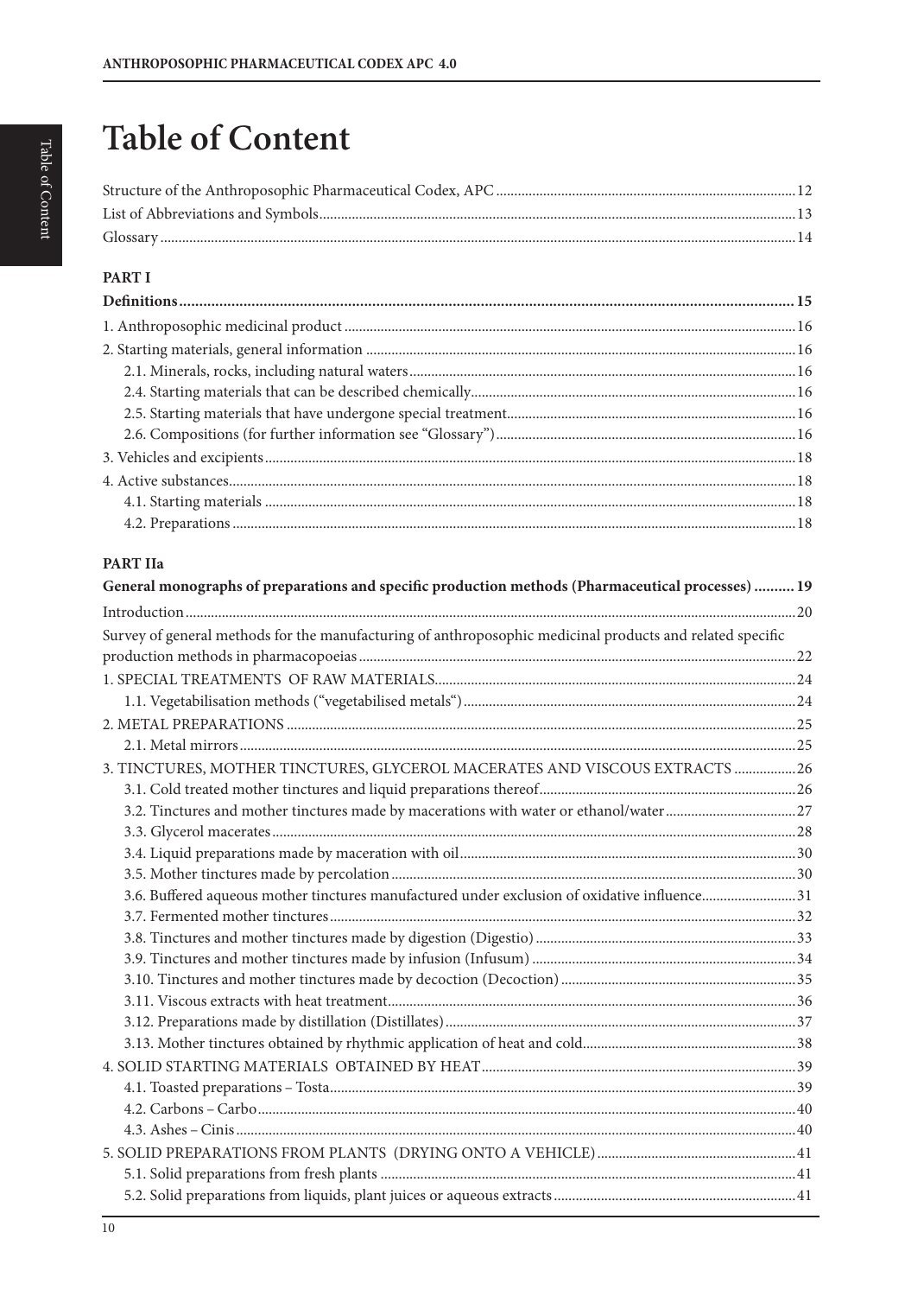# Table of Content

Structure of the Anthroposophic Pharmaceutical Codex, APC .......... 12
List of Abbreviations and Symbols .......... 13
Glossary .......... 14

**PART I**

**Definitions .......... 15**

1. Anthroposophic medicinal product .......... 16
2. Starting materials, general information .......... 16
   - 2.1. Minerals, rocks, including natural waters .......... 16
   - 2.4. Starting materials that can be described chemically .......... 16
   - 2.5. Starting materials that have undergone special treatment .......... 16
   - 2.6. Compositions (for further information see "Glossary") .......... 16
3. Vehicles and excipients .......... 18
4. Active substances .......... 18
   - 4.1. Starting materials .......... 18
   - 4.2. Preparations .......... 18

**PART IIa**

**General monographs of preparations and specific production methods (Pharmaceutical processes) .......... 19**

Introduction .......... 20
Survey of general methods for the manufacturing of anthroposophic medicinal products and related specific production methods in pharmacopoeias .......... 22

1. SPECIAL TREATMENTS OF RAW MATERIALS .......... 24
   - 1.1. Vegetabilisation methods ("vegetabilised metals") .......... 24
2. METAL PREPARATIONS .......... 25
   - 2.1. Metal mirrors .......... 25
3. TINCTURES, MOTHER TINCTURES, GLYCEROL MACERATES AND VISCOUS EXTRACTS .......... 26
   - 3.1. Cold treated mother tinctures and liquid preparations thereof .......... 26
   - 3.2. Tinctures and mother tinctures made by macerations with water or ethanol/water .......... 27
   - 3.3. Glycerol macerates .......... 28
   - 3.4. Liquid preparations made by maceration with oil .......... 30
   - 3.5. Mother tinctures made by percolation .......... 30
   - 3.6. Buffered aqueous mother tinctures manufactured under exclusion of oxidative influence .......... 31
   - 3.7. Fermented mother tinctures .......... 32
   - 3.8. Tinctures and mother tinctures made by digestion (Digestio) .......... 33
   - 3.9. Tinctures and mother tinctures made by infusion (Infusum) .......... 34
   - 3.10. Tinctures and mother tinctures made by decoction (Decoction) .......... 35
   - 3.11. Viscous extracts with heat treatment .......... 36
   - 3.12. Preparations made by distillation (Distillates) .......... 37
   - 3.13. Mother tinctures obtained by rhythmic application of heat and cold .......... 38
4. SOLID STARTING MATERIALS OBTAINED BY HEAT .......... 39
   - 4.1. Toasted preparations – Tosta .......... 39
   - 4.2. Carbons – Carbo .......... 40
   - 4.3. Ashes – Cinis .......... 40
5. SOLID PREPARATIONS FROM PLANTS (DRYING ONTO A VEHICLE) .......... 41
   - 5.1. Solid preparations from fresh plants .......... 41
   - 5.2. Solid preparations from liquids, plant juices or aqueous extracts .......... 41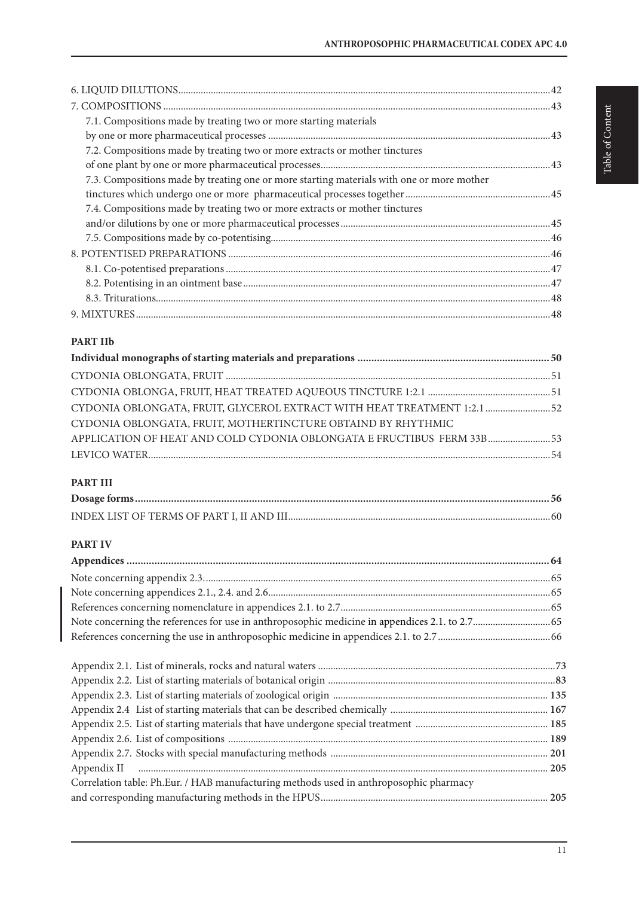6. LIQUID DILUTIONS....42
7. COMPOSITIONS....43
   7.1. Compositions made by treating two or more starting materials by one or more pharmaceutical processes....43
   7.2. Compositions made by treating two or more extracts or mother tinctures of one plant by one or more pharmaceutical processes....43
   7.3. Compositions made by treating one or more starting materials with one or more mother tinctures which undergo one or more pharmaceutical processes together....45
   7.4. Compositions made by treating two or more extracts or mother tinctures and/or dilutions by one or more pharmaceutical processes....45
   7.5. Compositions made by co-potentising....46
8. POTENTISED PREPARATIONS....46
   8.1. Co-potentised preparations....47
   8.2. Potentising in an ointment base....47
   8.3. Triturations....48
9. MIXTURES....48

**PART IIb**

**Individual monographs of starting materials and preparations....50**

CYDONIA OBLONGATA, FRUIT....51

CYDONIA OBLONGA, FRUIT, HEAT TREATED AQUEOUS TINCTURE 1:2.1....51

CYDONIA OBLONGATA, FRUIT, GLYCEROL EXTRACT WITH HEAT TREATMENT 1:2.1....52

CYDONIA OBLONGATA, FRUIT, MOTHERTINCTURE OBTAIND BY RHYTHMIC APPLICATION OF HEAT AND COLD CYDONIA OBLONGATA E FRUCTIBUS FERM 33B....53

LEVICO WATER....54

**PART III**

**Dosage forms....56**

INDEX LIST OF TERMS OF PART I, II AND III....60

**PART IV**

**Appendices....64**

Note concerning appendix 2.3.....65

Note concerning appendices 2.1., 2.4. and 2.6.....65

References concerning nomenclature in appendices 2.1. to 2.7.....65

Note concerning the references for use in anthroposophic medicine in appendices 2.1. to 2.7.....65

References concerning the use in anthroposophic medicine in appendices 2.1. to 2.7....66

Appendix 2.1. List of minerals, rocks and natural waters....73

Appendix 2.2. List of starting materials of botanical origin....83

Appendix 2.3. List of starting materials of zoological origin....135

Appendix 2.4 List of starting materials that can be described chemically....167

Appendix 2.5. List of starting materials that have undergone special treatment....185

Appendix 2.6. List of compositions....189

Appendix 2.7. Stocks with special manufacturing methods....201

Appendix II....205

Correlation table: Ph.Eur. / HAB manufacturing methods used in anthroposophic pharmacy and corresponding manufacturing methods in the HPUS....205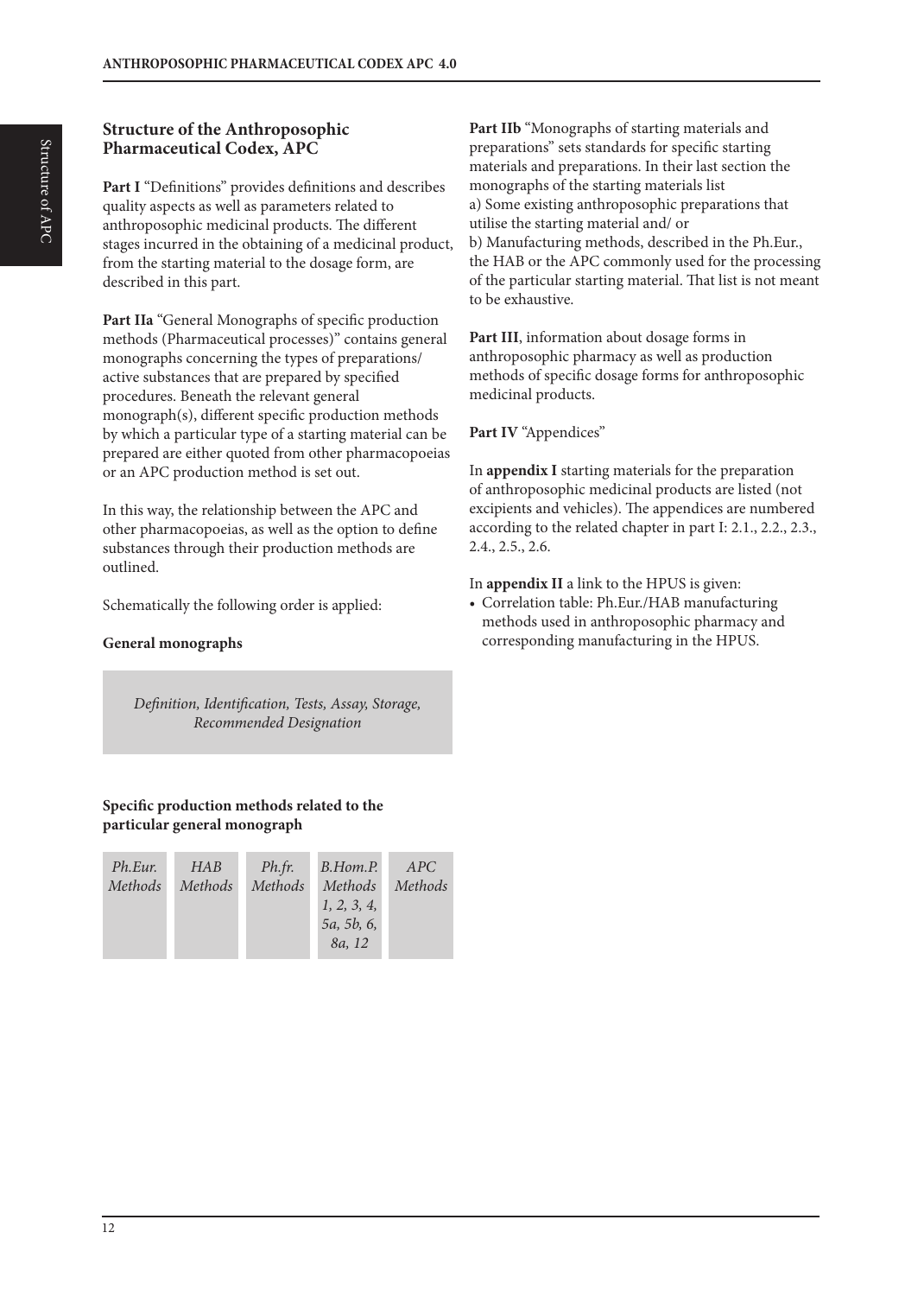## Structure of the Anthroposophic Pharmaceutical Codex, APC

**Part I** "Definitions" provides definitions and describes quality aspects as well as parameters related to anthroposophic medicinal products. The different stages incurred in the obtaining of a medicinal product, from the starting material to the dosage form, are described in this part.

**Part IIa** "General Monographs of specific production methods (Pharmaceutical processes)" contains general monographs concerning the types of preparations/ active substances that are prepared by specified procedures. Beneath the relevant general monograph(s), different specific production methods by which a particular type of a starting material can be prepared are either quoted from other pharmacopoeias or an APC production method is set out.

In this way, the relationship between the APC and other pharmacopoeias, as well as the option to define substances through their production methods are outlined.

Schematically the following order is applied:

**General monographs**

*Definition, Identification, Tests, Assay, Storage, Recommended Designation*

**Specific production methods related to the particular general monograph**

| *Ph.Eur. Methods* | *HAB Methods* | *Ph.fr. Methods* | *B.Hom.P. Methods 1, 2, 3, 4, 5a, 5b, 6, 8a, 12* | *APC Methods* |
|---|---|---|---|---|

**Part IIb** "Monographs of starting materials and preparations" sets standards for specific starting materials and preparations. In their last section the monographs of the starting materials list
a) Some existing anthroposophic preparations that utilise the starting material and/ or
b) Manufacturing methods, described in the Ph.Eur., the HAB or the APC commonly used for the processing of the particular starting material. That list is not meant to be exhaustive.

**Part III**, information about dosage forms in anthroposophic pharmacy as well as production methods of specific dosage forms for anthroposophic medicinal products.

**Part IV** "Appendices"

In **appendix I** starting materials for the preparation of anthroposophic medicinal products are listed (not excipients and vehicles). The appendices are numbered according to the related chapter in part I: 2.1., 2.2., 2.3., 2.4., 2.5., 2.6.

In **appendix II** a link to the HPUS is given:

- Correlation table: Ph.Eur./HAB manufacturing methods used in anthroposophic pharmacy and corresponding manufacturing in the HPUS.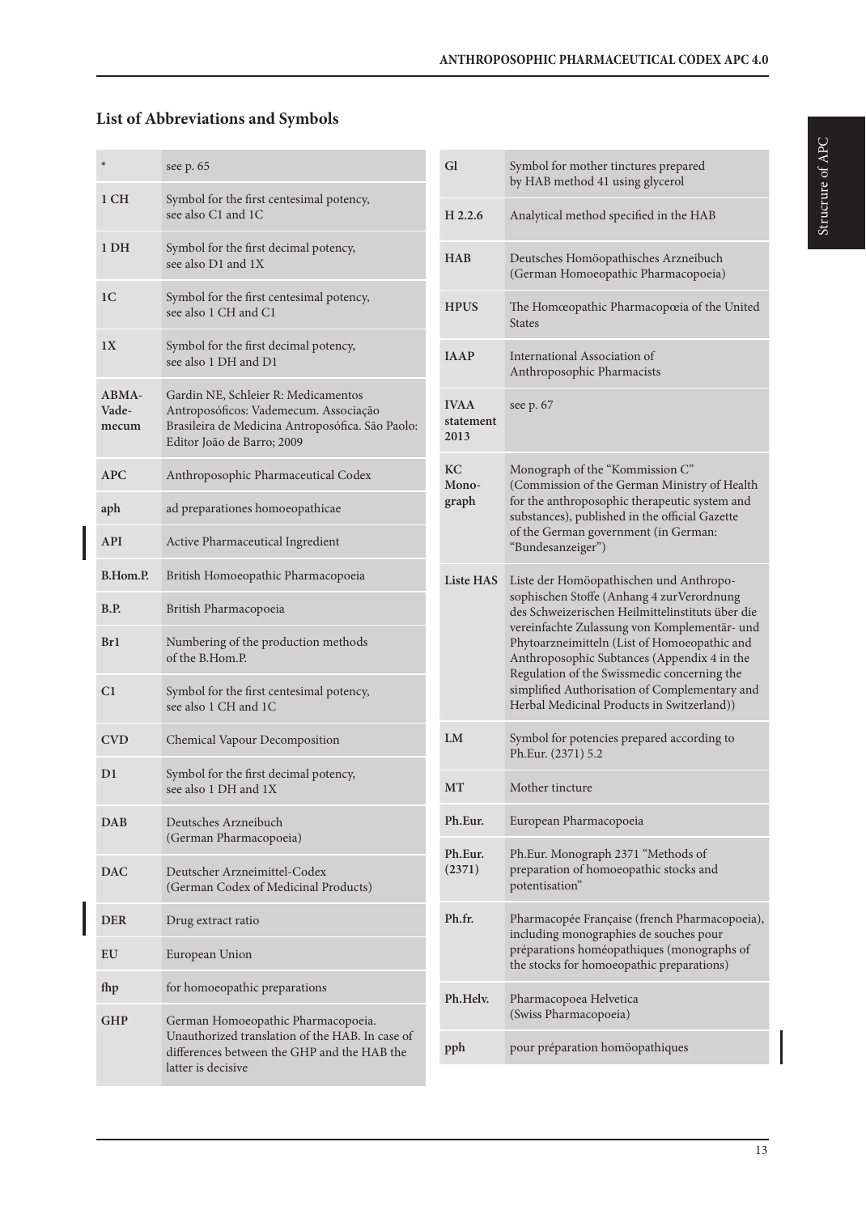## List of Abbreviations and Symbols

| Abbreviation | Meaning |
|---|---|
| * | see p. 65 |
| 1 CH | Symbol for the first centesimal potency, see also C1 and 1C |
| 1 DH | Symbol for the first decimal potency, see also D1 and 1X |
| 1C | Symbol for the first centesimal potency, see also 1 CH and C1 |
| 1X | Symbol for the first decimal potency, see also 1 DH and D1 |
| ABMA-Vade-mecum | Gardin NE, Schleier R: Medicamentos Antroposóficos: Vademecum. Associação Brasileira de Medicina Antroposófica. São Paolo: Editor João de Barro; 2009 |
| APC | Anthroposophic Pharmaceutical Codex |
| aph | ad preparationes homoeopathicae |
| API | Active Pharmaceutical Ingredient |
| B.Hom.P. | British Homoeopathic Pharmacopoeia |
| B.P. | British Pharmacopoeia |
| Br1 | Numbering of the production methods of the B.Hom.P. |
| C1 | Symbol for the first centesimal potency, see also 1 CH and 1C |
| CVD | Chemical Vapour Decomposition |
| D1 | Symbol for the first decimal potency, see also 1 DH and 1X |
| DAB | Deutsches Arzneibuch (German Pharmacopoeia) |
| DAC | Deutscher Arzneimittel-Codex (German Codex of Medicinal Products) |
| DER | Drug extract ratio |
| EU | European Union |
| fhp | for homoeopathic preparations |
| GHP | German Homoeopathic Pharmacopoeia. Unauthorized translation of the HAB. In case of differences between the GHP and the HAB the latter is decisive |
| Gl | Symbol for mother tinctures prepared by HAB method 41 using glycerol |
| H 2.2.6 | Analytical method specified in the HAB |
| HAB | Deutsches Homöopathisches Arzneibuch (German Homoeopathic Pharmacopoeia) |
| HPUS | The Homœopathic Pharmacopœia of the United States |
| IAAP | International Association of Anthroposophic Pharmacists |
| IVAA statement 2013 | see p. 67 |
| KC Mono-graph | Monograph of the "Kommission C" (Commission of the German Ministry of Health for the anthroposophic therapeutic system and substances), published in the official Gazette of the German government (in German: "Bundesanzeiger") |
| Liste HAS | Liste der Homöopathischen und Anthroposophischen Stoffe (Anhang 4 zurVerordnung des Schweizerischen Heilmittelinstituts über die vereinfachte Zulassung von Komplementär- und Phytoarzneimitteln (List of Homoeopathic and Anthroposophic Subtances (Appendix 4 in the Regulation of the Swissmedic concerning the simplified Authorisation of Complementary and Herbal Medicinal Products in Switzerland)) |
| LM | Symbol for potencies prepared according to Ph.Eur. (2371) 5.2 |
| MT | Mother tincture |
| Ph.Eur. | European Pharmacopoeia |
| Ph.Eur. (2371) | Ph.Eur. Monograph 2371 "Methods of preparation of homoeopathic stocks and potentisation" |
| Ph.fr. | Pharmacopée Française (french Pharmacopoeia), including monographies de souches pour préparations homéopathiques (monographs of the stocks for homoeopathic preparations) |
| Ph.Helv. | Pharmacopoea Helvetica (Swiss Pharmacopoeia) |
| pph | pour préparation homöopathiques |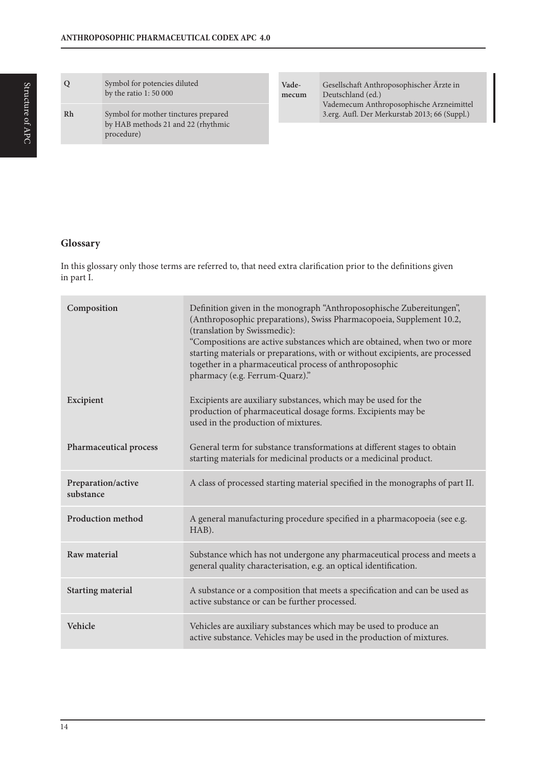| | |
|---|---|
| **Q** | Symbol for potencies diluted by the ratio 1: 50 000 |
| **Rh** | Symbol for mother tinctures prepared by HAB methods 21 and 22 (rhythmic procedure) |

| | |
|---|---|
| **Vade-mecum** | Gesellschaft Anthroposophischer Ärzte in Deutschland (ed.) Vademecum Anthroposophische Arzneimittel 3.erg. Aufl. Der Merkurstab 2013; 66 (Suppl.) |

## Glossary

In this glossary only those terms are referred to, that need extra clarification prior to the definitions given in part I.

| | |
|---|---|
| **Composition** | Definition given in the monograph "Anthroposophische Zubereitungen", (Anthroposophic preparations), Swiss Pharmacopoeia, Supplement 10.2, (translation by Swissmedic): "Compositions are active substances which are obtained, when two or more starting materials or preparations, with or without excipients, are processed together in a pharmaceutical process of anthroposophic pharmacy (e.g. Ferrum-Quarz)." |
| **Excipient** | Excipients are auxiliary substances, which may be used for the production of pharmaceutical dosage forms. Excipients may be used in the production of mixtures. |
| **Pharmaceutical process** | General term for substance transformations at different stages to obtain starting materials for medicinal products or a medicinal product. |
| **Preparation/active substance** | A class of processed starting material specified in the monographs of part II. |
| **Production method** | A general manufacturing procedure specified in a pharmacopoeia (see e.g. HAB). |
| **Raw material** | Substance which has not undergone any pharmaceutical process and meets a general quality characterisation, e.g. an optical identification. |
| **Starting material** | A substance or a composition that meets a specification and can be used as active substance or can be further processed. |
| **Vehicle** | Vehicles are auxiliary substances which may be used to produce an active substance. Vehicles may be used in the production of mixtures. |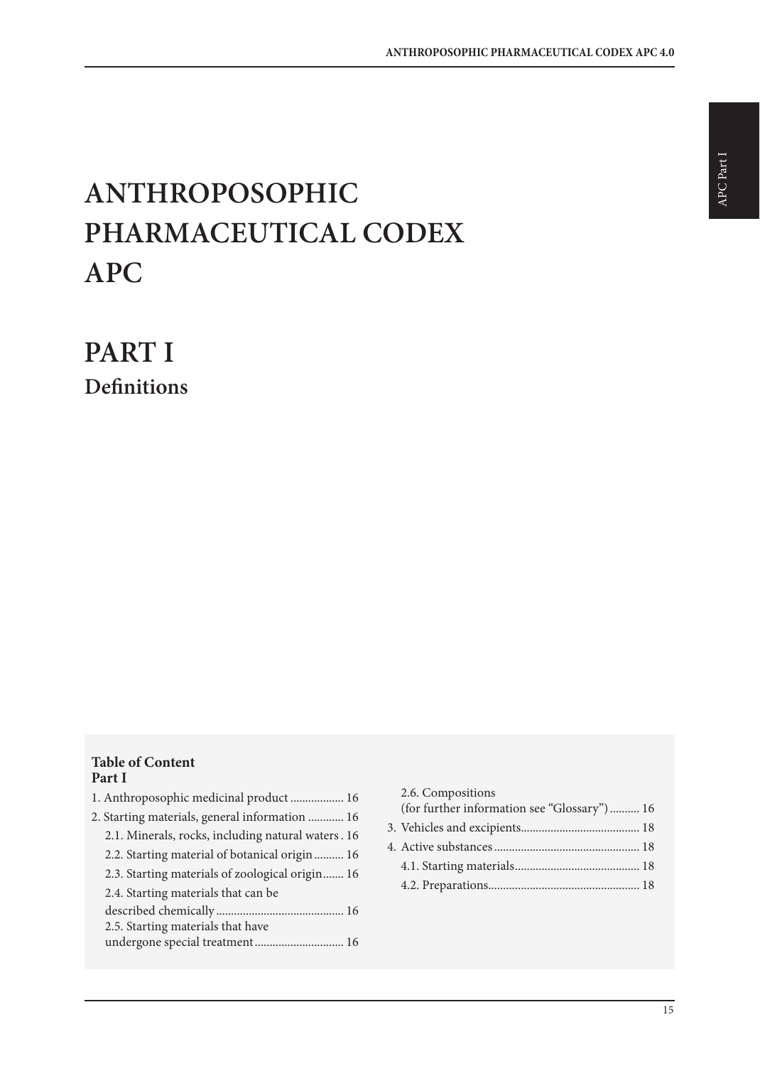# ANTHROPOSOPHIC PHARMACEUTICAL CODEX APC

# PART I

## Definitions

**Table of Content**
**Part I**

1. Anthroposophic medicinal product .................. 16
2. Starting materials, general information ............ 16
   - 2.1. Minerals, rocks, including natural waters . 16
   - 2.2. Starting material of botanical origin .......... 16
   - 2.3. Starting materials of zoological origin....... 16
   - 2.4. Starting materials that can be described chemically .......................................... 16
   - 2.5. Starting materials that have undergone special treatment ............................. 16
   - 2.6. Compositions (for further information see "Glossary") .......... 16
3. Vehicles and excipients........................................ 18
4. Active substances ................................................ 18
   - 4.1. Starting materials.......................................... 18
   - 4.2. Preparations.................................................. 18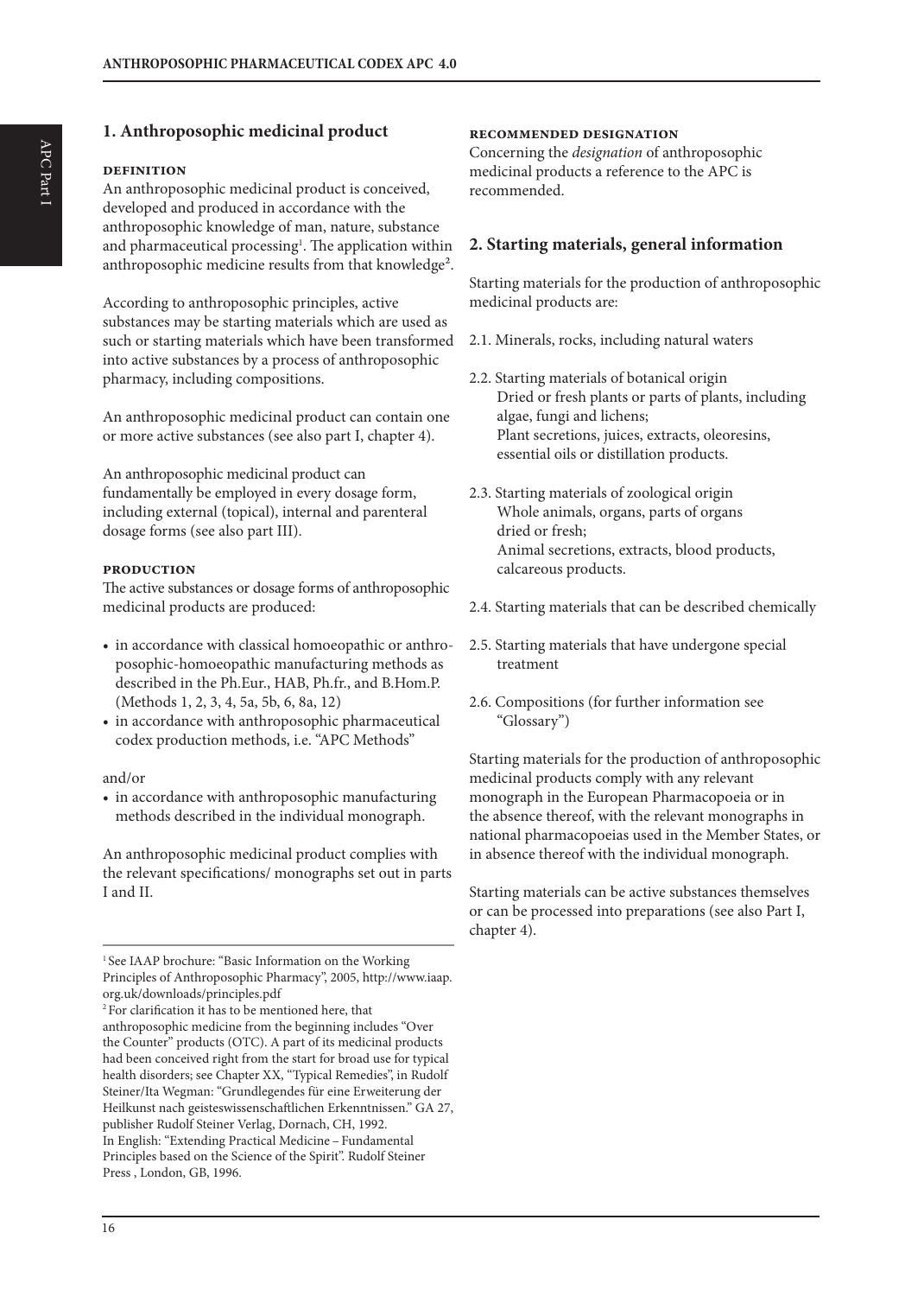## 1. Anthroposophic medicinal product

### DEFINITION

An anthroposophic medicinal product is conceived, developed and produced in accordance with the anthroposophic knowledge of man, nature, substance and pharmaceutical processing[1]. The application within anthroposophic medicine results from that knowledge[2].

According to anthroposophic principles, active substances may be starting materials which are used as such or starting materials which have been transformed into active substances by a process of anthroposophic pharmacy, including compositions.

An anthroposophic medicinal product can contain one or more active substances (see also part I, chapter 4).

An anthroposophic medicinal product can fundamentally be employed in every dosage form, including external (topical), internal and parenteral dosage forms (see also part III).

### PRODUCTION

The active substances or dosage forms of anthroposophic medicinal products are produced:

- in accordance with classical homoeopathic or anthroposophic-homoeopathic manufacturing methods as described in the Ph.Eur., HAB, Ph.fr., and B.Hom.P. (Methods 1, 2, 3, 4, 5a, 5b, 6, 8a, 12)
- in accordance with anthroposophic pharmaceutical codex production methods, i.e. "APC Methods"

and/or

- in accordance with anthroposophic manufacturing methods described in the individual monograph.

An anthroposophic medicinal product complies with the relevant specifications/ monographs set out in parts I and II.

### RECOMMENDED DESIGNATION

Concerning the *designation* of anthroposophic medicinal products a reference to the APC is recommended.

## 2. Starting materials, general information

Starting materials for the production of anthroposophic medicinal products are:

2.1. Minerals, rocks, including natural waters

2.2. Starting materials of botanical origin
Dried or fresh plants or parts of plants, including algae, fungi and lichens;
Plant secretions, juices, extracts, oleoresins, essential oils or distillation products.

2.3. Starting materials of zoological origin
Whole animals, organs, parts of organs dried or fresh;
Animal secretions, extracts, blood products, calcareous products.

2.4. Starting materials that can be described chemically

2.5. Starting materials that have undergone special treatment

2.6. Compositions (for further information see "Glossary")

Starting materials for the production of anthroposophic medicinal products comply with any relevant monograph in the European Pharmacopoeia or in the absence thereof, with the relevant monographs in national pharmacopoeias used in the Member States, or in absence thereof with the individual monograph.

Starting materials can be active substances themselves or can be processed into preparations (see also Part I, chapter 4).

---

[1] See IAAP brochure: "Basic Information on the Working Principles of Anthroposophic Pharmacy", 2005, http://www.iaap.org.uk/downloads/principles.pdf

[2] For clarification it has to be mentioned here, that anthroposophic medicine from the beginning includes "Over the Counter" products (OTC). A part of its medicinal products had been conceived right from the start for broad use for typical health disorders; see Chapter XX, "Typical Remedies", in Rudolf Steiner/Ita Wegman: "Grundlegendes für eine Erweiterung der Heilkunst nach geisteswissenschaftlichen Erkenntnissen." GA 27, publisher Rudolf Steiner Verlag, Dornach, CH, 1992.
In English: "Extending Practical Medicine – Fundamental Principles based on the Science of the Spirit". Rudolf Steiner Press , London, GB, 1996.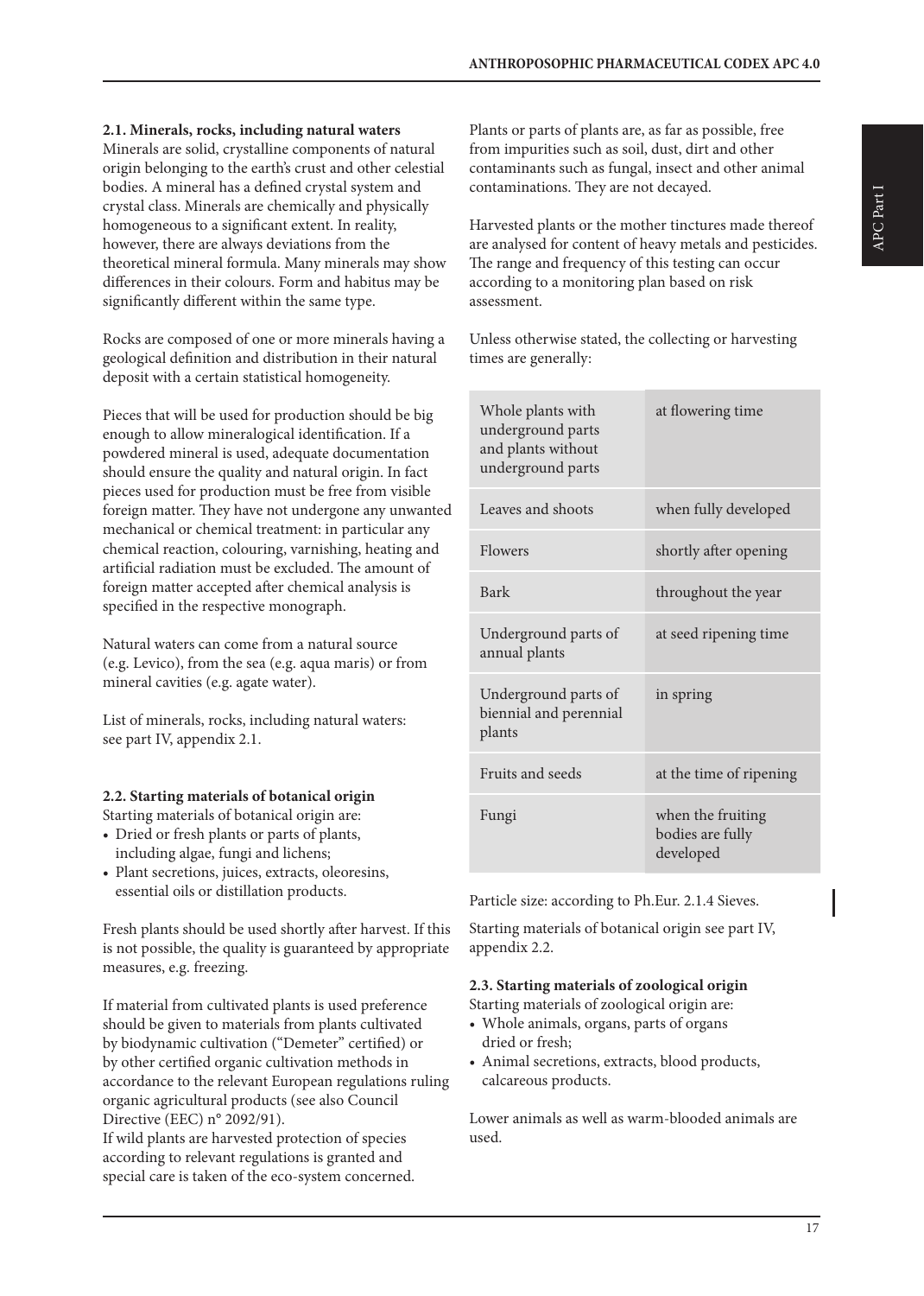**2.1. Minerals, rocks, including natural waters**

Minerals are solid, crystalline components of natural origin belonging to the earth's crust and other celestial bodies. A mineral has a defined crystal system and crystal class. Minerals are chemically and physically homogeneous to a significant extent. In reality, however, there are always deviations from the theoretical mineral formula. Many minerals may show differences in their colours. Form and habitus may be significantly different within the same type.

Rocks are composed of one or more minerals having a geological definition and distribution in their natural deposit with a certain statistical homogeneity.

Pieces that will be used for production should be big enough to allow mineralogical identification. If a powdered mineral is used, adequate documentation should ensure the quality and natural origin. In fact pieces used for production must be free from visible foreign matter. They have not undergone any unwanted mechanical or chemical treatment: in particular any chemical reaction, colouring, varnishing, heating and artificial radiation must be excluded. The amount of foreign matter accepted after chemical analysis is specified in the respective monograph.

Natural waters can come from a natural source (e.g. Levico), from the sea (e.g. aqua maris) or from mineral cavities (e.g. agate water).

List of minerals, rocks, including natural waters: see part IV, appendix 2.1.

**2.2. Starting materials of botanical origin**

Starting materials of botanical origin are:

- Dried or fresh plants or parts of plants, including algae, fungi and lichens;
- Plant secretions, juices, extracts, oleoresins, essential oils or distillation products.

Fresh plants should be used shortly after harvest. If this is not possible, the quality is guaranteed by appropriate measures, e.g. freezing.

If material from cultivated plants is used preference should be given to materials from plants cultivated by biodynamic cultivation ("Demeter" certified) or by other certified organic cultivation methods in accordance to the relevant European regulations ruling organic agricultural products (see also Council Directive (EEC) n° 2092/91).
If wild plants are harvested protection of species according to relevant regulations is granted and special care is taken of the eco-system concerned.

Plants or parts of plants are, as far as possible, free from impurities such as soil, dust, dirt and other contaminants such as fungal, insect and other animal contaminations. They are not decayed.

Harvested plants or the mother tinctures made thereof are analysed for content of heavy metals and pesticides. The range and frequency of this testing can occur according to a monitoring plan based on risk assessment.

Unless otherwise stated, the collecting or harvesting times are generally:

| | |
|---|---|
| Whole plants with underground parts and plants without underground parts | at flowering time |
| Leaves and shoots | when fully developed |
| Flowers | shortly after opening |
| Bark | throughout the year |
| Underground parts of annual plants | at seed ripening time |
| Underground parts of biennial and perennial plants | in spring |
| Fruits and seeds | at the time of ripening |
| Fungi | when the fruiting bodies are fully developed |

Particle size: according to Ph.Eur. 2.1.4 Sieves.

Starting materials of botanical origin see part IV, appendix 2.2.

**2.3. Starting materials of zoological origin**

Starting materials of zoological origin are:

- Whole animals, organs, parts of organs dried or fresh;
- Animal secretions, extracts, blood products, calcareous products.

Lower animals as well as warm-blooded animals are used.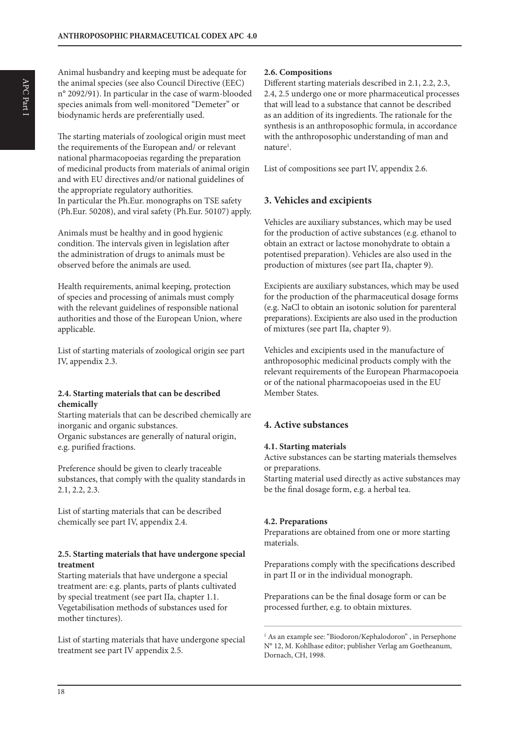Animal husbandry and keeping must be adequate for the animal species (see also Council Directive (EEC) n° 2092/91). In particular in the case of warm-blooded species animals from well-monitored "Demeter" or biodynamic herds are preferentially used.

The starting materials of zoological origin must meet the requirements of the European and/ or relevant national pharmacopoeias regarding the preparation of medicinal products from materials of animal origin and with EU directives and/or national guidelines of the appropriate regulatory authorities.
In particular the Ph.Eur. monographs on TSE safety (Ph.Eur. 50208), and viral safety (Ph.Eur. 50107) apply.

Animals must be healthy and in good hygienic condition. The intervals given in legislation after the administration of drugs to animals must be observed before the animals are used.

Health requirements, animal keeping, protection of species and processing of animals must comply with the relevant guidelines of responsible national authorities and those of the European Union, where applicable.

List of starting materials of zoological origin see part IV, appendix 2.3.

#### 2.4. Starting materials that can be described chemically

Starting materials that can be described chemically are inorganic and organic substances.
Organic substances are generally of natural origin, e.g. purified fractions.

Preference should be given to clearly traceable substances, that comply with the quality standards in 2.1, 2.2, 2.3.

List of starting materials that can be described chemically see part IV, appendix 2.4.

#### 2.5. Starting materials that have undergone special treatment

Starting materials that have undergone a special treatment are: e.g. plants, parts of plants cultivated by special treatment (see part IIa, chapter 1.1. Vegetabilisation methods of substances used for mother tinctures).

List of starting materials that have undergone special treatment see part IV appendix 2.5.

#### 2.6. Compositions

Different starting materials described in 2.1, 2.2, 2.3, 2.4, 2.5 undergo one or more pharmaceutical processes that will lead to a substance that cannot be described as an addition of its ingredients. The rationale for the synthesis is an anthroposophic formula, in accordance with the anthroposophic understanding of man and nature[1].

List of compositions see part IV, appendix 2.6.

### 3. Vehicles and excipients

Vehicles are auxiliary substances, which may be used for the production of active substances (e.g. ethanol to obtain an extract or lactose monohydrate to obtain a potentised preparation). Vehicles are also used in the production of mixtures (see part IIa, chapter 9).

Excipients are auxiliary substances, which may be used for the production of the pharmaceutical dosage forms (e.g. NaCl to obtain an isotonic solution for parenteral preparations). Excipients are also used in the production of mixtures (see part IIa, chapter 9).

Vehicles and excipients used in the manufacture of anthroposophic medicinal products comply with the relevant requirements of the European Pharmacopoeia or of the national pharmacopoeias used in the EU Member States.

### 4. Active substances

#### 4.1. Starting materials

Active substances can be starting materials themselves or preparations.
Starting material used directly as active substances may be the final dosage form, e.g. a herbal tea.

#### 4.2. Preparations

Preparations are obtained from one or more starting materials.

Preparations comply with the specifications described in part II or in the individual monograph.

Preparations can be the final dosage form or can be processed further, e.g. to obtain mixtures.

[1] As an example see: "Biodoron/Kephalodoron" , in Persephone N° 12, M. Kohlhase editor; publisher Verlag am Goetheanum, Dornach, CH, 1998.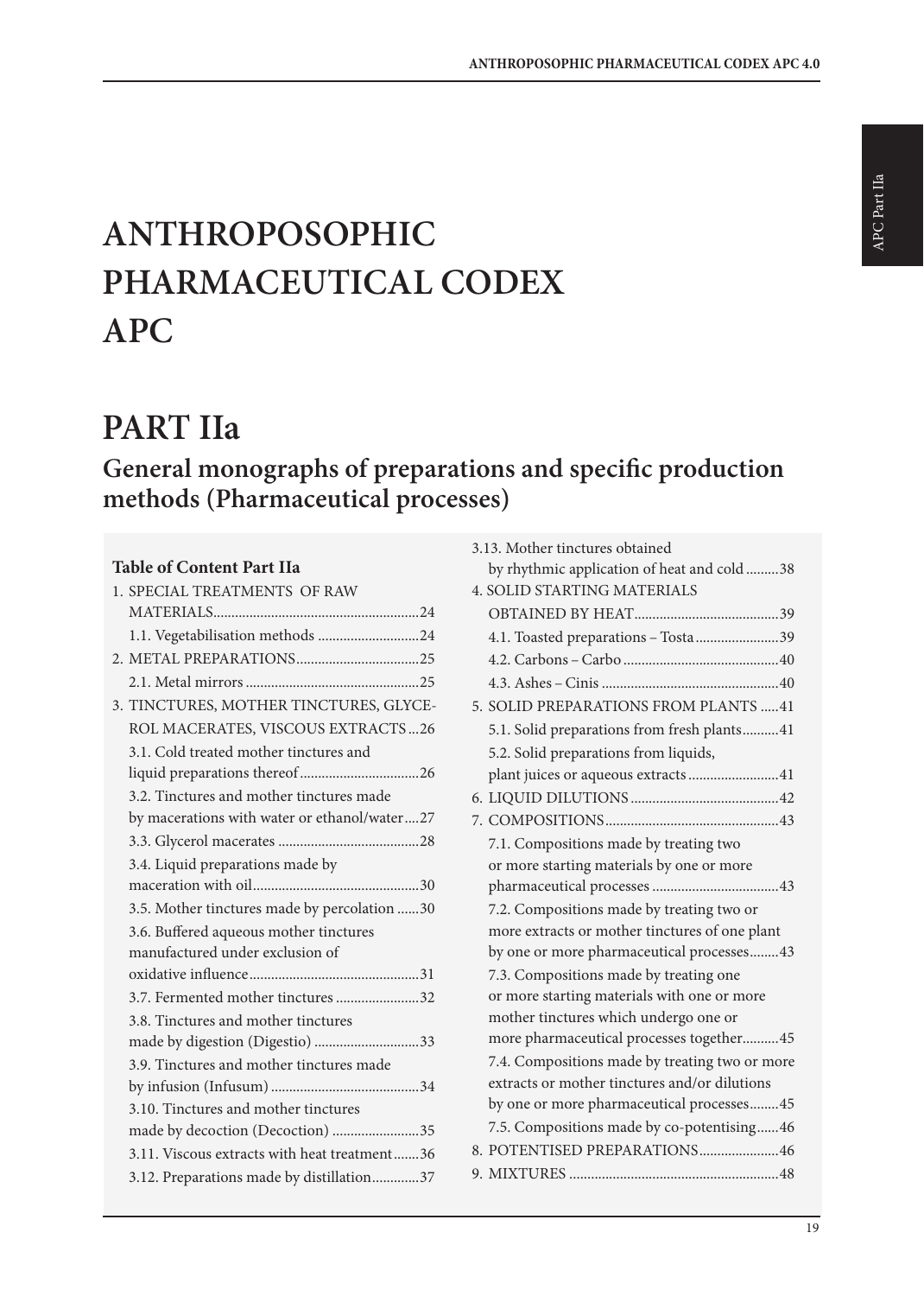# ANTHROPOSOPHIC PHARMACEUTICAL CODEX APC

# PART IIa

## General monographs of preparations and specific production methods (Pharmaceutical processes)

**Table of Content Part IIa**

1. SPECIAL TREATMENTS OF RAW MATERIALS ........ 24
   - 1.1. Vegetabilisation methods ........ 24
2. METAL PREPARATIONS ........ 25
   - 2.1. Metal mirrors ........ 25
3. TINCTURES, MOTHER TINCTURES, GLYCEROL MACERATES, VISCOUS EXTRACTS ... 26
   - 3.1. Cold treated mother tinctures and liquid preparations thereof ........ 26
   - 3.2. Tinctures and mother tinctures made by macerations with water or ethanol/water .... 27
   - 3.3. Glycerol macerates ........ 28
   - 3.4. Liquid preparations made by maceration with oil ........ 30
   - 3.5. Mother tinctures made by percolation ...... 30
   - 3.6. Buffered aqueous mother tinctures manufactured under exclusion of oxidative influence ........ 31
   - 3.7. Fermented mother tinctures ........ 32
   - 3.8. Tinctures and mother tinctures made by digestion (Digestio) ........ 33
   - 3.9. Tinctures and mother tinctures made by infusion (Infusum) ........ 34
   - 3.10. Tinctures and mother tinctures made by decoction (Decoction) ........ 35
   - 3.11. Viscous extracts with heat treatment ....... 36
   - 3.12. Preparations made by distillation ........ 37
   - 3.13. Mother tinctures obtained by rhythmic application of heat and cold ......... 38
4. SOLID STARTING MATERIALS OBTAINED BY HEAT ........ 39
   - 4.1. Toasted preparations – Tosta ........ 39
   - 4.2. Carbons – Carbo ........ 40
   - 4.3. Ashes – Cinis ........ 40
5. SOLID PREPARATIONS FROM PLANTS ..... 41
   - 5.1. Solid preparations from fresh plants ......... 41
   - 5.2. Solid preparations from liquids, plant juices or aqueous extracts ........ 41
6. LIQUID DILUTIONS ........ 42
7. COMPOSITIONS ........ 43
   - 7.1. Compositions made by treating two or more starting materials by one or more pharmaceutical processes ........ 43
   - 7.2. Compositions made by treating two or more extracts or mother tinctures of one plant by one or more pharmaceutical processes ........ 43
   - 7.3. Compositions made by treating one or more starting materials with one or more mother tinctures which undergo one or more pharmaceutical processes together ......... 45
   - 7.4. Compositions made by treating two or more extracts or mother tinctures and/or dilutions by one or more pharmaceutical processes ........ 45
   - 7.5. Compositions made by co-potentising ...... 46
8. POTENTISED PREPARATIONS ........ 46
9. MIXTURES ........ 48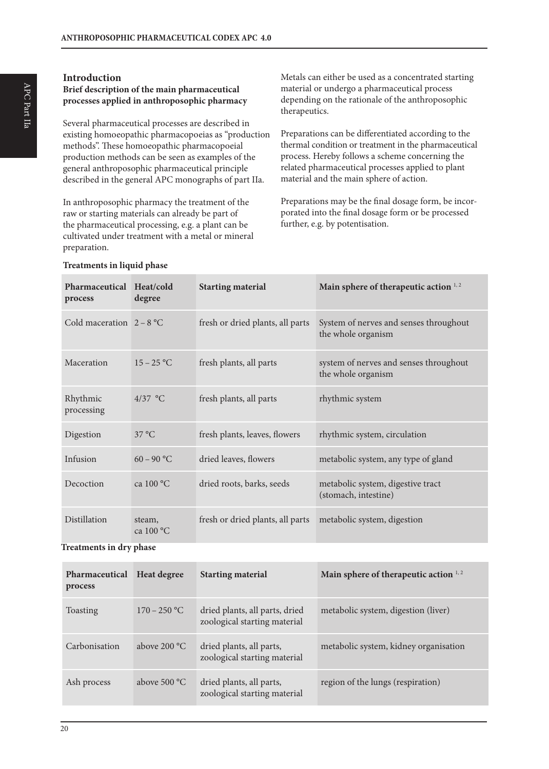## Introduction

### Brief description of the main pharmaceutical processes applied in anthroposophic pharmacy

Several pharmaceutical processes are described in existing homoeopathic pharmacopoeias as "production methods". These homoeopathic pharmacopoeial production methods can be seen as examples of the general anthroposophic pharmaceutical principle described in the general APC monographs of part IIa.

In anthroposophic pharmacy the treatment of the raw or starting materials can already be part of the pharmaceutical processing, e.g. a plant can be cultivated under treatment with a metal or mineral preparation.

Metals can either be used as a concentrated starting material or undergo a pharmaceutical process depending on the rationale of the anthroposophic therapeutics.

Preparations can be differentiated according to the thermal condition or treatment in the pharmaceutical process. Hereby follows a scheme concerning the related pharmaceutical processes applied to plant material and the main sphere of action.

Preparations may be the final dosage form, be incorporated into the final dosage form or be processed further, e.g. by potentisation.

**Treatments in liquid phase**

| Pharmaceutical process | Heat/cold degree | Starting material | Main sphere of therapeutic action [1, 2] |
|---|---|---|---|
| Cold maceration | 2 – 8 °C | fresh or dried plants, all parts | System of nerves and senses throughout the whole organism |
| Maceration | 15 – 25 °C | fresh plants, all parts | system of nerves and senses throughout the whole organism |
| Rhythmic processing | 4/37 °C | fresh plants, all parts | rhythmic system |
| Digestion | 37 °C | fresh plants, leaves, flowers | rhythmic system, circulation |
| Infusion | 60 – 90 °C | dried leaves, flowers | metabolic system, any type of gland |
| Decoction | ca 100 °C | dried roots, barks, seeds | metabolic system, digestive tract (stomach, intestine) |
| Distillation | steam, ca 100 °C | fresh or dried plants, all parts | metabolic system, digestion |

**Treatments in dry phase**

| Pharmaceutical process | Heat degree | Starting material | Main sphere of therapeutic action [1, 2] |
|---|---|---|---|
| Toasting | 170 – 250 °C | dried plants, all parts, dried zoological starting material | metabolic system, digestion (liver) |
| Carbonisation | above 200 °C | dried plants, all parts, zoological starting material | metabolic system, kidney organisation |
| Ash process | above 500 °C | dried plants, all parts, zoological starting material | region of the lungs (respiration) |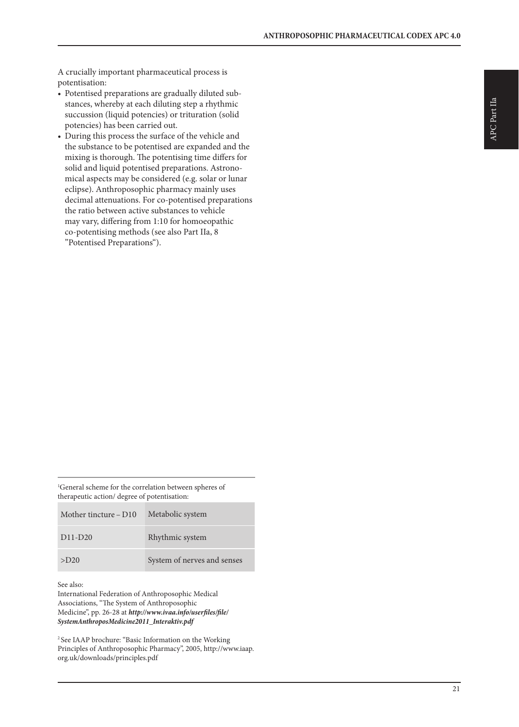A crucially important pharmaceutical process is potentisation:

- Potentised preparations are gradually diluted substances, whereby at each diluting step a rhythmic succussion (liquid potencies) or trituration (solid potencies) has been carried out.
- During this process the surface of the vehicle and the substance to be potentised are expanded and the mixing is thorough. The potentising time differs for solid and liquid potentised preparations. Astronomical aspects may be considered (e.g. solar or lunar eclipse). Anthroposophic pharmacy mainly uses decimal attenuations. For co-potentised preparations the ratio between active substances to vehicle may vary, differing from 1:10 for homoeopathic co-potentising methods (see also Part IIa, 8 "Potentised Preparations").

---

[1]General scheme for the correlation between spheres of therapeutic action/ degree of potentisation:

| Degree of potentisation | Sphere of therapeutic action |
| --- | --- |
| Mother tincture – D10 | Metabolic system |
| D11-D20 | Rhythmic system |
| >D20 | System of nerves and senses |

See also:
International Federation of Anthroposophic Medical Associations, "The System of Anthroposophic Medicine", pp. 26-28 at ***http://www.ivaa.info/userfiles/file/SystemAnthroposMedicine2011_Interaktiv.pdf***

[2] See IAAP brochure: "Basic Information on the Working Principles of Anthroposophic Pharmacy", 2005, http://www.iaap.org.uk/downloads/principles.pdf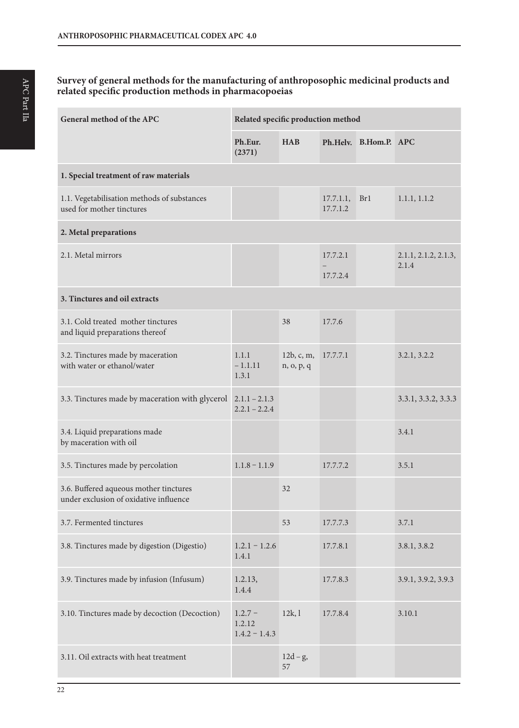## Survey of general methods for the manufacturing of anthroposophic medicinal products and related specific production methods in pharmacopoeias

| General method of the APC | Related specific production method | | | | |
|---|---|---|---|---|---|
| | Ph.Eur. (2371) | HAB | Ph.Helv. | B.Hom.P. | APC |
| **1. Special treatment of raw materials** | | | | | |
| 1.1. Vegetabilisation methods of substances used for mother tinctures | | | 17.7.1.1, 17.7.1.2 | Br1 | 1.1.1, 1.1.2 |
| **2. Metal preparations** | | | | | |
| 2.1. Metal mirrors | | | 17.7.2.1 – 17.7.2.4 | | 2.1.1, 2.1.2, 2.1.3, 2.1.4 |
| **3. Tinctures and oil extracts** | | | | | |
| 3.1. Cold treated mother tinctures and liquid preparations thereof | | 38 | 17.7.6 | | |
| 3.2. Tinctures made by maceration with water or ethanol/water | 1.1.1 – 1.1.11 1.3.1 | 12b, c, m, n, o, p, q | 17.7.7.1 | | 3.2.1, 3.2.2 |
| 3.3. Tinctures made by maceration with glycerol | 2.1.1 – 2.1.3 2.2.1 – 2.2.4 | | | | 3.3.1, 3.3.2, 3.3.3 |
| 3.4. Liquid preparations made by maceration with oil | | | | | 3.4.1 |
| 3.5. Tinctures made by percolation | 1.1.8 – 1.1.9 | | 17.7.7.2 | | 3.5.1 |
| 3.6. Buffered aqueous mother tinctures under exclusion of oxidative influence | | 32 | | | |
| 3.7. Fermented tinctures | | 53 | 17.7.7.3 | | 3.7.1 |
| 3.8. Tinctures made by digestion (Digestio) | 1.2.1 – 1.2.6 1.4.1 | | 17.7.8.1 | | 3.8.1, 3.8.2 |
| 3.9. Tinctures made by infusion (Infusum) | 1.2.13, 1.4.4 | | 17.7.8.3 | | 3.9.1, 3.9.2, 3.9.3 |
| 3.10. Tinctures made by decoction (Decoction) | 1.2.7 – 1.2.12 1.4.2 – 1.4.3 | 12k, l | 17.7.8.4 | | 3.10.1 |
| 3.11. Oil extracts with heat treatment | | 12d – g, 57 | | | |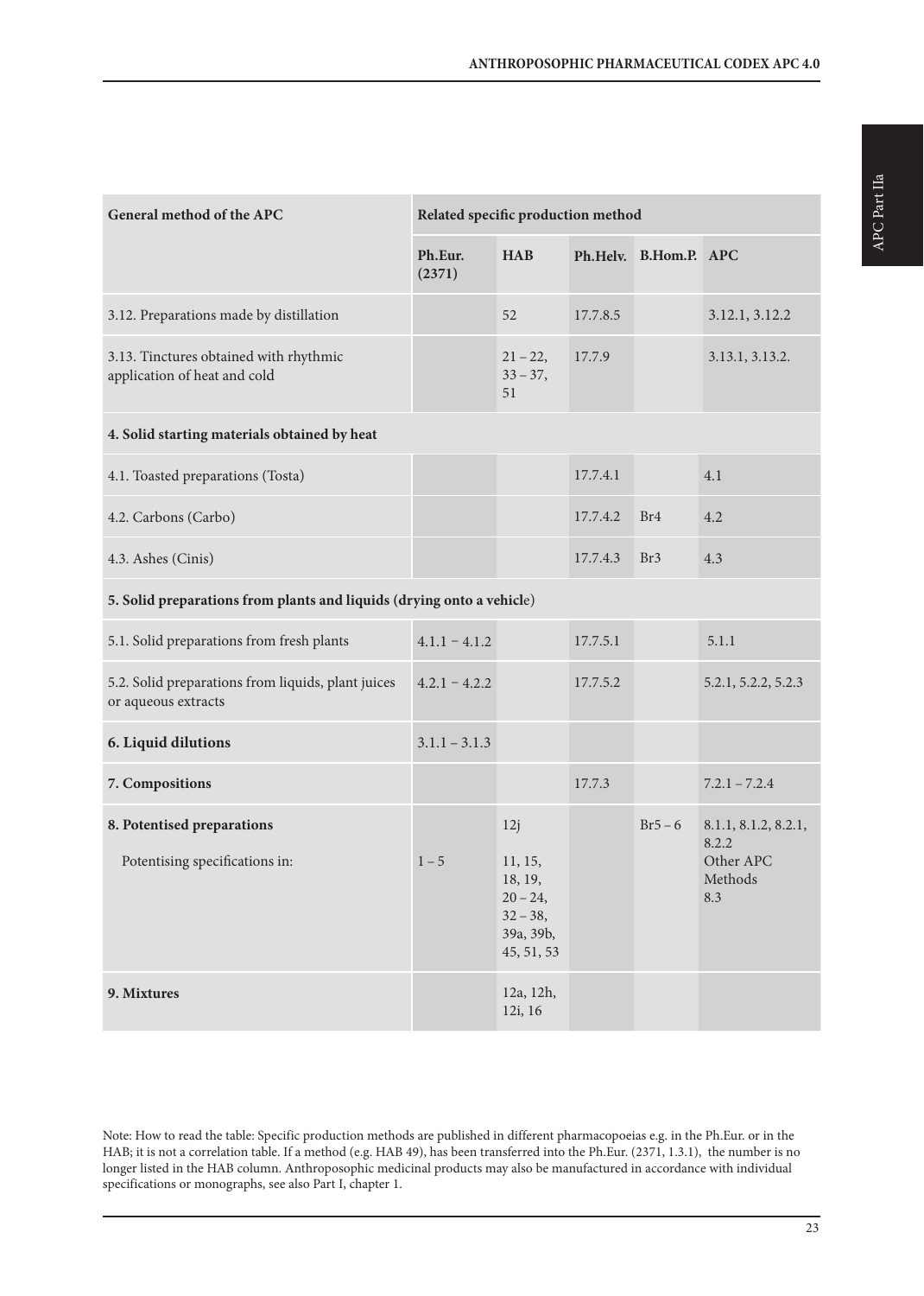| General method of the APC | Related specific production method | | | | |
|---|---|---|---|---|---|
| | Ph.Eur. (2371) | HAB | Ph.Helv. | B.Hom.P. | APC |
| 3.12. Preparations made by distillation | | 52 | 17.7.8.5 | | 3.12.1, 3.12.2 |
| 3.13. Tinctures obtained with rhythmic application of heat and cold | | 21 – 22, 33 – 37, 51 | 17.7.9 | | 3.13.1, 3.13.2. |
| **4. Solid starting materials obtained by heat** | | | | | |
| 4.1. Toasted preparations (Tosta) | | | 17.7.4.1 | | 4.1 |
| 4.2. Carbons (Carbo) | | | 17.7.4.2 | Br4 | 4.2 |
| 4.3. Ashes (Cinis) | | | 17.7.4.3 | Br3 | 4.3 |
| **5. Solid preparations from plants and liquids (drying onto a vehicle)** | | | | | |
| 5.1. Solid preparations from fresh plants | 4.1.1 – 4.1.2 | | 17.7.5.1 | | 5.1.1 |
| 5.2. Solid preparations from liquids, plant juices or aqueous extracts | 4.2.1 – 4.2.2 | | 17.7.5.2 | | 5.2.1, 5.2.2, 5.2.3 |
| **6. Liquid dilutions** | 3.1.1 – 3.1.3 | | | | |
| **7. Compositions** | | | 17.7.3 | | 7.2.1 – 7.2.4 |
| **8. Potentised preparations** | | 12j | | Br5 – 6 | 8.1.1, 8.1.2, 8.2.1, 8.2.2 |
| Potentising specifications in: | 1 – 5 | 11, 15, 18, 19, 20 – 24, 32 – 38, 39a, 39b, 45, 51, 53 | | | Other APC Methods 8.3 |
| **9. Mixtures** | | 12a, 12h, 12i, 16 | | | |

Note: How to read the table: Specific production methods are published in different pharmacopoeias e.g. in the Ph.Eur. or in the HAB; it is not a correlation table. If a method (e.g. HAB 49), has been transferred into the Ph.Eur. (2371, 1.3.1), the number is no longer listed in the HAB column. Anthroposophic medicinal products may also be manufactured in accordance with individual specifications or monographs, see also Part I, chapter 1.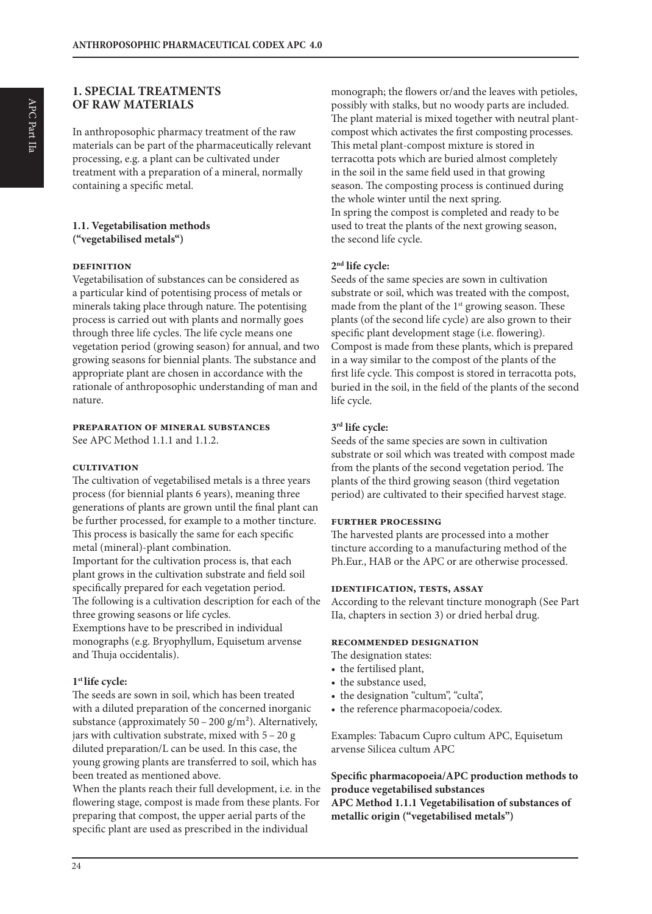## 1. SPECIAL TREATMENTS OF RAW MATERIALS

In anthroposophic pharmacy treatment of the raw materials can be part of the pharmaceutically relevant processing, e.g. a plant can be cultivated under treatment with a preparation of a mineral, normally containing a specific metal.

### 1.1. Vegetabilisation methods ("vegetabilised metals")

#### DEFINITION

Vegetabilisation of substances can be considered as a particular kind of potentising process of metals or minerals taking place through nature. The potentising process is carried out with plants and normally goes through three life cycles. The life cycle means one vegetation period (growing season) for annual, and two growing seasons for biennial plants. The substance and appropriate plant are chosen in accordance with the rationale of anthroposophic understanding of man and nature.

#### PREPARATION OF MINERAL SUBSTANCES

See APC Method 1.1.1 and 1.1.2.

#### CULTIVATION

The cultivation of vegetabilised metals is a three years process (for biennial plants 6 years), meaning three generations of plants are grown until the final plant can be further processed, for example to a mother tincture. This process is basically the same for each specific metal (mineral)-plant combination.
Important for the cultivation process is, that each plant grows in the cultivation substrate and field soil specifically prepared for each vegetation period.
The following is a cultivation description for each of the three growing seasons or life cycles.
Exemptions have to be prescribed in individual monographs (e.g. Bryophyllum, Equisetum arvense and Thuja occidentalis).

**1st life cycle:**

The seeds are sown in soil, which has been treated with a diluted preparation of the concerned inorganic substance (approximately 50 – 200 g/m²). Alternatively, jars with cultivation substrate, mixed with 5 – 20 g diluted preparation/L can be used. In this case, the young growing plants are transferred to soil, which has been treated as mentioned above.
When the plants reach their full development, i.e. in the flowering stage, compost is made from these plants. For preparing that compost, the upper aerial parts of the specific plant are used as prescribed in the individual monograph; the flowers or/and the leaves with petioles, possibly with stalks, but no woody parts are included. The plant material is mixed together with neutral plant-compost which activates the first composting processes. This metal plant-compost mixture is stored in terracotta pots which are buried almost completely in the soil in the same field used in that growing season. The composting process is continued during the whole winter until the next spring.
In spring the compost is completed and ready to be used to treat the plants of the next growing season, the second life cycle.

**2nd life cycle:**

Seeds of the same species are sown in cultivation substrate or soil, which was treated with the compost, made from the plant of the 1st growing season. These plants (of the second life cycle) are also grown to their specific plant development stage (i.e. flowering). Compost is made from these plants, which is prepared in a way similar to the compost of the plants of the first life cycle. This compost is stored in terracotta pots, buried in the soil, in the field of the plants of the second life cycle.

**3rd life cycle:**

Seeds of the same species are sown in cultivation substrate or soil which was treated with compost made from the plants of the second vegetation period. The plants of the third growing season (third vegetation period) are cultivated to their specified harvest stage.

#### FURTHER PROCESSING

The harvested plants are processed into a mother tincture according to a manufacturing method of the Ph.Eur., HAB or the APC or are otherwise processed.

#### IDENTIFICATION, TESTS, ASSAY

According to the relevant tincture monograph (See Part IIa, chapters in section 3) or dried herbal drug.

#### RECOMMENDED DESIGNATION

The designation states:

- the fertilised plant,
- the substance used,
- the designation "cultum", "culta",
- the reference pharmacopoeia/codex.

Examples: Tabacum Cupro cultum APC, Equisetum arvense Silicea cultum APC

**Specific pharmacopoeia/APC production methods to produce vegetabilised substances**
**APC Method 1.1.1 Vegetabilisation of substances of metallic origin ("vegetabilised metals")**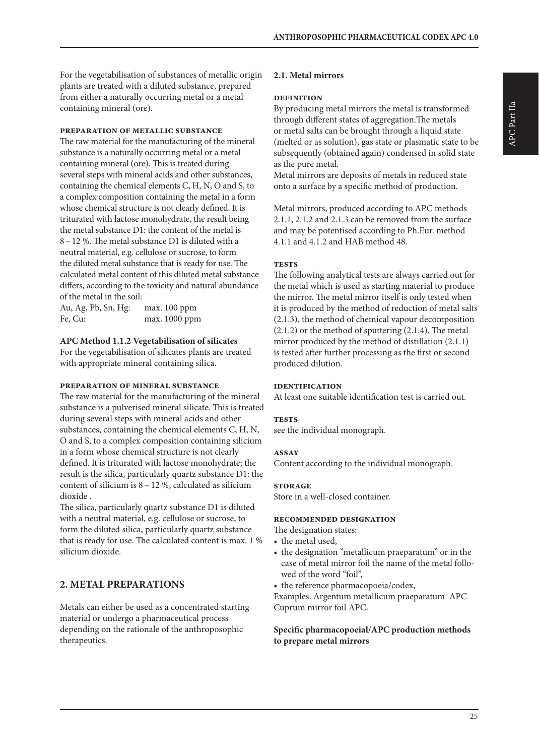For the vegetabilisation of substances of metallic origin plants are treated with a diluted substance, prepared from either a naturally occurring metal or a metal containing mineral (ore).

#### PREPARATION OF METALLIC SUBSTANCE

The raw material for the manufacturing of the mineral substance is a naturally occurring metal or a metal containing mineral (ore). This is treated during several steps with mineral acids and other substances, containing the chemical elements C, H, N, O and S, to a complex composition containing the metal in a form whose chemical structure is not clearly defined. It is triturated with lactose monohydrate, the result being the metal substance D1: the content of the metal is 8 – 12 %. The metal substance D1 is diluted with a neutral material, e.g. cellulose or sucrose, to form the diluted metal substance that is ready for use. The calculated metal content of this diluted metal substance differs, according to the toxicity and natural abundance of the metal in the soil:

| | |
|---|---|
| Au, Ag, Pb, Sn, Hg: | max. 100 ppm |
| Fe, Cu: | max. 1000 ppm |

**APC Method 1.1.2 Vegetabilisation of silicates**

For the vegetabilisation of silicates plants are treated with appropriate mineral containing silica.

#### PREPARATION OF MINERAL SUBSTANCE

The raw material for the manufacturing of the mineral substance is a pulverised mineral silicate. This is treated during several steps with mineral acids and other substances, containing the chemical elements C, H, N, O and S, to a complex composition containing silicium in a form whose chemical structure is not clearly defined. It is triturated with lactose monohydrate; the result is the silica, particularly quartz substance D1: the content of silicium is 8 – 12 %, calculated as silicium dioxide .

The silica, particularly quartz substance D1 is diluted with a neutral material, e.g. cellulose or sucrose, to form the diluted silica, particularly quartz substance that is ready for use. The calculated content is max. 1 % silicium dioxide.

## 2. METAL PREPARATIONS

Metals can either be used as a concentrated starting material or undergo a pharmaceutical process depending on the rationale of the anthroposophic therapeutics.

### 2.1. Metal mirrors

#### DEFINITION

By producing metal mirrors the metal is transformed through different states of aggregation.The metals or metal salts can be brought through a liquid state (melted or as solution), gas state or plasmatic state to be subsequently (obtained again) condensed in solid state as the pure metal.

Metal mirrors are deposits of metals in reduced state onto a surface by a specific method of production.

Metal mirrors, produced according to APC methods 2.1.1, 2.1.2 and 2.1.3 can be removed from the surface and may be potentised according to Ph.Eur. method 4.1.1 and 4.1.2 and HAB method 48.

#### TESTS

The following analytical tests are always carried out for the metal which is used as starting material to produce the mirror. The metal mirror itself is only tested when it is produced by the method of reduction of metal salts (2.1.3), the method of chemical vapour decomposition (2.1.2) or the method of sputtering (2.1.4). The metal mirror produced by the method of distillation (2.1.1) is tested after further processing as the first or second produced dilution.

#### IDENTIFICATION

At least one suitable identification test is carried out.

#### TESTS

see the individual monograph.

#### ASSAY

Content according to the individual monograph.

#### STORAGE

Store in a well-closed container.

#### RECOMMENDED DESIGNATION

The designation states:

- the metal used,
- the designation "metallicum praeparatum" or in the case of metal mirror foil the name of the metal followed of the word "foil",
- the reference pharmacopoeia/codex,

Examples: Argentum metallicum praeparatum APC Cuprum mirror foil APC.

**Specific pharmacopoeial/APC production methods to prepare metal mirrors**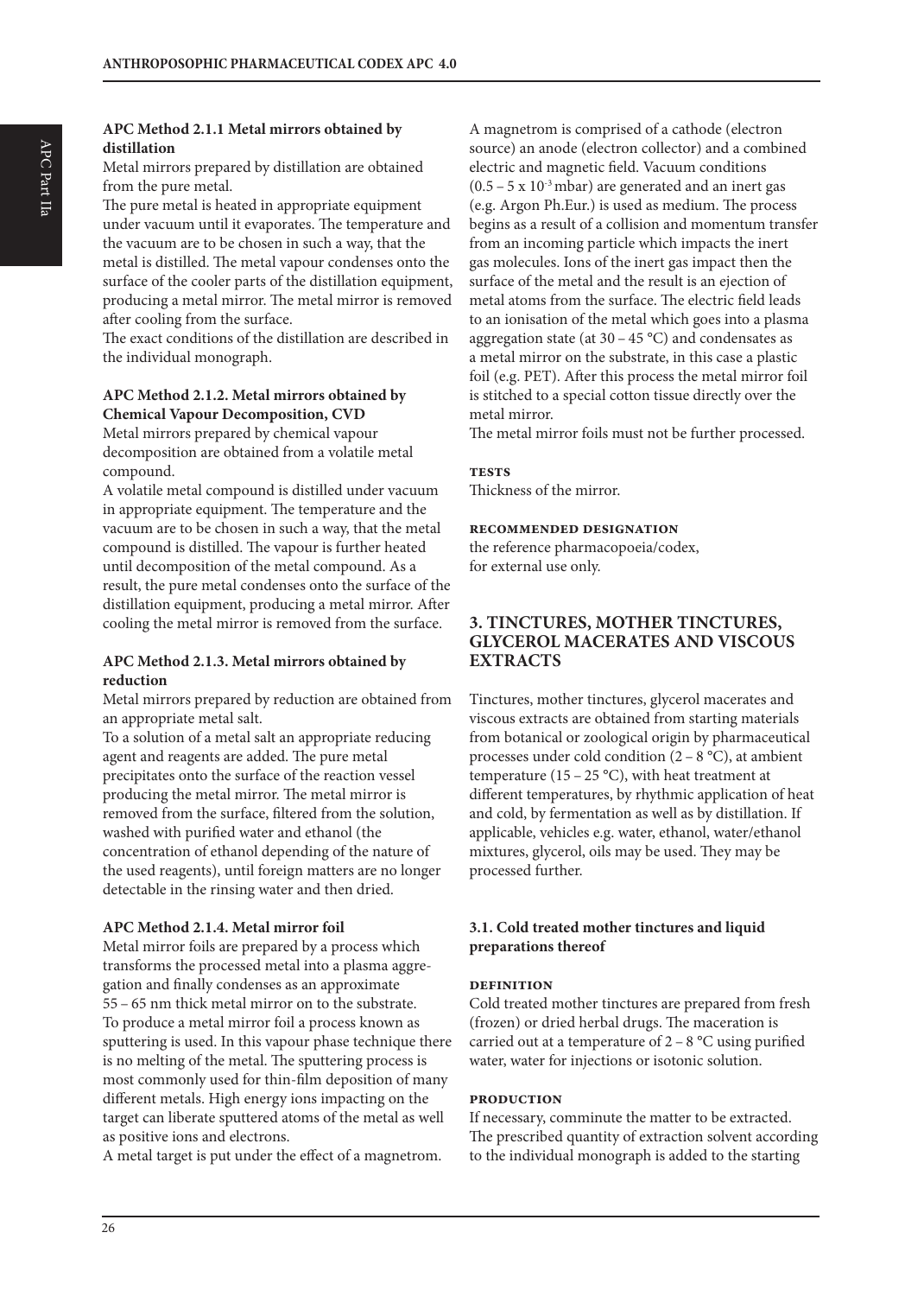**APC Method 2.1.1 Metal mirrors obtained by distillation**

Metal mirrors prepared by distillation are obtained from the pure metal.

The pure metal is heated in appropriate equipment under vacuum until it evaporates. The temperature and the vacuum are to be chosen in such a way, that the metal is distilled. The metal vapour condenses onto the surface of the cooler parts of the distillation equipment, producing a metal mirror. The metal mirror is removed after cooling from the surface.

The exact conditions of the distillation are described in the individual monograph.

**APC Method 2.1.2. Metal mirrors obtained by Chemical Vapour Decomposition, CVD**

Metal mirrors prepared by chemical vapour decomposition are obtained from a volatile metal compound.

A volatile metal compound is distilled under vacuum in appropriate equipment. The temperature and the vacuum are to be chosen in such a way, that the metal compound is distilled. The vapour is further heated until decomposition of the metal compound. As a result, the pure metal condenses onto the surface of the distillation equipment, producing a metal mirror. After cooling the metal mirror is removed from the surface.

**APC Method 2.1.3. Metal mirrors obtained by reduction**

Metal mirrors prepared by reduction are obtained from an appropriate metal salt.

To a solution of a metal salt an appropriate reducing agent and reagents are added. The pure metal precipitates onto the surface of the reaction vessel producing the metal mirror. The metal mirror is removed from the surface, filtered from the solution, washed with purified water and ethanol (the concentration of ethanol depending of the nature of the used reagents), until foreign matters are no longer detectable in the rinsing water and then dried.

**APC Method 2.1.4. Metal mirror foil**

Metal mirror foils are prepared by a process which transforms the processed metal into a plasma aggregation and finally condenses as an approximate 55 – 65 nm thick metal mirror on to the substrate. To produce a metal mirror foil a process known as sputtering is used. In this vapour phase technique there is no melting of the metal. The sputtering process is most commonly used for thin-film deposition of many different metals. High energy ions impacting on the target can liberate sputtered atoms of the metal as well as positive ions and electrons.

A metal target is put under the effect of a magnetrom.

A magnetrom is comprised of a cathode (electron source) an anode (electron collector) and a combined electric and magnetic field. Vacuum conditions ($0.5 – 5 \times 10^{-3}$ mbar) are generated and an inert gas (e.g. Argon Ph.Eur.) is used as medium. The process begins as a result of a collision and momentum transfer from an incoming particle which impacts the inert gas molecules. Ions of the inert gas impact then the surface of the metal and the result is an ejection of metal atoms from the surface. The electric field leads to an ionisation of the metal which goes into a plasma aggregation state (at 30 – 45 °C) and condensates as a metal mirror on the substrate, in this case a plastic foil (e.g. PET). After this process the metal mirror foil is stitched to a special cotton tissue directly over the metal mirror.

The metal mirror foils must not be further processed.

**TESTS**

Thickness of the mirror.

**RECOMMENDED DESIGNATION**

the reference pharmacopoeia/codex,
for external use only.

## 3. TINCTURES, MOTHER TINCTURES, GLYCEROL MACERATES AND VISCOUS EXTRACTS

Tinctures, mother tinctures, glycerol macerates and viscous extracts are obtained from starting materials from botanical or zoological origin by pharmaceutical processes under cold condition (2 – 8 °C), at ambient temperature (15 – 25 °C), with heat treatment at different temperatures, by rhythmic application of heat and cold, by fermentation as well as by distillation. If applicable, vehicles e.g. water, ethanol, water/ethanol mixtures, glycerol, oils may be used. They may be processed further.

### 3.1. Cold treated mother tinctures and liquid preparations thereof

**DEFINITION**

Cold treated mother tinctures are prepared from fresh (frozen) or dried herbal drugs. The maceration is carried out at a temperature of 2 – 8 °C using purified water, water for injections or isotonic solution.

**PRODUCTION**

If necessary, comminute the matter to be extracted. The prescribed quantity of extraction solvent according to the individual monograph is added to the starting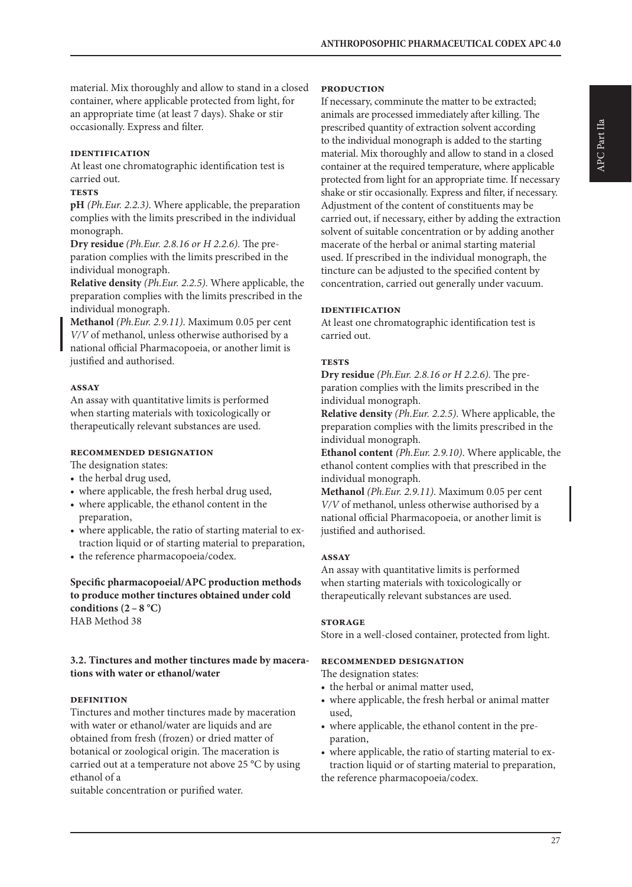material. Mix thoroughly and allow to stand in a closed container, where applicable protected from light, for an appropriate time (at least 7 days). Shake or stir occasionally. Express and filter.

#### IDENTIFICATION

At least one chromatographic identification test is carried out.

#### TESTS

**pH** *(Ph.Eur. 2.2.3).* Where applicable, the preparation complies with the limits prescribed in the individual monograph.

**Dry residue** *(Ph.Eur. 2.8.16 or H 2.2.6).* The preparation complies with the limits prescribed in the individual monograph.

**Relative density** *(Ph.Eur. 2.2.5).* Where applicable, the preparation complies with the limits prescribed in the individual monograph.

**Methanol** *(Ph.Eur. 2.9.11).* Maximum 0.05 per cent *V/V* of methanol, unless otherwise authorised by a national official Pharmacopoeia, or another limit is justified and authorised.

#### ASSAY

An assay with quantitative limits is performed when starting materials with toxicologically or therapeutically relevant substances are used.

#### RECOMMENDED DESIGNATION

The designation states:

- the herbal drug used,
- where applicable, the fresh herbal drug used,
- where applicable, the ethanol content in the preparation,
- where applicable, the ratio of starting material to extraction liquid or of starting material to preparation,
- the reference pharmacopoeia/codex.

**Specific pharmacopoeial/APC production methods to produce mother tinctures obtained under cold conditions (2 – 8 °C)**
HAB Method 38

### 3.2. Tinctures and mother tinctures made by macerations with water or ethanol/water

#### DEFINITION

Tinctures and mother tinctures made by maceration with water or ethanol/water are liquids and are obtained from fresh (frozen) or dried matter of botanical or zoological origin. The maceration is carried out at a temperature not above 25 °C by using ethanol of a
suitable concentration or purified water.

#### PRODUCTION

If necessary, comminute the matter to be extracted; animals are processed immediately after killing. The prescribed quantity of extraction solvent according to the individual monograph is added to the starting material. Mix thoroughly and allow to stand in a closed container at the required temperature, where applicable protected from light for an appropriate time. If necessary shake or stir occasionally. Express and filter, if necessary. Adjustment of the content of constituents may be carried out, if necessary, either by adding the extraction solvent of suitable concentration or by adding another macerate of the herbal or animal starting material used. If prescribed in the individual monograph, the tincture can be adjusted to the specified content by concentration, carried out generally under vacuum.

#### IDENTIFICATION

At least one chromatographic identification test is carried out.

#### TESTS

**Dry residue** *(Ph.Eur. 2.8.16 or H 2.2.6).* The preparation complies with the limits prescribed in the individual monograph.

**Relative density** *(Ph.Eur. 2.2.5).* Where applicable, the preparation complies with the limits prescribed in the individual monograph.

**Ethanol content** *(Ph.Eur. 2.9.10).* Where applicable, the ethanol content complies with that prescribed in the individual monograph.

**Methanol** *(Ph.Eur. 2.9.11).* Maximum 0.05 per cent *V/V* of methanol, unless otherwise authorised by a national official Pharmacopoeia, or another limit is justified and authorised.

#### ASSAY

An assay with quantitative limits is performed when starting materials with toxicologically or therapeutically relevant substances are used.

#### STORAGE

Store in a well-closed container, protected from light.

#### RECOMMENDED DESIGNATION

The designation states:

- the herbal or animal matter used,
- where applicable, the fresh herbal or animal matter used,
- where applicable, the ethanol content in the preparation,
- where applicable, the ratio of starting material to extraction liquid or of starting material to preparation,

the reference pharmacopoeia/codex.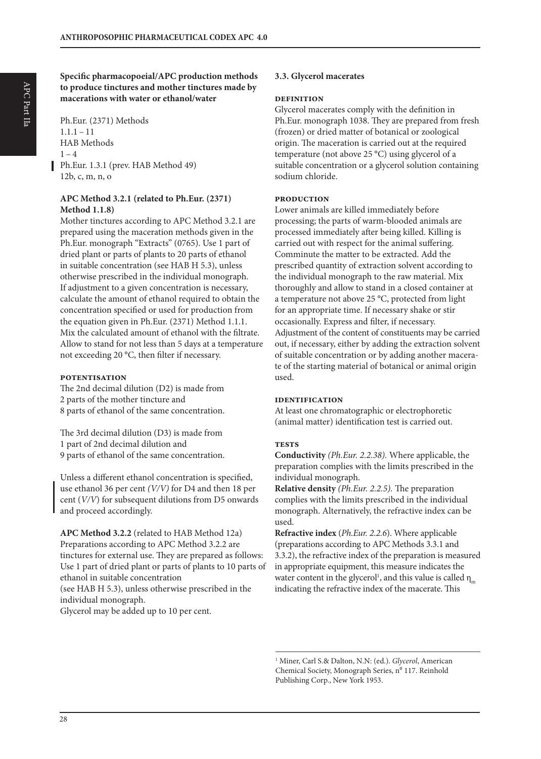**Specific pharmacopoeial/APC production methods to produce tinctures and mother tinctures made by macerations with water or ethanol/water**

Ph.Eur. (2371) Methods
1.1.1 – 11
HAB Methods
1 – 4
Ph.Eur. 1.3.1 (prev. HAB Method 49)
12b, c, m, n, o

**APC Method 3.2.1 (related to Ph.Eur. (2371) Method 1.1.8)**

Mother tinctures according to APC Method 3.2.1 are prepared using the maceration methods given in the Ph.Eur. monograph "Extracts" (0765). Use 1 part of dried plant or parts of plants to 20 parts of ethanol in suitable concentration (see HAB H 5.3), unless otherwise prescribed in the individual monograph. If adjustment to a given concentration is necessary, calculate the amount of ethanol required to obtain the concentration specified or used for production from the equation given in Ph.Eur. (2371) Method 1.1.1. Mix the calculated amount of ethanol with the filtrate. Allow to stand for not less than 5 days at a temperature not exceeding 20 °C, then filter if necessary.

**POTENTISATION**

The 2nd decimal dilution (D2) is made from
2 parts of the mother tincture and
8 parts of ethanol of the same concentration.

The 3rd decimal dilution (D3) is made from
1 part of 2nd decimal dilution and
9 parts of ethanol of the same concentration.

Unless a different ethanol concentration is specified, use ethanol 36 per cent *(V/V)* for D4 and then 18 per cent (*V/V*) for subsequent dilutions from D5 onwards and proceed accordingly.

**APC Method 3.2.2** (related to HAB Method 12a)

Preparations according to APC Method 3.2.2 are tinctures for external use. They are prepared as follows: Use 1 part of dried plant or parts of plants to 10 parts of ethanol in suitable concentration
(see HAB H 5.3), unless otherwise prescribed in the individual monograph.
Glycerol may be added up to 10 per cent.

**3.3. Glycerol macerates**

**DEFINITION**

Glycerol macerates comply with the definition in Ph.Eur. monograph 1038. They are prepared from fresh (frozen) or dried matter of botanical or zoological origin. The maceration is carried out at the required temperature (not above 25 °C) using glycerol of a suitable concentration or a glycerol solution containing sodium chloride.

**PRODUCTION**

Lower animals are killed immediately before processing; the parts of warm-blooded animals are processed immediately after being killed. Killing is carried out with respect for the animal suffering. Comminute the matter to be extracted. Add the prescribed quantity of extraction solvent according to the individual monograph to the raw material. Mix thoroughly and allow to stand in a closed container at a temperature not above 25 °C, protected from light for an appropriate time. If necessary shake or stir occasionally. Express and filter, if necessary. Adjustment of the content of constituents may be carried out, if necessary, either by adding the extraction solvent of suitable concentration or by adding another macerate of the starting material of botanical or animal origin used.

**IDENTIFICATION**

At least one chromatographic or electrophoretic (animal matter) identification test is carried out.

**TESTS**

**Conductivity** *(Ph.Eur. 2.2.38).* Where applicable, the preparation complies with the limits prescribed in the individual monograph.

**Relative density** *(Ph.Eur. 2.2.5).* The preparation complies with the limits prescribed in the individual monograph. Alternatively, the refractive index can be used.

**Refractive index** (*Ph.Eur. 2.2.6*). Where applicable (preparations according to APC Methods 3.3.1 and 3.3.2), the refractive index of the preparation is measured in appropriate equipment, this measure indicates the water content in the glycerol[1], and this value is called $\eta_m$ indicating the refractive index of the macerate. This

[1] Miner, Carl S.& Dalton, N.N: (ed.). *Glycerol*, American Chemical Society, Monograph Series, n⁰ 117. Reinhold Publishing Corp., New York 1953.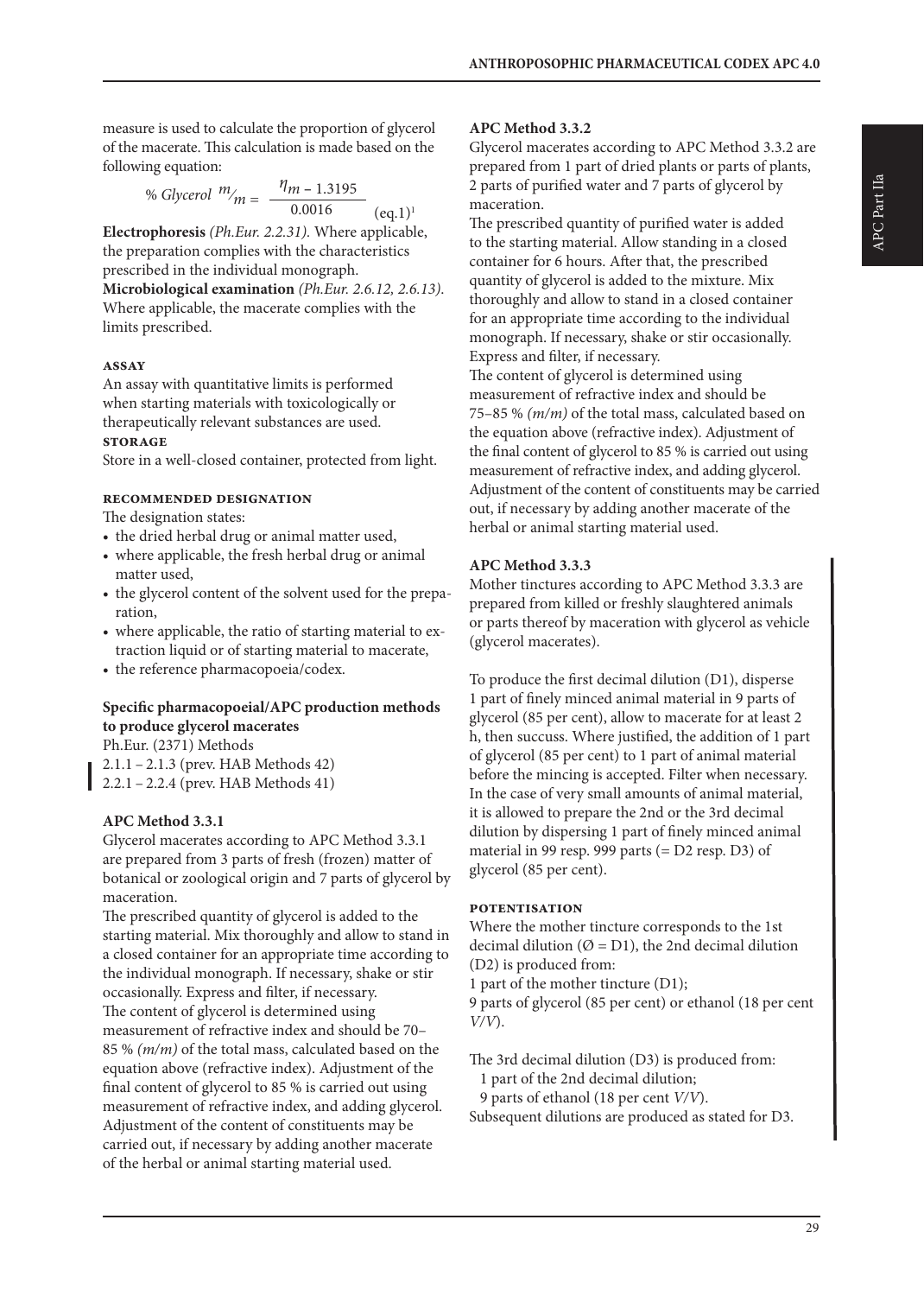measure is used to calculate the proportion of glycerol of the macerate. This calculation is made based on the following equation:

$$\%\ Glycerol\ {}^{m}/_{m} = \frac{\eta_m - 1.3195}{0.0016} \quad (\text{eq.1})^{1}$$

**Electrophoresis** *(Ph.Eur. 2.2.31).* Where applicable, the preparation complies with the characteristics prescribed in the individual monograph.

**Microbiological examination** *(Ph.Eur. 2.6.12, 2.6.13).* Where applicable, the macerate complies with the limits prescribed.

#### ASSAY

An assay with quantitative limits is performed when starting materials with toxicologically or therapeutically relevant substances are used.

#### STORAGE

Store in a well-closed container, protected from light.

#### RECOMMENDED DESIGNATION

The designation states:

- the dried herbal drug or animal matter used,
- where applicable, the fresh herbal drug or animal matter used,
- the glycerol content of the solvent used for the preparation,
- where applicable, the ratio of starting material to extraction liquid or of starting material to macerate,
- the reference pharmacopoeia/codex.

**Specific pharmacopoeial/APC production methods to produce glycerol macerates**

Ph.Eur. (2371) Methods
2.1.1 – 2.1.3 (prev. HAB Methods 42)
2.2.1 – 2.2.4 (prev. HAB Methods 41)

### APC Method 3.3.1

Glycerol macerates according to APC Method 3.3.1 are prepared from 3 parts of fresh (frozen) matter of botanical or zoological origin and 7 parts of glycerol by maceration.

The prescribed quantity of glycerol is added to the starting material. Mix thoroughly and allow to stand in a closed container for an appropriate time according to the individual monograph. If necessary, shake or stir occasionally. Express and filter, if necessary.

The content of glycerol is determined using measurement of refractive index and should be 70–85 % *(m/m)* of the total mass, calculated based on the equation above (refractive index). Adjustment of the final content of glycerol to 85 % is carried out using measurement of refractive index, and adding glycerol. Adjustment of the content of constituents may be carried out, if necessary by adding another macerate of the herbal or animal starting material used.

### APC Method 3.3.2

Glycerol macerates according to APC Method 3.3.2 are prepared from 1 part of dried plants or parts of plants, 2 parts of purified water and 7 parts of glycerol by maceration.

The prescribed quantity of purified water is added to the starting material. Allow standing in a closed container for 6 hours. After that, the prescribed quantity of glycerol is added to the mixture. Mix thoroughly and allow to stand in a closed container for an appropriate time according to the individual monograph. If necessary, shake or stir occasionally. Express and filter, if necessary.

The content of glycerol is determined using measurement of refractive index and should be 75–85 % *(m/m)* of the total mass, calculated based on the equation above (refractive index). Adjustment of the final content of glycerol to 85 % is carried out using measurement of refractive index, and adding glycerol. Adjustment of the content of constituents may be carried out, if necessary by adding another macerate of the herbal or animal starting material used.

### APC Method 3.3.3

Mother tinctures according to APC Method 3.3.3 are prepared from killed or freshly slaughtered animals or parts thereof by maceration with glycerol as vehicle (glycerol macerates).

To produce the first decimal dilution (D1), disperse 1 part of finely minced animal material in 9 parts of glycerol (85 per cent), allow to macerate for at least 2 h, then succuss. Where justified, the addition of 1 part of glycerol (85 per cent) to 1 part of animal material before the mincing is accepted. Filter when necessary. In the case of very small amounts of animal material, it is allowed to prepare the 2nd or the 3rd decimal dilution by dispersing 1 part of finely minced animal material in 99 resp. 999 parts (= D2 resp. D3) of glycerol (85 per cent).

#### POTENTISATION

Where the mother tincture corresponds to the 1st decimal dilution (Ø = D1), the 2nd decimal dilution (D2) is produced from:

1 part of the mother tincture (D1);
9 parts of glycerol (85 per cent) or ethanol (18 per cent *V/V*).

The 3rd decimal dilution (D3) is produced from:
1 part of the 2nd decimal dilution;
9 parts of ethanol (18 per cent *V/V*).

Subsequent dilutions are produced as stated for D3.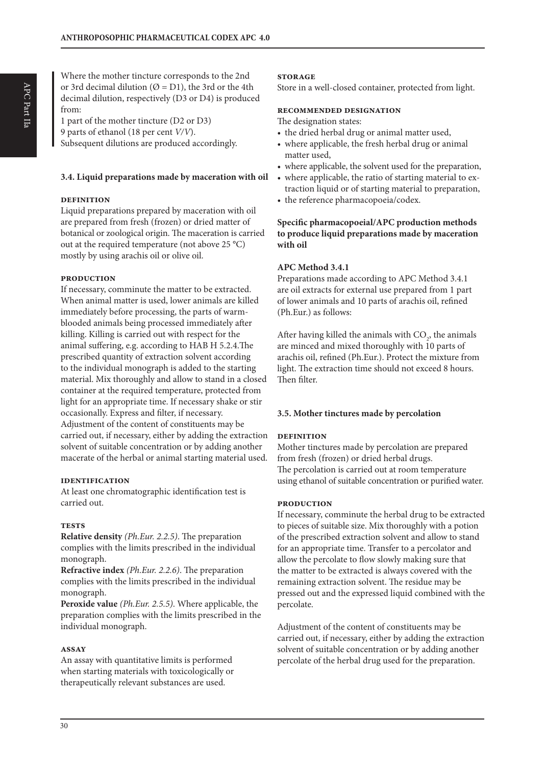Where the mother tincture corresponds to the 2nd or 3rd decimal dilution (Ø = D1), the 3rd or the 4th decimal dilution, respectively (D3 or D4) is produced from:

1 part of the mother tincture (D2 or D3)
9 parts of ethanol (18 per cent *V/V*).
Subsequent dilutions are produced accordingly.

### 3.4. Liquid preparations made by maceration with oil

**DEFINITION**

Liquid preparations prepared by maceration with oil are prepared from fresh (frozen) or dried matter of botanical or zoological origin. The maceration is carried out at the required temperature (not above 25 °C) mostly by using arachis oil or olive oil.

**PRODUCTION**

If necessary, comminute the matter to be extracted. When animal matter is used, lower animals are killed immediately before processing, the parts of warm-blooded animals being processed immediately after killing. Killing is carried out with respect for the animal suffering, e.g. according to HAB H 5.2.4.The prescribed quantity of extraction solvent according to the individual monograph is added to the starting material. Mix thoroughly and allow to stand in a closed container at the required temperature, protected from light for an appropriate time. If necessary shake or stir occasionally. Express and filter, if necessary.
Adjustment of the content of constituents may be carried out, if necessary, either by adding the extraction solvent of suitable concentration or by adding another macerate of the herbal or animal starting material used.

**IDENTIFICATION**

At least one chromatographic identification test is carried out.

**TESTS**

**Relative density** *(Ph.Eur. 2.2.5)*. The preparation complies with the limits prescribed in the individual monograph.
**Refractive index** *(Ph.Eur. 2.2.6)*. The preparation complies with the limits prescribed in the individual monograph.
**Peroxide value** *(Ph.Eur. 2.5.5)*. Where applicable, the preparation complies with the limits prescribed in the individual monograph.

**ASSAY**

An assay with quantitative limits is performed when starting materials with toxicologically or therapeutically relevant substances are used.

**STORAGE**

Store in a well-closed container, protected from light.

**RECOMMENDED DESIGNATION**

The designation states:

- the dried herbal drug or animal matter used,
- where applicable, the fresh herbal drug or animal matter used,
- where applicable, the solvent used for the preparation,
- where applicable, the ratio of starting material to extraction liquid or of starting material to preparation,
- the reference pharmacopoeia/codex.

**Specific pharmacopoeial/APC production methods to produce liquid preparations made by maceration with oil**

**APC Method 3.4.1**

Preparations made according to APC Method 3.4.1 are oil extracts for external use prepared from 1 part of lower animals and 10 parts of arachis oil, refined (Ph.Eur.) as follows:

After having killed the animals with $CO_2$, the animals are minced and mixed thoroughly with 10 parts of arachis oil, refined (Ph.Eur.). Protect the mixture from light. The extraction time should not exceed 8 hours. Then filter.

### 3.5. Mother tinctures made by percolation

**DEFINITION**

Mother tinctures made by percolation are prepared from fresh (frozen) or dried herbal drugs.
The percolation is carried out at room temperature using ethanol of suitable concentration or purified water.

**PRODUCTION**

If necessary, comminute the herbal drug to be extracted to pieces of suitable size. Mix thoroughly with a potion of the prescribed extraction solvent and allow to stand for an appropriate time. Transfer to a percolator and allow the percolate to flow slowly making sure that the matter to be extracted is always covered with the remaining extraction solvent. The residue may be pressed out and the expressed liquid combined with the percolate.

Adjustment of the content of constituents may be carried out, if necessary, either by adding the extraction solvent of suitable concentration or by adding another percolate of the herbal drug used for the preparation.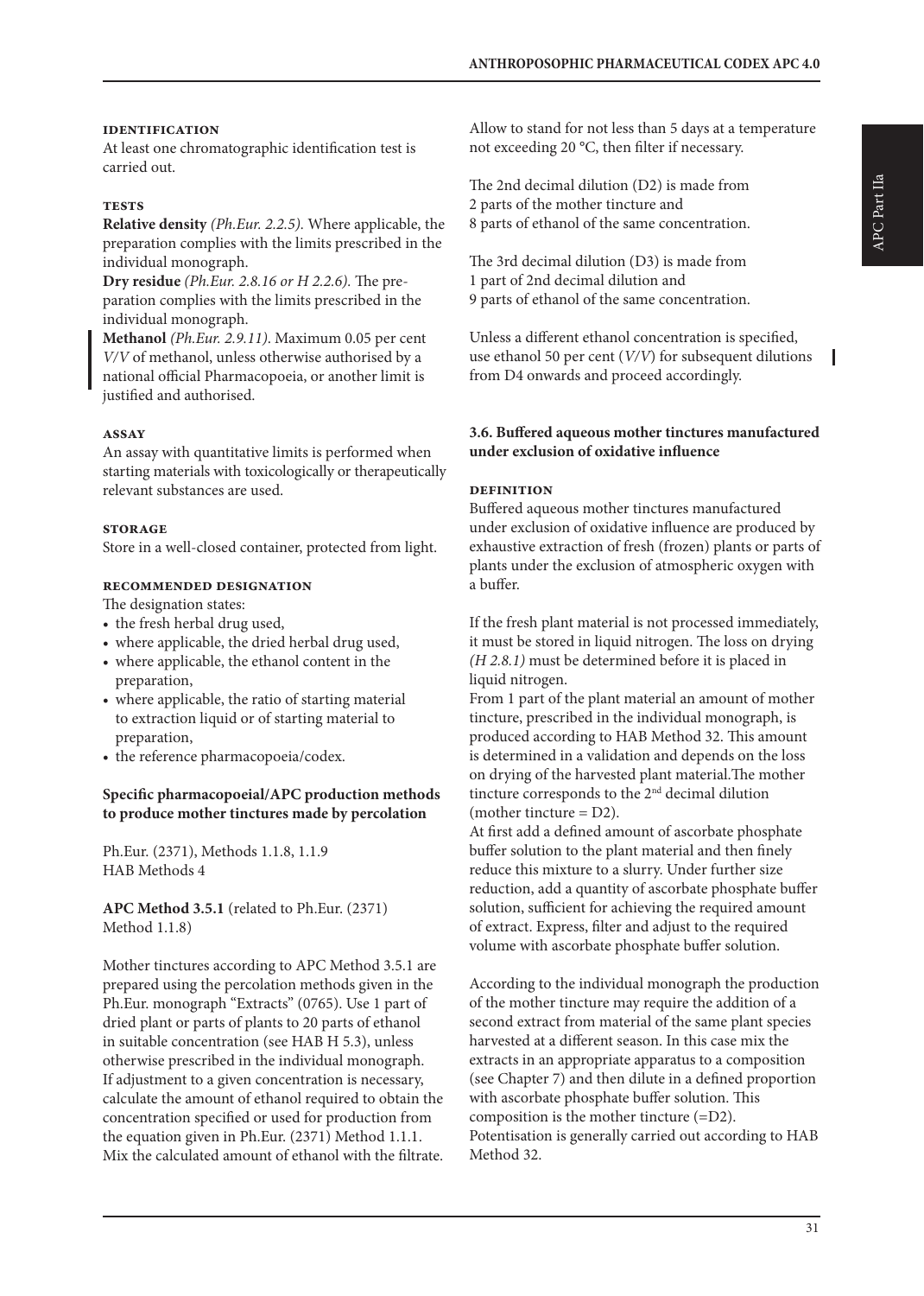#### IDENTIFICATION

At least one chromatographic identification test is carried out.

#### TESTS

**Relative density** *(Ph.Eur. 2.2.5)*. Where applicable, the preparation complies with the limits prescribed in the individual monograph.

**Dry residue** *(Ph.Eur. 2.8.16 or H 2.2.6)*. The preparation complies with the limits prescribed in the individual monograph.

**Methanol** *(Ph.Eur. 2.9.11)*. Maximum 0.05 per cent *V/V* of methanol, unless otherwise authorised by a national official Pharmacopoeia, or another limit is justified and authorised.

#### ASSAY

An assay with quantitative limits is performed when starting materials with toxicologically or therapeutically relevant substances are used.

#### STORAGE

Store in a well-closed container, protected from light.

#### RECOMMENDED DESIGNATION

The designation states:

- the fresh herbal drug used,
- where applicable, the dried herbal drug used,
- where applicable, the ethanol content in the preparation,
- where applicable, the ratio of starting material to extraction liquid or of starting material to preparation,
- the reference pharmacopoeia/codex.

**Specific pharmacopoeial/APC production methods to produce mother tinctures made by percolation**

Ph.Eur. (2371), Methods 1.1.8, 1.1.9
HAB Methods 4

**APC Method 3.5.1** (related to Ph.Eur. (2371) Method 1.1.8)

Mother tinctures according to APC Method 3.5.1 are prepared using the percolation methods given in the Ph.Eur. monograph "Extracts" (0765). Use 1 part of dried plant or parts of plants to 20 parts of ethanol in suitable concentration (see HAB H 5.3), unless otherwise prescribed in the individual monograph. If adjustment to a given concentration is necessary, calculate the amount of ethanol required to obtain the concentration specified or used for production from the equation given in Ph.Eur. (2371) Method 1.1.1. Mix the calculated amount of ethanol with the filtrate. Allow to stand for not less than 5 days at a temperature not exceeding 20 °C, then filter if necessary.

The 2nd decimal dilution (D2) is made from
2 parts of the mother tincture and
8 parts of ethanol of the same concentration.

The 3rd decimal dilution (D3) is made from
1 part of 2nd decimal dilution and
9 parts of ethanol of the same concentration.

Unless a different ethanol concentration is specified, use ethanol 50 per cent (*V/V*) for subsequent dilutions from D4 onwards and proceed accordingly.

### 3.6. Buffered aqueous mother tinctures manufactured under exclusion of oxidative influence

#### DEFINITION

Buffered aqueous mother tinctures manufactured under exclusion of oxidative influence are produced by exhaustive extraction of fresh (frozen) plants or parts of plants under the exclusion of atmospheric oxygen with a buffer.

If the fresh plant material is not processed immediately, it must be stored in liquid nitrogen. The loss on drying *(H 2.8.1)* must be determined before it is placed in liquid nitrogen.
From 1 part of the plant material an amount of mother tincture, prescribed in the individual monograph, is produced according to HAB Method 32. This amount is determined in a validation and depends on the loss on drying of the harvested plant material.The mother tincture corresponds to the 2nd decimal dilution (mother tincture = D2).
At first add a defined amount of ascorbate phosphate buffer solution to the plant material and then finely reduce this mixture to a slurry. Under further size reduction, add a quantity of ascorbate phosphate buffer solution, sufficient for achieving the required amount of extract. Express, filter and adjust to the required volume with ascorbate phosphate buffer solution.

According to the individual monograph the production of the mother tincture may require the addition of a second extract from material of the same plant species harvested at a different season. In this case mix the extracts in an appropriate apparatus to a composition (see Chapter 7) and then dilute in a defined proportion with ascorbate phosphate buffer solution. This composition is the mother tincture (=D2).
Potentisation is generally carried out according to HAB Method 32.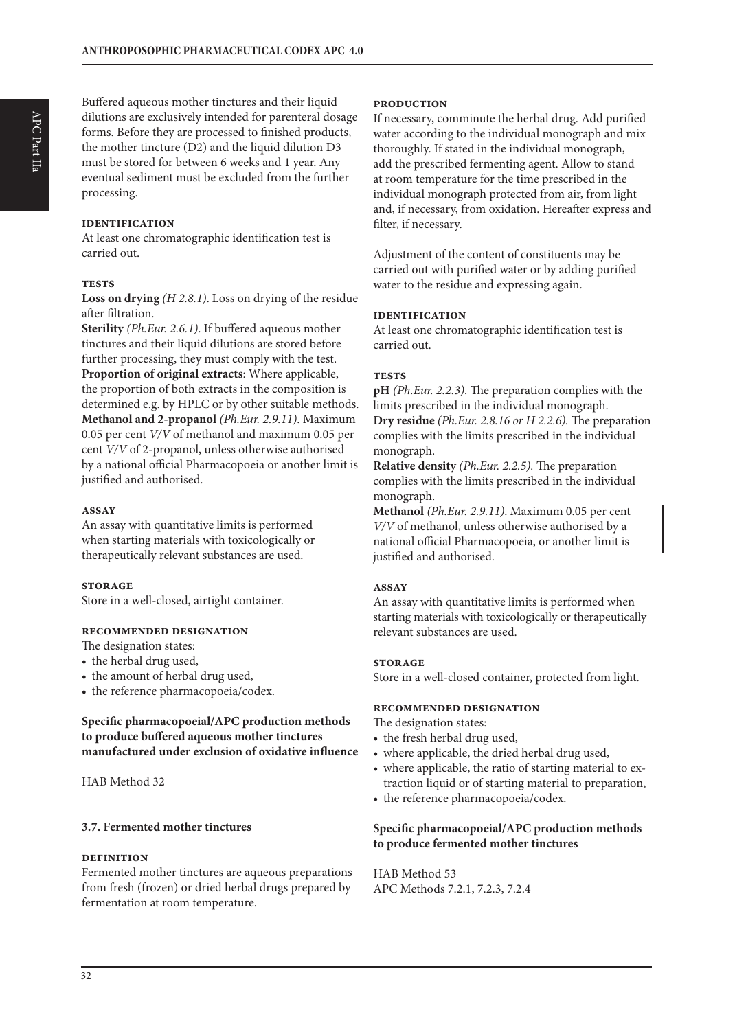Buffered aqueous mother tinctures and their liquid dilutions are exclusively intended for parenteral dosage forms. Before they are processed to finished products, the mother tincture (D2) and the liquid dilution D3 must be stored for between 6 weeks and 1 year. Any eventual sediment must be excluded from the further processing.

#### IDENTIFICATION

At least one chromatographic identification test is carried out.

#### TESTS

**Loss on drying** *(H 2.8.1)*. Loss on drying of the residue after filtration.

**Sterility** *(Ph.Eur. 2.6.1)*. If buffered aqueous mother tinctures and their liquid dilutions are stored before further processing, they must comply with the test.

**Proportion of original extracts**: Where applicable, the proportion of both extracts in the composition is determined e.g. by HPLC or by other suitable methods.

**Methanol and 2-propanol** *(Ph.Eur. 2.9.11)*. Maximum 0.05 per cent *V/V* of methanol and maximum 0.05 per cent *V/V* of 2-propanol, unless otherwise authorised by a national official Pharmacopoeia or another limit is justified and authorised.

#### ASSAY

An assay with quantitative limits is performed when starting materials with toxicologically or therapeutically relevant substances are used.

#### STORAGE

Store in a well-closed, airtight container.

#### RECOMMENDED DESIGNATION

The designation states:

- the herbal drug used,
- the amount of herbal drug used,
- the reference pharmacopoeia/codex.

**Specific pharmacopoeial/APC production methods to produce buffered aqueous mother tinctures manufactured under exclusion of oxidative influence**

HAB Method 32

### 3.7. Fermented mother tinctures

#### DEFINITION

Fermented mother tinctures are aqueous preparations from fresh (frozen) or dried herbal drugs prepared by fermentation at room temperature.

#### PRODUCTION

If necessary, comminute the herbal drug. Add purified water according to the individual monograph and mix thoroughly. If stated in the individual monograph, add the prescribed fermenting agent. Allow to stand at room temperature for the time prescribed in the individual monograph protected from air, from light and, if necessary, from oxidation. Hereafter express and filter, if necessary.

Adjustment of the content of constituents may be carried out with purified water or by adding purified water to the residue and expressing again.

#### IDENTIFICATION

At least one chromatographic identification test is carried out.

#### TESTS

**pH** *(Ph.Eur. 2.2.3)*. The preparation complies with the limits prescribed in the individual monograph.

**Dry residue** *(Ph.Eur. 2.8.16 or H 2.2.6)*. The preparation complies with the limits prescribed in the individual monograph.

**Relative density** *(Ph.Eur. 2.2.5)*. The preparation complies with the limits prescribed in the individual monograph.

**Methanol** *(Ph.Eur. 2.9.11)*. Maximum 0.05 per cent *V/V* of methanol, unless otherwise authorised by a national official Pharmacopoeia, or another limit is justified and authorised.

#### ASSAY

An assay with quantitative limits is performed when starting materials with toxicologically or therapeutically relevant substances are used.

#### STORAGE

Store in a well-closed container, protected from light.

#### RECOMMENDED DESIGNATION

The designation states:

- the fresh herbal drug used,
- where applicable, the dried herbal drug used,
- where applicable, the ratio of starting material to extraction liquid or of starting material to preparation,
- the reference pharmacopoeia/codex.

**Specific pharmacopoeial/APC production methods to produce fermented mother tinctures**

HAB Method 53
APC Methods 7.2.1, 7.2.3, 7.2.4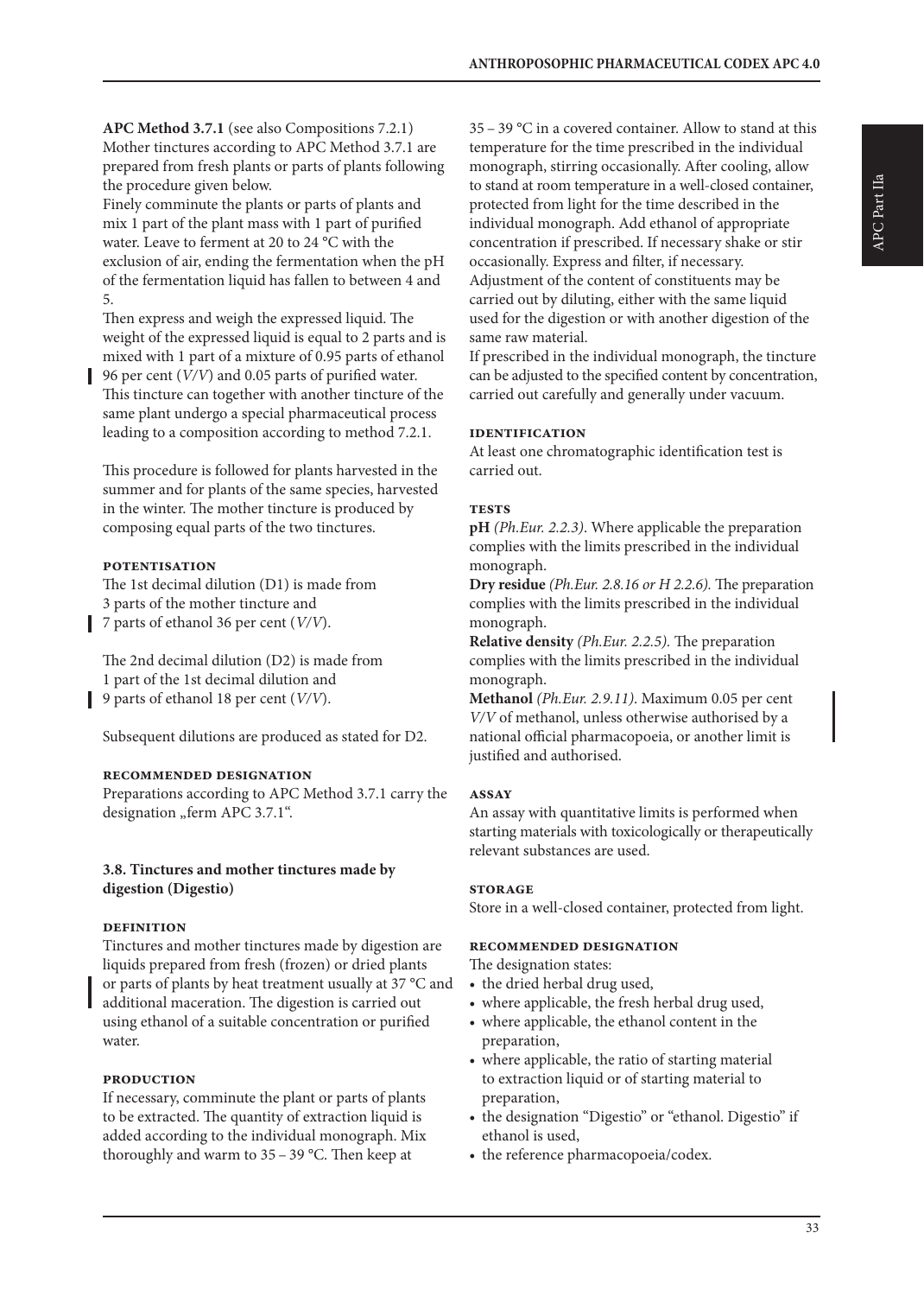**APC Method 3.7.1** (see also Compositions 7.2.1)
Mother tinctures according to APC Method 3.7.1 are prepared from fresh plants or parts of plants following the procedure given below.
Finely comminute the plants or parts of plants and mix 1 part of the plant mass with 1 part of purified water. Leave to ferment at 20 to 24 °C with the exclusion of air, ending the fermentation when the pH of the fermentation liquid has fallen to between 4 and 5.
Then express and weigh the expressed liquid. The weight of the expressed liquid is equal to 2 parts and is mixed with 1 part of a mixture of 0.95 parts of ethanol 96 per cent (*V/V*) and 0.05 parts of purified water.
This tincture can together with another tincture of the same plant undergo a special pharmaceutical process leading to a composition according to method 7.2.1.

This procedure is followed for plants harvested in the summer and for plants of the same species, harvested in the winter. The mother tincture is produced by composing equal parts of the two tinctures.

#### POTENTISATION

The 1st decimal dilution (D1) is made from
3 parts of the mother tincture and
7 parts of ethanol 36 per cent (*V/V*).

The 2nd decimal dilution (D2) is made from
1 part of the 1st decimal dilution and
9 parts of ethanol 18 per cent (*V/V*).

Subsequent dilutions are produced as stated for D2.

#### RECOMMENDED DESIGNATION

Preparations according to APC Method 3.7.1 carry the designation „ferm APC 3.7.1".

### 3.8. Tinctures and mother tinctures made by digestion (Digestio)

#### DEFINITION

Tinctures and mother tinctures made by digestion are liquids prepared from fresh (frozen) or dried plants or parts of plants by heat treatment usually at 37 °C and additional maceration. The digestion is carried out using ethanol of a suitable concentration or purified water.

#### PRODUCTION

If necessary, comminute the plant or parts of plants to be extracted. The quantity of extraction liquid is added according to the individual monograph. Mix thoroughly and warm to 35 – 39 °C. Then keep at 35 – 39 °C in a covered container. Allow to stand at this temperature for the time prescribed in the individual monograph, stirring occasionally. After cooling, allow to stand at room temperature in a well-closed container, protected from light for the time described in the individual monograph. Add ethanol of appropriate concentration if prescribed. If necessary shake or stir occasionally. Express and filter, if necessary.
Adjustment of the content of constituents may be carried out by diluting, either with the same liquid used for the digestion or with another digestion of the same raw material.
If prescribed in the individual monograph, the tincture can be adjusted to the specified content by concentration, carried out carefully and generally under vacuum.

#### IDENTIFICATION

At least one chromatographic identification test is carried out.

#### TESTS

**pH** *(Ph.Eur. 2.2.3)*. Where applicable the preparation complies with the limits prescribed in the individual monograph.
**Dry residue** *(Ph.Eur. 2.8.16 or H 2.2.6)*. The preparation complies with the limits prescribed in the individual monograph.
**Relative density** *(Ph.Eur. 2.2.5)*. The preparation complies with the limits prescribed in the individual monograph.
**Methanol** *(Ph.Eur. 2.9.11)*. Maximum 0.05 per cent *V/V* of methanol, unless otherwise authorised by a national official pharmacopoeia, or another limit is justified and authorised.

#### ASSAY

An assay with quantitative limits is performed when starting materials with toxicologically or therapeutically relevant substances are used.

#### STORAGE

Store in a well-closed container, protected from light.

#### RECOMMENDED DESIGNATION

The designation states:

- the dried herbal drug used,
- where applicable, the fresh herbal drug used,
- where applicable, the ethanol content in the preparation,
- where applicable, the ratio of starting material to extraction liquid or of starting material to preparation,
- the designation "Digestio" or "ethanol. Digestio" if ethanol is used,
- the reference pharmacopoeia/codex.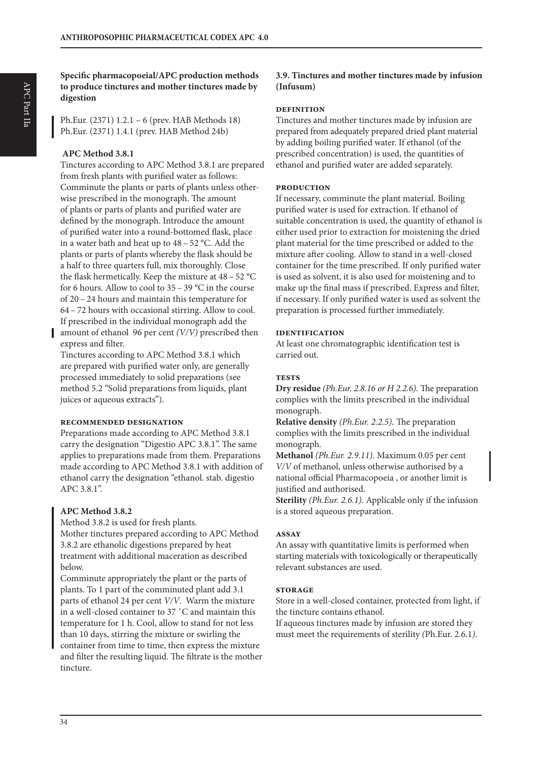**Specific pharmacopoeial/APC production methods to produce tinctures and mother tinctures made by digestion**

Ph.Eur. (2371) 1.2.1 – 6 (prev. HAB Methods 18)
Ph.Eur. (2371) 1.4.1 (prev. HAB Method 24b)

**APC Method 3.8.1**

Tinctures according to APC Method 3.8.1 are prepared from fresh plants with purified water as follows: Comminute the plants or parts of plants unless otherwise prescribed in the monograph. The amount of plants or parts of plants and purified water are defined by the monograph. Introduce the amount of purified water into a round-bottomed flask, place in a water bath and heat up to 48 – 52 °C. Add the plants or parts of plants whereby the flask should be a half to three quarters full, mix thoroughly. Close the flask hermetically. Keep the mixture at 48 – 52 °C for 6 hours. Allow to cool to 35 – 39 °C in the course of 20 – 24 hours and maintain this temperature for 64 – 72 hours with occasional stirring. Allow to cool. If prescribed in the individual monograph add the amount of ethanol 96 per cent *(V/V)* prescribed then express and filter.

Tinctures according to APC Method 3.8.1 which are prepared with purified water only, are generally processed immediately to solid preparations (see method 5.2 "Solid preparations from liquids, plant juices or aqueous extracts").

**RECOMMENDED DESIGNATION**

Preparations made according to APC Method 3.8.1 carry the designation "Digestio APC 3.8.1". The same applies to preparations made from them. Preparations made according to APC Method 3.8.1 with addition of ethanol carry the designation "ethanol. stab. digestio APC 3.8.1".

**APC Method 3.8.2**

Method 3.8.2 is used for fresh plants.

Mother tinctures prepared according to APC Method 3.8.2 are ethanolic digestions prepared by heat treatment with additional maceration as described below.

Comminute appropriately the plant or the parts of plants. To 1 part of the comminuted plant add 3.1 parts of ethanol 24 per cent *V/V*. Warm the mixture in a well-closed container to 37 °C and maintain this temperature for 1 h. Cool, allow to stand for not less than 10 days, stirring the mixture or swirling the container from time to time, then express the mixture and filter the resulting liquid. The filtrate is the mother tincture.

## 3.9. Tinctures and mother tinctures made by infusion (Infusum)

**DEFINITION**

Tinctures and mother tinctures made by infusion are prepared from adequately prepared dried plant material by adding boiling purified water. If ethanol (of the prescribed concentration) is used, the quantities of ethanol and purified water are added separately.

**PRODUCTION**

If necessary, comminute the plant material. Boiling purified water is used for extraction. If ethanol of suitable concentration is used, the quantity of ethanol is either used prior to extraction for moistening the dried plant material for the time prescribed or added to the mixture after cooling. Allow to stand in a well-closed container for the time prescribed. If only purified water is used as solvent, it is also used for moistening and to make up the final mass if prescribed. Express and filter, if necessary. If only purified water is used as solvent the preparation is processed further immediately.

**IDENTIFICATION**

At least one chromatographic identification test is carried out.

**TESTS**

**Dry residue** *(Ph.Eur. 2.8.16 or H 2.2.6).* The preparation complies with the limits prescribed in the individual monograph.

**Relative density** *(Ph.Eur. 2.2.5).* The preparation complies with the limits prescribed in the individual monograph.

**Methanol** *(Ph.Eur. 2.9.11).* Maximum 0.05 per cent *V/V* of methanol, unless otherwise authorised by a national official Pharmacopoeia , or another limit is justified and authorised.

**Sterility** *(Ph.Eur. 2.6.1).* Applicable only if the infusion is a stored aqueous preparation.

**ASSAY**

An assay with quantitative limits is performed when starting materials with toxicologically or therapeutically relevant substances are used.

**STORAGE**

Store in a well-closed container, protected from light, if the tincture contains ethanol.

If aqueous tinctures made by infusion are stored they must meet the requirements of sterility *(*Ph.Eur. 2.6.1*).*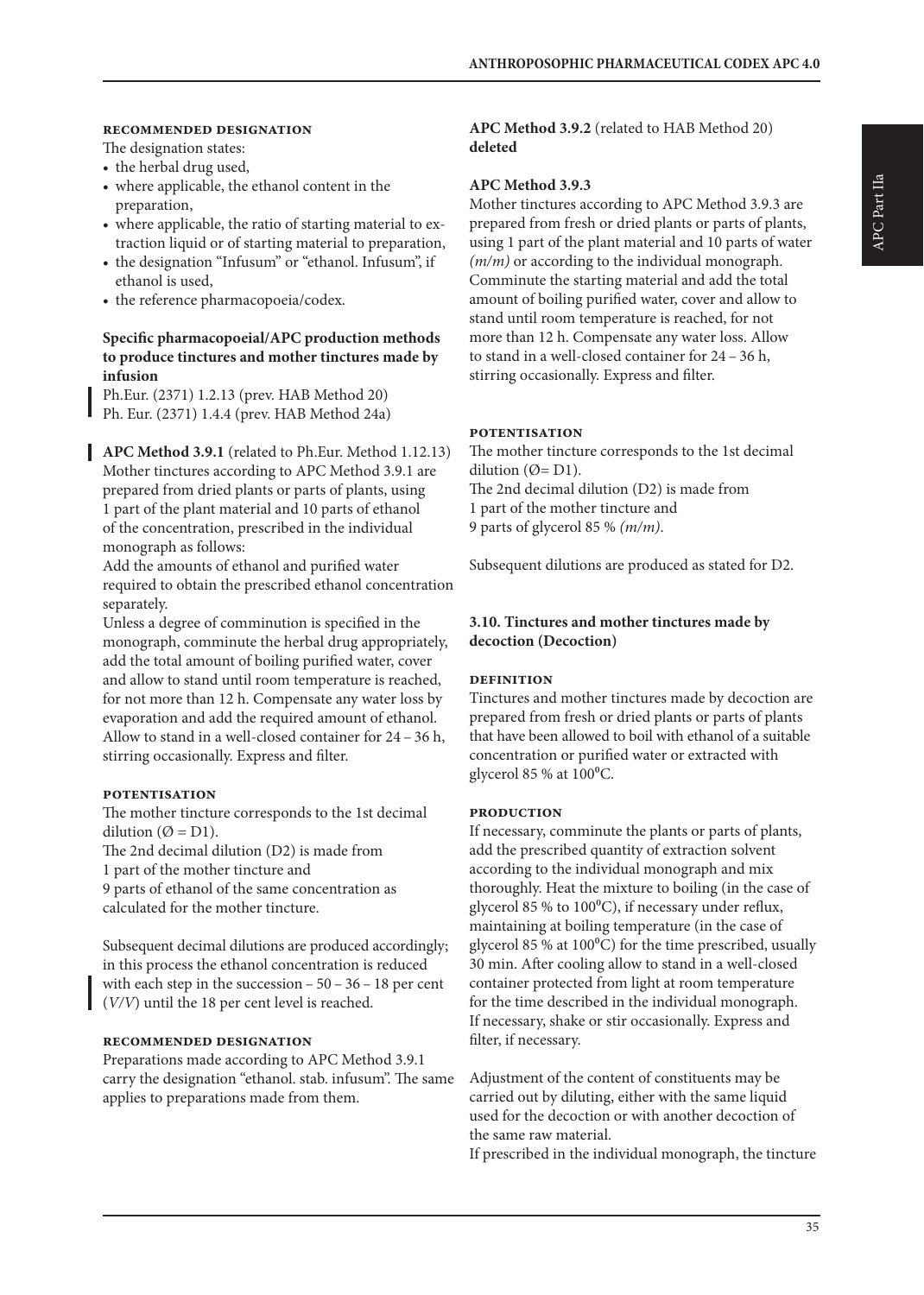#### RECOMMENDED DESIGNATION

The designation states:

- the herbal drug used,
- where applicable, the ethanol content in the preparation,
- where applicable, the ratio of starting material to extraction liquid or of starting material to preparation,
- the designation "Infusum" or "ethanol. Infusum", if ethanol is used,
- the reference pharmacopoeia/codex.

**Specific pharmacopoeial/APC production methods to produce tinctures and mother tinctures made by infusion**

Ph.Eur. (2371) 1.2.13 (prev. HAB Method 20)
Ph. Eur. (2371) 1.4.4 (prev. HAB Method 24a)

**APC Method 3.9.1** (related to Ph.Eur. Method 1.12.13)
Mother tinctures according to APC Method 3.9.1 are prepared from dried plants or parts of plants, using 1 part of the plant material and 10 parts of ethanol of the concentration, prescribed in the individual monograph as follows:
Add the amounts of ethanol and purified water required to obtain the prescribed ethanol concentration separately.
Unless a degree of comminution is specified in the monograph, comminute the herbal drug appropriately, add the total amount of boiling purified water, cover and allow to stand until room temperature is reached, for not more than 12 h. Compensate any water loss by evaporation and add the required amount of ethanol. Allow to stand in a well-closed container for 24 – 36 h, stirring occasionally. Express and filter.

#### POTENTISATION

The mother tincture corresponds to the 1st decimal dilution (Ø = D1).
The 2nd decimal dilution (D2) is made from
1 part of the mother tincture and
9 parts of ethanol of the same concentration as calculated for the mother tincture.

Subsequent decimal dilutions are produced accordingly; in this process the ethanol concentration is reduced with each step in the succession – 50 – 36 – 18 per cent (*V/V*) until the 18 per cent level is reached.

#### RECOMMENDED DESIGNATION

Preparations made according to APC Method 3.9.1 carry the designation "ethanol. stab. infusum". The same applies to preparations made from them.

**APC Method 3.9.2** (related to HAB Method 20)
**deleted**

**APC Method 3.9.3**
Mother tinctures according to APC Method 3.9.3 are prepared from fresh or dried plants or parts of plants, using 1 part of the plant material and 10 parts of water *(m/m)* or according to the individual monograph. Comminute the starting material and add the total amount of boiling purified water, cover and allow to stand until room temperature is reached, for not more than 12 h. Compensate any water loss. Allow to stand in a well-closed container for 24 – 36 h, stirring occasionally. Express and filter.

#### POTENTISATION

The mother tincture corresponds to the 1st decimal dilution (Ø= D1).
The 2nd decimal dilution (D2) is made from
1 part of the mother tincture and
9 parts of glycerol 85 % *(m/m)*.

Subsequent dilutions are produced as stated for D2.

### 3.10. Tinctures and mother tinctures made by decoction (Decoction)

#### DEFINITION

Tinctures and mother tinctures made by decoction are prepared from fresh or dried plants or parts of plants that have been allowed to boil with ethanol of a suitable concentration or purified water or extracted with glycerol 85 % at 100°C.

#### PRODUCTION

If necessary, comminute the plants or parts of plants, add the prescribed quantity of extraction solvent according to the individual monograph and mix thoroughly. Heat the mixture to boiling (in the case of glycerol 85 % to 100°C), if necessary under reflux, maintaining at boiling temperature (in the case of glycerol 85 % at 100°C) for the time prescribed, usually 30 min. After cooling allow to stand in a well-closed container protected from light at room temperature for the time described in the individual monograph. If necessary, shake or stir occasionally. Express and filter, if necessary.

Adjustment of the content of constituents may be carried out by diluting, either with the same liquid used for the decoction or with another decoction of the same raw material.
If prescribed in the individual monograph, the tincture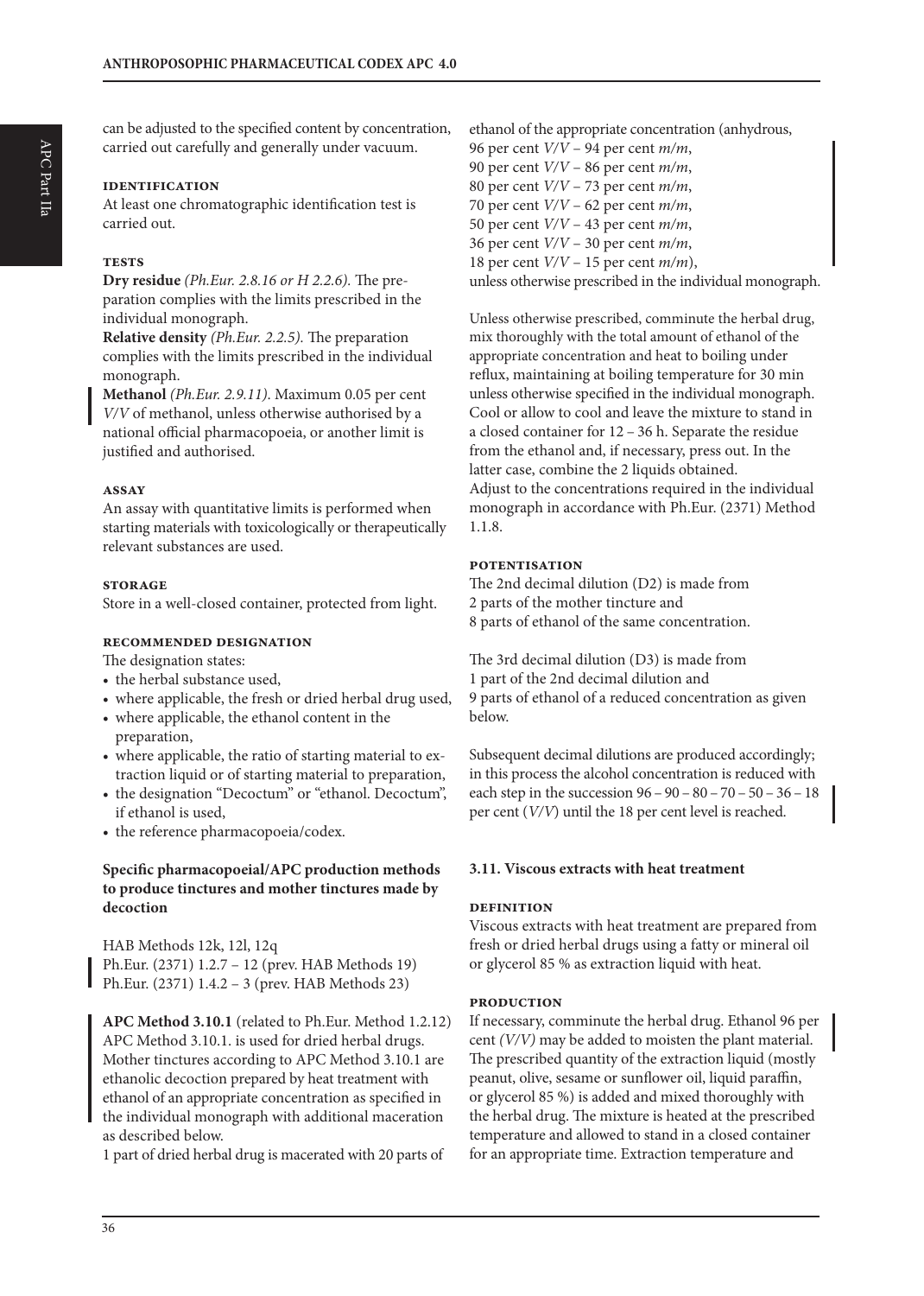can be adjusted to the specified content by concentration, carried out carefully and generally under vacuum.

#### IDENTIFICATION

At least one chromatographic identification test is carried out.

#### TESTS

**Dry residue** *(Ph.Eur. 2.8.16 or H 2.2.6).* The preparation complies with the limits prescribed in the individual monograph.

**Relative density** *(Ph.Eur. 2.2.5).* The preparation complies with the limits prescribed in the individual monograph.

**Methanol** *(Ph.Eur. 2.9.11).* Maximum 0.05 per cent *V/V* of methanol, unless otherwise authorised by a national official pharmacopoeia, or another limit is justified and authorised.

#### ASSAY

An assay with quantitative limits is performed when starting materials with toxicologically or therapeutically relevant substances are used.

#### STORAGE

Store in a well-closed container, protected from light.

#### RECOMMENDED DESIGNATION

The designation states:

- the herbal substance used,
- where applicable, the fresh or dried herbal drug used,
- where applicable, the ethanol content in the preparation,
- where applicable, the ratio of starting material to extraction liquid or of starting material to preparation,
- the designation "Decoctum" or "ethanol. Decoctum", if ethanol is used,
- the reference pharmacopoeia/codex.

**Specific pharmacopoeial/APC production methods to produce tinctures and mother tinctures made by decoction**

HAB Methods 12k, 12l, 12q
Ph.Eur. (2371) 1.2.7 – 12 (prev. HAB Methods 19)
Ph.Eur. (2371) 1.4.2 – 3 (prev. HAB Methods 23)

**APC Method 3.10.1** (related to Ph.Eur. Method 1.2.12)
APC Method 3.10.1. is used for dried herbal drugs. Mother tinctures according to APC Method 3.10.1 are ethanolic decoction prepared by heat treatment with ethanol of an appropriate concentration as specified in the individual monograph with additional maceration as described below.
1 part of dried herbal drug is macerated with 20 parts of ethanol of the appropriate concentration (anhydrous,
96 per cent *V/V* – 94 per cent *m/m*,
90 per cent *V/V* – 86 per cent *m/m*,
80 per cent *V/V* – 73 per cent *m/m*,
70 per cent *V/V* – 62 per cent *m/m*,
50 per cent *V/V* – 43 per cent *m/m*,
36 per cent *V/V* – 30 per cent *m/m*,
18 per cent *V/V* – 15 per cent *m/m*),
unless otherwise prescribed in the individual monograph.

Unless otherwise prescribed, comminute the herbal drug, mix thoroughly with the total amount of ethanol of the appropriate concentration and heat to boiling under reflux, maintaining at boiling temperature for 30 min unless otherwise specified in the individual monograph. Cool or allow to cool and leave the mixture to stand in a closed container for 12 – 36 h. Separate the residue from the ethanol and, if necessary, press out. In the latter case, combine the 2 liquids obtained.
Adjust to the concentrations required in the individual monograph in accordance with Ph.Eur. (2371) Method 1.1.8.

#### POTENTISATION

The 2nd decimal dilution (D2) is made from
2 parts of the mother tincture and
8 parts of ethanol of the same concentration.

The 3rd decimal dilution (D3) is made from
1 part of the 2nd decimal dilution and
9 parts of ethanol of a reduced concentration as given below.

Subsequent decimal dilutions are produced accordingly; in this process the alcohol concentration is reduced with each step in the succession 96 – 90 – 80 – 70 – 50 – 36 – 18 per cent (*V/V*) until the 18 per cent level is reached.

### 3.11. Viscous extracts with heat treatment

#### DEFINITION

Viscous extracts with heat treatment are prepared from fresh or dried herbal drugs using a fatty or mineral oil or glycerol 85 % as extraction liquid with heat.

#### PRODUCTION

If necessary, comminute the herbal drug. Ethanol 96 per cent *(V/V)* may be added to moisten the plant material. The prescribed quantity of the extraction liquid (mostly peanut, olive, sesame or sunflower oil, liquid paraffin, or glycerol 85 %) is added and mixed thoroughly with the herbal drug. The mixture is heated at the prescribed temperature and allowed to stand in a closed container for an appropriate time. Extraction temperature and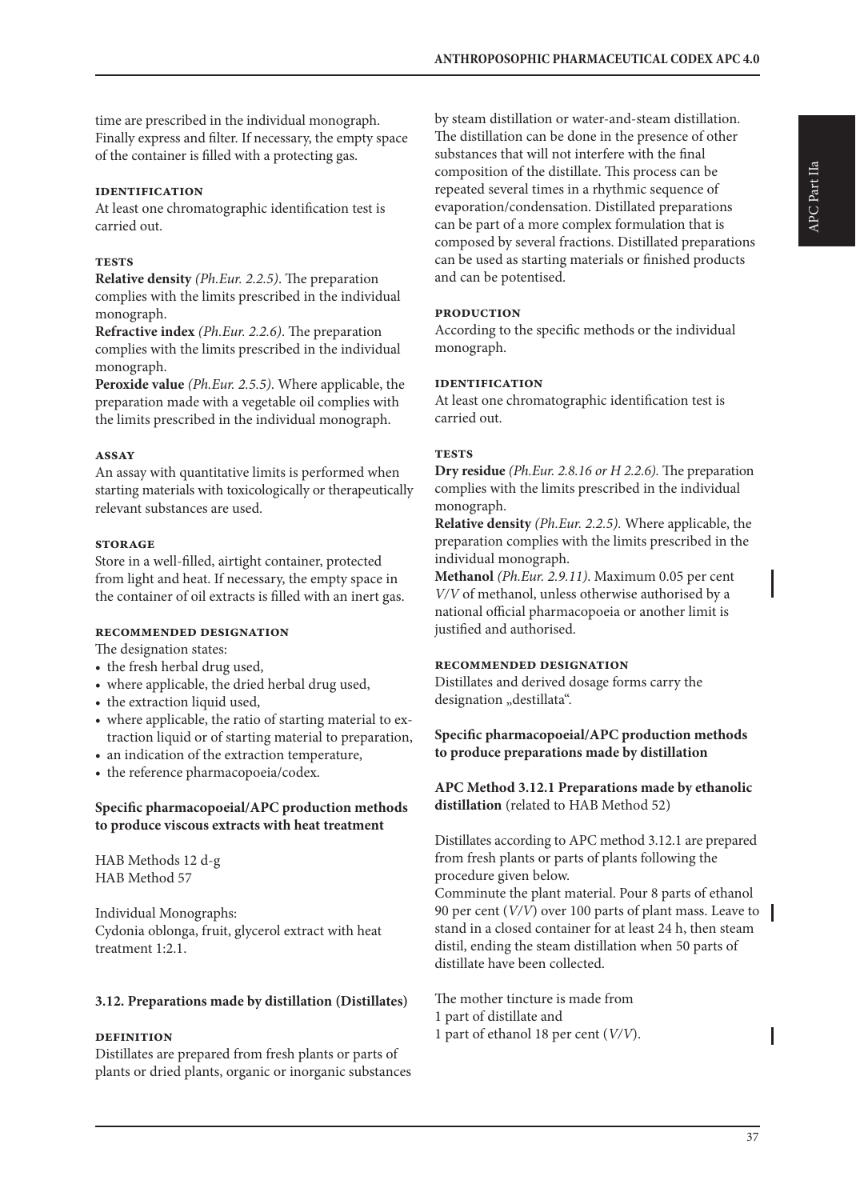time are prescribed in the individual monograph. Finally express and filter. If necessary, the empty space of the container is filled with a protecting gas.

#### IDENTIFICATION

At least one chromatographic identification test is carried out.

#### TESTS

**Relative density** *(Ph.Eur. 2.2.5)*. The preparation complies with the limits prescribed in the individual monograph.

**Refractive index** *(Ph.Eur. 2.2.6)*. The preparation complies with the limits prescribed in the individual monograph.

**Peroxide value** *(Ph.Eur. 2.5.5)*. Where applicable, the preparation made with a vegetable oil complies with the limits prescribed in the individual monograph.

#### ASSAY

An assay with quantitative limits is performed when starting materials with toxicologically or therapeutically relevant substances are used.

#### STORAGE

Store in a well-filled, airtight container, protected from light and heat. If necessary, the empty space in the container of oil extracts is filled with an inert gas.

#### RECOMMENDED DESIGNATION

The designation states:

- the fresh herbal drug used,
- where applicable, the dried herbal drug used,
- the extraction liquid used,
- where applicable, the ratio of starting material to extraction liquid or of starting material to preparation,
- an indication of the extraction temperature,
- the reference pharmacopoeia/codex.

**Specific pharmacopoeial/APC production methods to produce viscous extracts with heat treatment**

HAB Methods 12 d-g
HAB Method 57

Individual Monographs:
Cydonia oblonga, fruit, glycerol extract with heat treatment 1:2.1.

### 3.12. Preparations made by distillation (Distillates)

#### DEFINITION

Distillates are prepared from fresh plants or parts of plants or dried plants, organic or inorganic substances by steam distillation or water-and-steam distillation. The distillation can be done in the presence of other substances that will not interfere with the final composition of the distillate. This process can be repeated several times in a rhythmic sequence of evaporation/condensation. Distilled preparations can be part of a more complex formulation that is composed by several fractions. Distilled preparations can be used as starting materials or finished products and can be potentised.

#### PRODUCTION

According to the specific methods or the individual monograph.

#### IDENTIFICATION

At least one chromatographic identification test is carried out.

#### TESTS

**Dry residue** *(Ph.Eur. 2.8.16 or H 2.2.6).* The preparation complies with the limits prescribed in the individual monograph.

**Relative density** *(Ph.Eur. 2.2.5).* Where applicable, the preparation complies with the limits prescribed in the individual monograph.

**Methanol** *(Ph.Eur. 2.9.11)*. Maximum 0.05 per cent *V/V* of methanol, unless otherwise authorised by a national official pharmacopoeia or another limit is justified and authorised.

#### RECOMMENDED DESIGNATION

Distillates and derived dosage forms carry the designation „destillata".

**Specific pharmacopoeial/APC production methods to produce preparations made by distillation**

**APC Method 3.12.1 Preparations made by ethanolic distillation** (related to HAB Method 52)

Distillates according to APC method 3.12.1 are prepared from fresh plants or parts of plants following the procedure given below.

Comminute the plant material. Pour 8 parts of ethanol 90 per cent (*V/V*) over 100 parts of plant mass. Leave to stand in a closed container for at least 24 h, then steam distil, ending the steam distillation when 50 parts of distillate have been collected.

The mother tincture is made from
1 part of distillate and
1 part of ethanol 18 per cent (*V/V*).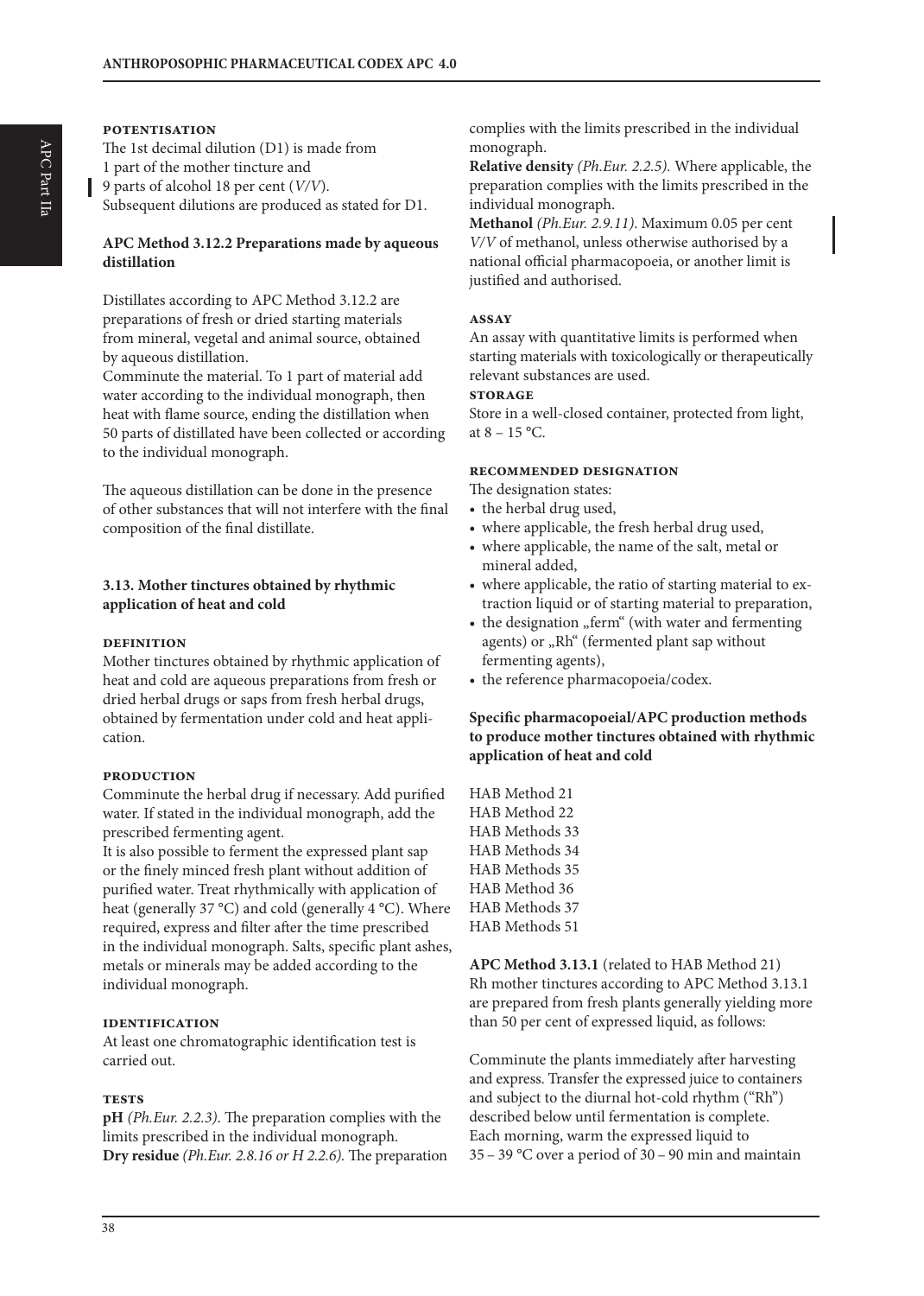#### POTENTISATION

The 1st decimal dilution (D1) is made from 1 part of the mother tincture and 9 parts of alcohol 18 per cent (*V/V*). Subsequent dilutions are produced as stated for D1.

### APC Method 3.12.2 Preparations made by aqueous distillation

Distillates according to APC Method 3.12.2 are preparations of fresh or dried starting materials from mineral, vegetal and animal source, obtained by aqueous distillation.
Comminute the material. To 1 part of material add water according to the individual monograph, then heat with flame source, ending the distillation when 50 parts of distillated have been collected or according to the individual monograph.

The aqueous distillation can be done in the presence of other substances that will not interfere with the final composition of the final distillate.

## 3.13. Mother tinctures obtained by rhythmic application of heat and cold

#### DEFINITION

Mother tinctures obtained by rhythmic application of heat and cold are aqueous preparations from fresh or dried herbal drugs or saps from fresh herbal drugs, obtained by fermentation under cold and heat application.

#### PRODUCTION

Comminute the herbal drug if necessary. Add purified water. If stated in the individual monograph, add the prescribed fermenting agent.
It is also possible to ferment the expressed plant sap or the finely minced fresh plant without addition of purified water. Treat rhythmically with application of heat (generally 37 °C) and cold (generally 4 °C). Where required, express and filter after the time prescribed in the individual monograph. Salts, specific plant ashes, metals or minerals may be added according to the individual monograph.

#### IDENTIFICATION

At least one chromatographic identification test is carried out.

#### TESTS

**pH** *(Ph.Eur. 2.2.3).* The preparation complies with the limits prescribed in the individual monograph.
**Dry residue** *(Ph.Eur. 2.8.16 or H 2.2.6).* The preparation complies with the limits prescribed in the individual monograph.
**Relative density** *(Ph.Eur. 2.2.5).* Where applicable, the preparation complies with the limits prescribed in the individual monograph.
**Methanol** *(Ph.Eur. 2.9.11).* Maximum 0.05 per cent *V/V* of methanol, unless otherwise authorised by a national official pharmacopoeia, or another limit is justified and authorised.

#### ASSAY

An assay with quantitative limits is performed when starting materials with toxicologically or therapeutically relevant substances are used.

#### STORAGE

Store in a well-closed container, protected from light, at 8 – 15 °C.

#### RECOMMENDED DESIGNATION

The designation states:

- the herbal drug used,
- where applicable, the fresh herbal drug used,
- where applicable, the name of the salt, metal or mineral added,
- where applicable, the ratio of starting material to extraction liquid or of starting material to preparation,
- the designation „ferm“ (with water and fermenting agents) or „Rh“ (fermented plant sap without fermenting agents),
- the reference pharmacopoeia/codex.

### Specific pharmacopoeial/APC production methods to produce mother tinctures obtained with rhythmic application of heat and cold

HAB Method 21
HAB Method 22
HAB Methods 33
HAB Methods 34
HAB Methods 35
HAB Method 36
HAB Methods 37
HAB Methods 51

**APC Method 3.13.1** (related to HAB Method 21)
Rh mother tinctures according to APC Method 3.13.1 are prepared from fresh plants generally yielding more than 50 per cent of expressed liquid, as follows:

Comminute the plants immediately after harvesting and express. Transfer the expressed juice to containers and subject to the diurnal hot-cold rhythm ("Rh") described below until fermentation is complete.
Each morning, warm the expressed liquid to 35 – 39 °C over a period of 30 – 90 min and maintain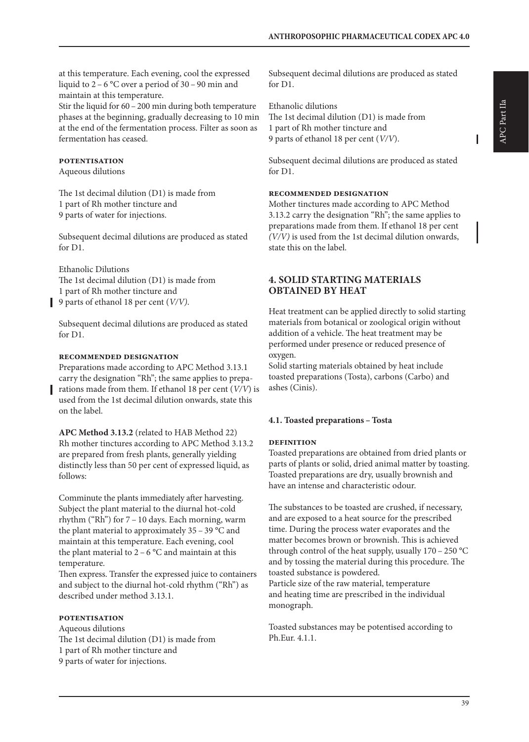at this temperature. Each evening, cool the expressed liquid to 2 – 6 °C over a period of 30 – 90 min and maintain at this temperature.
Stir the liquid for 60 – 200 min during both temperature phases at the beginning, gradually decreasing to 10 min at the end of the fermentation process. Filter as soon as fermentation has ceased.

**POTENTISATION**

Aqueous dilutions

The 1st decimal dilution (D1) is made from
1 part of Rh mother tincture and
9 parts of water for injections.

Subsequent decimal dilutions are produced as stated for D1.

Ethanolic Dilutions
The 1st decimal dilution (D1) is made from
1 part of Rh mother tincture and
9 parts of ethanol 18 per cent (*V/V*).

Subsequent decimal dilutions are produced as stated for D1.

**RECOMMENDED DESIGNATION**

Preparations made according to APC Method 3.13.1 carry the designation "Rh"; the same applies to preparations made from them. If ethanol 18 per cent (*V/V*) is used from the 1st decimal dilution onwards, state this on the label.

**APC Method 3.13.2** (related to HAB Method 22)
Rh mother tinctures according to APC Method 3.13.2 are prepared from fresh plants, generally yielding distinctly less than 50 per cent of expressed liquid, as follows:

Comminute the plants immediately after harvesting. Subject the plant material to the diurnal hot-cold rhythm ("Rh") for 7 – 10 days. Each morning, warm the plant material to approximately 35 – 39 °C and maintain at this temperature. Each evening, cool the plant material to 2 – 6 °C and maintain at this temperature.
Then express. Transfer the expressed juice to containers and subject to the diurnal hot-cold rhythm ("Rh") as described under method 3.13.1.

**POTENTISATION**

Aqueous dilutions
The 1st decimal dilution (D1) is made from
1 part of Rh mother tincture and
9 parts of water for injections.

Subsequent decimal dilutions are produced as stated for D1.

Ethanolic dilutions
The 1st decimal dilution (D1) is made from
1 part of Rh mother tincture and
9 parts of ethanol 18 per cent (*V/V*).

Subsequent decimal dilutions are produced as stated for D1.

**RECOMMENDED DESIGNATION**

Mother tinctures made according to APC Method 3.13.2 carry the designation "Rh"; the same applies to preparations made from them. If ethanol 18 per cent *(V/V)* is used from the 1st decimal dilution onwards, state this on the label.

## 4. SOLID STARTING MATERIALS OBTAINED BY HEAT

Heat treatment can be applied directly to solid starting materials from botanical or zoological origin without addition of a vehicle. The heat treatment may be performed under presence or reduced presence of oxygen.
Solid starting materials obtained by heat include toasted preparations (Tosta), carbons (Carbo) and ashes (Cinis).

### 4.1. Toasted preparations – Tosta

**DEFINITION**

Toasted preparations are obtained from dried plants or parts of plants or solid, dried animal matter by toasting. Toasted preparations are dry, usually brownish and have an intense and characteristic odour.

The substances to be toasted are crushed, if necessary, and are exposed to a heat source for the prescribed time. During the process water evaporates and the matter becomes brown or brownish. This is achieved through control of the heat supply, usually 170 – 250 °C and by tossing the material during this procedure. The toasted substance is powdered.
Particle size of the raw material, temperature and heating time are prescribed in the individual monograph.

Toasted substances may be potentised according to Ph.Eur. 4.1.1.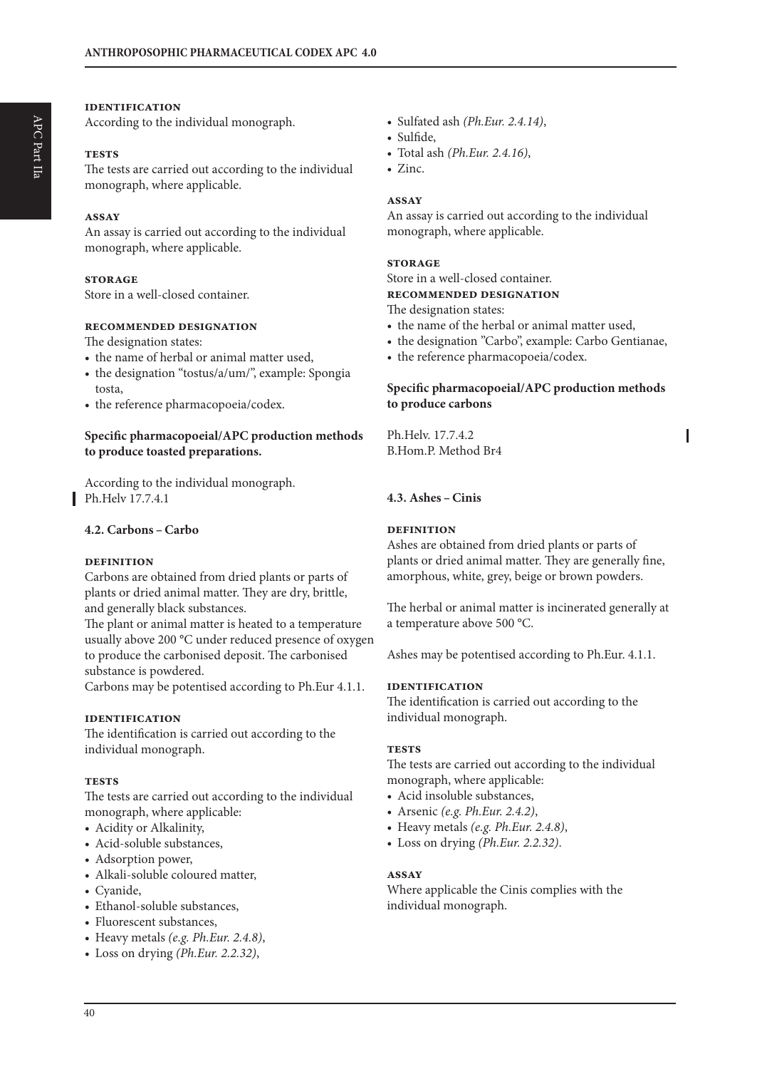**IDENTIFICATION**

According to the individual monograph.

**TESTS**

The tests are carried out according to the individual monograph, where applicable.

**ASSAY**

An assay is carried out according to the individual monograph, where applicable.

**STORAGE**

Store in a well-closed container.

**RECOMMENDED DESIGNATION**

The designation states:

- the name of herbal or animal matter used,
- the designation "tostus/a/um/", example: Spongia tosta,
- the reference pharmacopoeia/codex.

**Specific pharmacopoeial/APC production methods to produce toasted preparations.**

According to the individual monograph.
Ph.Helv 17.7.4.1

### 4.2. Carbons – Carbo

**DEFINITION**

Carbons are obtained from dried plants or parts of plants or dried animal matter. They are dry, brittle, and generally black substances.
The plant or animal matter is heated to a temperature usually above 200 °C under reduced presence of oxygen to produce the carbonised deposit. The carbonised substance is powdered.
Carbons may be potentised according to Ph.Eur 4.1.1.

**IDENTIFICATION**

The identification is carried out according to the individual monograph.

**TESTS**

The tests are carried out according to the individual monograph, where applicable:

- Acidity or Alkalinity,
- Acid-soluble substances,
- Adsorption power,
- Alkali-soluble coloured matter,
- Cyanide,
- Ethanol-soluble substances,
- Fluorescent substances,
- Heavy metals *(e.g. Ph.Eur. 2.4.8)*,
- Loss on drying *(Ph.Eur. 2.2.32)*,
- Sulfated ash *(Ph.Eur. 2.4.14)*,
- Sulfide,
- Total ash *(Ph.Eur. 2.4.16)*,
- Zinc.

**ASSAY**

An assay is carried out according to the individual monograph, where applicable.

**STORAGE**

Store in a well-closed container.

**RECOMMENDED DESIGNATION**

The designation states:

- the name of the herbal or animal matter used,
- the designation "Carbo", example: Carbo Gentianae,
- the reference pharmacopoeia/codex.

**Specific pharmacopoeial/APC production methods to produce carbons**

Ph.Helv. 17.7.4.2
B.Hom.P. Method Br4

### 4.3. Ashes – Cinis

**DEFINITION**

Ashes are obtained from dried plants or parts of plants or dried animal matter. They are generally fine, amorphous, white, grey, beige or brown powders.

The herbal or animal matter is incinerated generally at a temperature above 500 °C.

Ashes may be potentised according to Ph.Eur. 4.1.1.

**IDENTIFICATION**

The identification is carried out according to the individual monograph.

**TESTS**

The tests are carried out according to the individual monograph, where applicable:

- Acid insoluble substances,
- Arsenic *(e.g. Ph.Eur. 2.4.2)*,
- Heavy metals *(e.g. Ph.Eur. 2.4.8)*,
- Loss on drying *(Ph.Eur. 2.2.32)*.

**ASSAY**

Where applicable the Cinis complies with the individual monograph.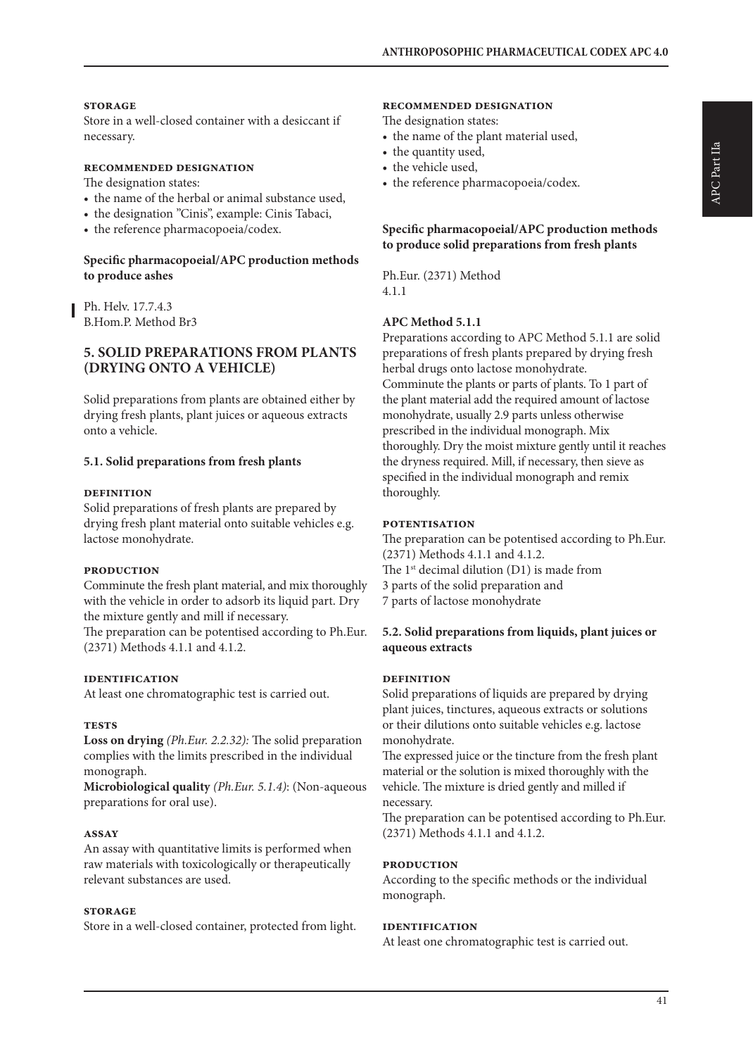#### STORAGE

Store in a well-closed container with a desiccant if necessary.

#### RECOMMENDED DESIGNATION

The designation states:

- the name of the herbal or animal substance used,
- the designation "Cinis", example: Cinis Tabaci,
- the reference pharmacopoeia/codex.

**Specific pharmacopoeial/APC production methods to produce ashes**

Ph. Helv. 17.7.4.3
B.Hom.P. Method Br3

## 5. SOLID PREPARATIONS FROM PLANTS (DRYING ONTO A VEHICLE)

Solid preparations from plants are obtained either by drying fresh plants, plant juices or aqueous extracts onto a vehicle.

### 5.1. Solid preparations from fresh plants

#### DEFINITION

Solid preparations of fresh plants are prepared by drying fresh plant material onto suitable vehicles e.g. lactose monohydrate.

#### PRODUCTION

Comminute the fresh plant material, and mix thoroughly with the vehicle in order to adsorb its liquid part. Dry the mixture gently and mill if necessary.
The preparation can be potentised according to Ph.Eur. (2371) Methods 4.1.1 and 4.1.2.

#### IDENTIFICATION

At least one chromatographic test is carried out.

#### TESTS

**Loss on drying** *(Ph.Eur. 2.2.32):* The solid preparation complies with the limits prescribed in the individual monograph.
**Microbiological quality** *(Ph.Eur. 5.1.4)*: (Non-aqueous preparations for oral use).

#### ASSAY

An assay with quantitative limits is performed when raw materials with toxicologically or therapeutically relevant substances are used.

#### STORAGE

Store in a well-closed container, protected from light.

#### RECOMMENDED DESIGNATION

The designation states:

- the name of the plant material used,
- the quantity used,
- the vehicle used,
- the reference pharmacopoeia/codex.

**Specific pharmacopoeial/APC production methods to produce solid preparations from fresh plants**

Ph.Eur. (2371) Method
4.1.1

**APC Method 5.1.1**

Preparations according to APC Method 5.1.1 are solid preparations of fresh plants prepared by drying fresh herbal drugs onto lactose monohydrate.
Comminute the plants or parts of plants. To 1 part of the plant material add the required amount of lactose monohydrate, usually 2.9 parts unless otherwise prescribed in the individual monograph. Mix thoroughly. Dry the moist mixture gently until it reaches the dryness required. Mill, if necessary, then sieve as specified in the individual monograph and remix thoroughly.

#### POTENTISATION

The preparation can be potentised according to Ph.Eur. (2371) Methods 4.1.1 and 4.1.2.
The 1st decimal dilution (D1) is made from
3 parts of the solid preparation and
7 parts of lactose monohydrate

### 5.2. Solid preparations from liquids, plant juices or aqueous extracts

#### DEFINITION

Solid preparations of liquids are prepared by drying plant juices, tinctures, aqueous extracts or solutions or their dilutions onto suitable vehicles e.g. lactose monohydrate.
The expressed juice or the tincture from the fresh plant material or the solution is mixed thoroughly with the vehicle. The mixture is dried gently and milled if necessary.
The preparation can be potentised according to Ph.Eur. (2371) Methods 4.1.1 and 4.1.2.

#### PRODUCTION

According to the specific methods or the individual monograph.

#### IDENTIFICATION

At least one chromatographic test is carried out.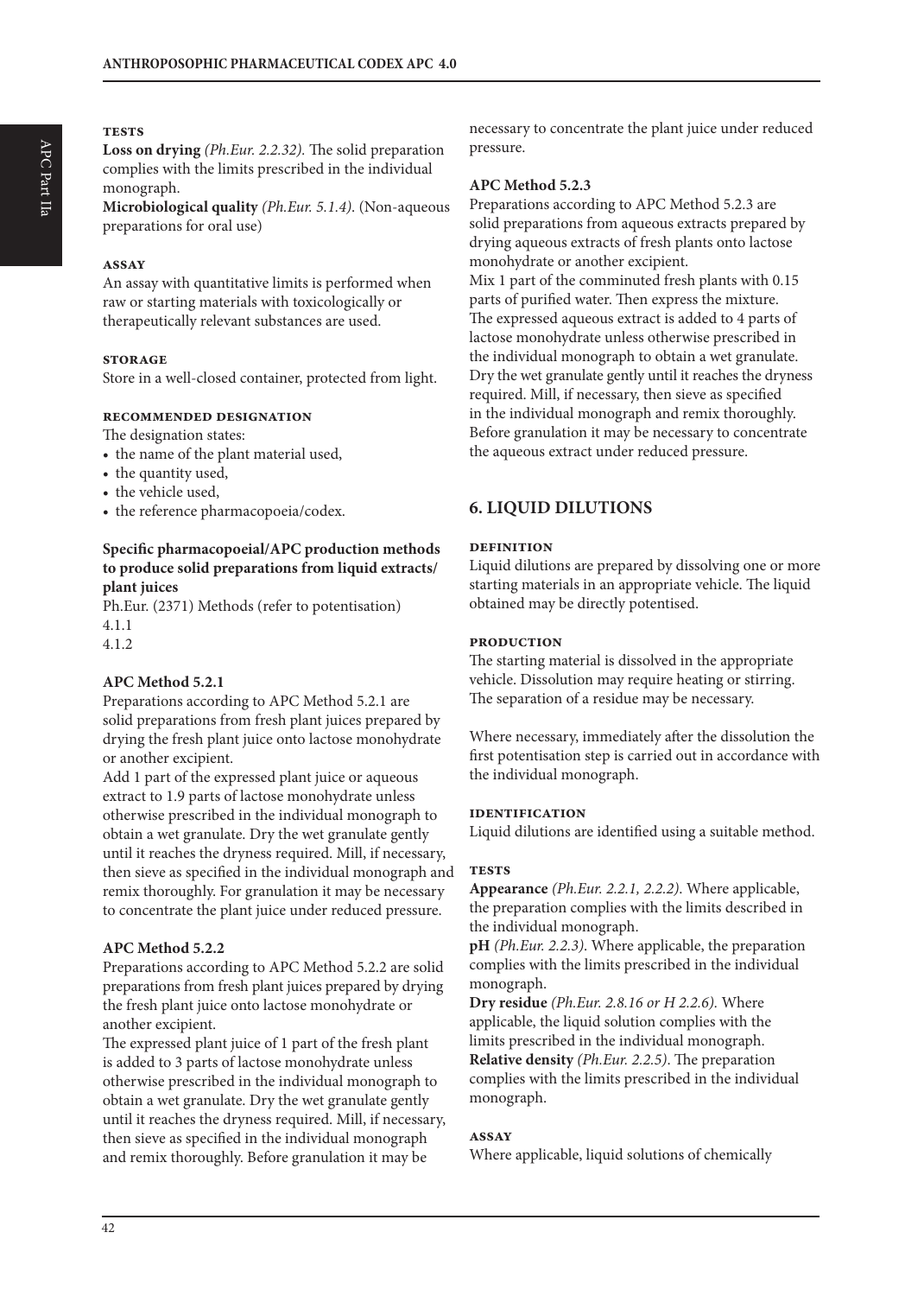#### TESTS

**Loss on drying** *(Ph.Eur. 2.2.32).* The solid preparation complies with the limits prescribed in the individual monograph.

**Microbiological quality** *(Ph.Eur. 5.1.4).* (Non-aqueous preparations for oral use)

#### ASSAY

An assay with quantitative limits is performed when raw or starting materials with toxicologically or therapeutically relevant substances are used.

#### STORAGE

Store in a well-closed container, protected from light.

#### RECOMMENDED DESIGNATION

The designation states:

- the name of the plant material used,
- the quantity used,
- the vehicle used,
- the reference pharmacopoeia/codex.

**Specific pharmacopoeial/APC production methods to produce solid preparations from liquid extracts/ plant juices**

Ph.Eur. (2371) Methods (refer to potentisation)
4.1.1
4.1.2

**APC Method 5.2.1**

Preparations according to APC Method 5.2.1 are solid preparations from fresh plant juices prepared by drying the fresh plant juice onto lactose monohydrate or another excipient.

Add 1 part of the expressed plant juice or aqueous extract to 1.9 parts of lactose monohydrate unless otherwise prescribed in the individual monograph to obtain a wet granulate. Dry the wet granulate gently until it reaches the dryness required. Mill, if necessary, then sieve as specified in the individual monograph and remix thoroughly. For granulation it may be necessary to concentrate the plant juice under reduced pressure.

**APC Method 5.2.2**

Preparations according to APC Method 5.2.2 are solid preparations from fresh plant juices prepared by drying the fresh plant juice onto lactose monohydrate or another excipient.

The expressed plant juice of 1 part of the fresh plant is added to 3 parts of lactose monohydrate unless otherwise prescribed in the individual monograph to obtain a wet granulate. Dry the wet granulate gently until it reaches the dryness required. Mill, if necessary, then sieve as specified in the individual monograph and remix thoroughly. Before granulation it may be necessary to concentrate the plant juice under reduced pressure.

**APC Method 5.2.3**

Preparations according to APC Method 5.2.3 are solid preparations from aqueous extracts prepared by drying aqueous extracts of fresh plants onto lactose monohydrate or another excipient.

Mix 1 part of the comminuted fresh plants with 0.15 parts of purified water. Then express the mixture. The expressed aqueous extract is added to 4 parts of lactose monohydrate unless otherwise prescribed in the individual monograph to obtain a wet granulate. Dry the wet granulate gently until it reaches the dryness required. Mill, if necessary, then sieve as specified in the individual monograph and remix thoroughly. Before granulation it may be necessary to concentrate the aqueous extract under reduced pressure.

## 6. LIQUID DILUTIONS

#### DEFINITION

Liquid dilutions are prepared by dissolving one or more starting materials in an appropriate vehicle. The liquid obtained may be directly potentised.

#### PRODUCTION

The starting material is dissolved in the appropriate vehicle. Dissolution may require heating or stirring. The separation of a residue may be necessary.

Where necessary, immediately after the dissolution the first potentisation step is carried out in accordance with the individual monograph.

#### IDENTIFICATION

Liquid dilutions are identified using a suitable method.

#### TESTS

**Appearance** *(Ph.Eur. 2.2.1, 2.2.2).* Where applicable, the preparation complies with the limits described in the individual monograph.

**pH** *(Ph.Eur. 2.2.3).* Where applicable, the preparation complies with the limits prescribed in the individual monograph.

**Dry residue** *(Ph.Eur. 2.8.16 or H 2.2.6).* Where applicable, the liquid solution complies with the limits prescribed in the individual monograph.

**Relative density** *(Ph.Eur. 2.2.5).* The preparation complies with the limits prescribed in the individual monograph.

#### ASSAY

Where applicable, liquid solutions of chemically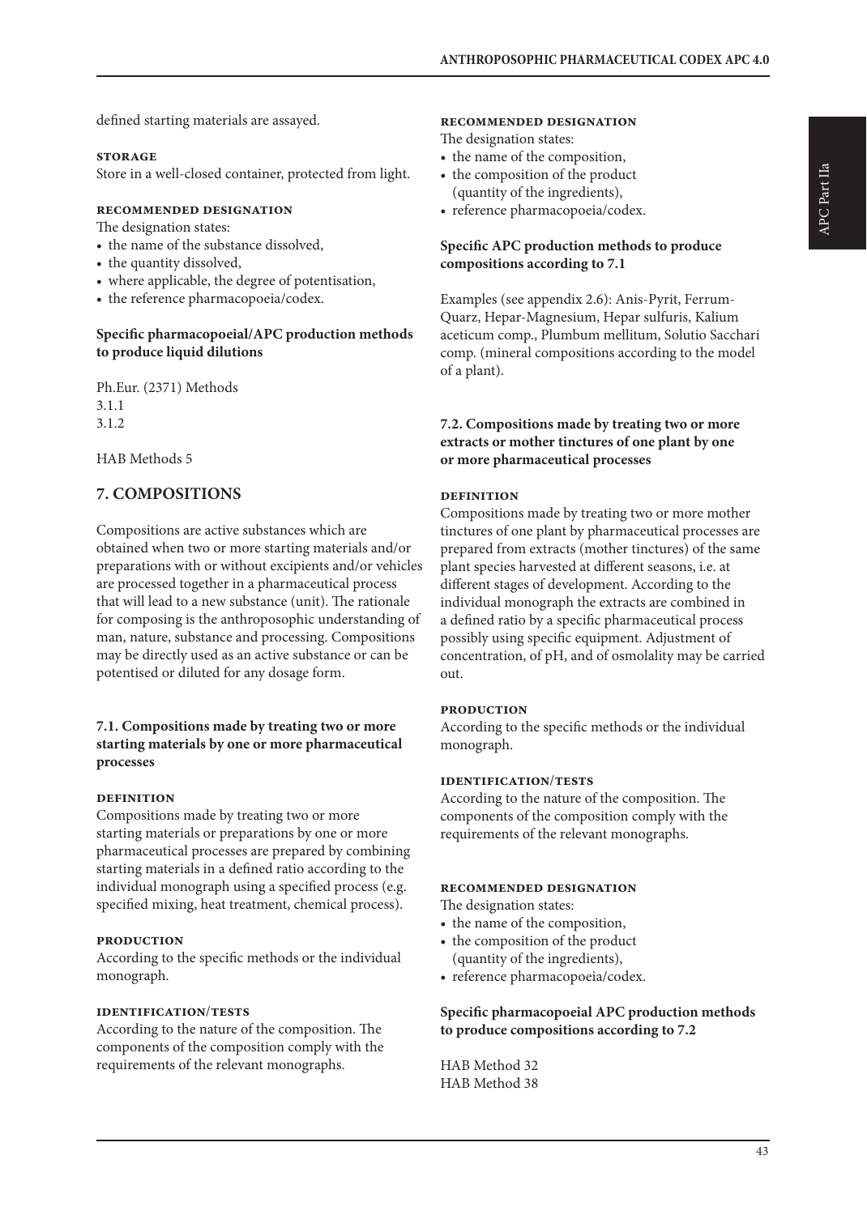defined starting materials are assayed.

**STORAGE**

Store in a well-closed container, protected from light.

**RECOMMENDED DESIGNATION**

The designation states:

- the name of the substance dissolved,
- the quantity dissolved,
- where applicable, the degree of potentisation,
- the reference pharmacopoeia/codex.

**Specific pharmacopoeial/APC production methods to produce liquid dilutions**

Ph.Eur. (2371) Methods
3.1.1
3.1.2

HAB Methods 5

## 7. COMPOSITIONS

Compositions are active substances which are obtained when two or more starting materials and/or preparations with or without excipients and/or vehicles are processed together in a pharmaceutical process that will lead to a new substance (unit). The rationale for composing is the anthroposophic understanding of man, nature, substance and processing. Compositions may be directly used as an active substance or can be potentised or diluted for any dosage form.

### 7.1. Compositions made by treating two or more starting materials by one or more pharmaceutical processes

**DEFINITION**

Compositions made by treating two or more starting materials or preparations by one or more pharmaceutical processes are prepared by combining starting materials in a defined ratio according to the individual monograph using a specified process (e.g. specified mixing, heat treatment, chemical process).

**PRODUCTION**

According to the specific methods or the individual monograph.

**IDENTIFICATION/TESTS**

According to the nature of the composition. The components of the composition comply with the requirements of the relevant monographs.

**RECOMMENDED DESIGNATION**

The designation states:

- the name of the composition,
- the composition of the product (quantity of the ingredients),
- reference pharmacopoeia/codex.

**Specific APC production methods to produce compositions according to 7.1**

Examples (see appendix 2.6): Anis-Pyrit, Ferrum-Quarz, Hepar-Magnesium, Hepar sulfuris, Kalium aceticum comp., Plumbum mellitum, Solutio Sacchari comp. (mineral compositions according to the model of a plant).

### 7.2. Compositions made by treating two or more extracts or mother tinctures of one plant by one or more pharmaceutical processes

**DEFINITION**

Compositions made by treating two or more mother tinctures of one plant by pharmaceutical processes are prepared from extracts (mother tinctures) of the same plant species harvested at different seasons, i.e. at different stages of development. According to the individual monograph the extracts are combined in a defined ratio by a specific pharmaceutical process possibly using specific equipment. Adjustment of concentration, of pH, and of osmolality may be carried out.

**PRODUCTION**

According to the specific methods or the individual monograph.

**IDENTIFICATION/TESTS**

According to the nature of the composition. The components of the composition comply with the requirements of the relevant monographs.

**RECOMMENDED DESIGNATION**

The designation states:

- the name of the composition,
- the composition of the product (quantity of the ingredients),
- reference pharmacopoeia/codex.

**Specific pharmacopoeial APC production methods to produce compositions according to 7.2**

HAB Method 32
HAB Method 38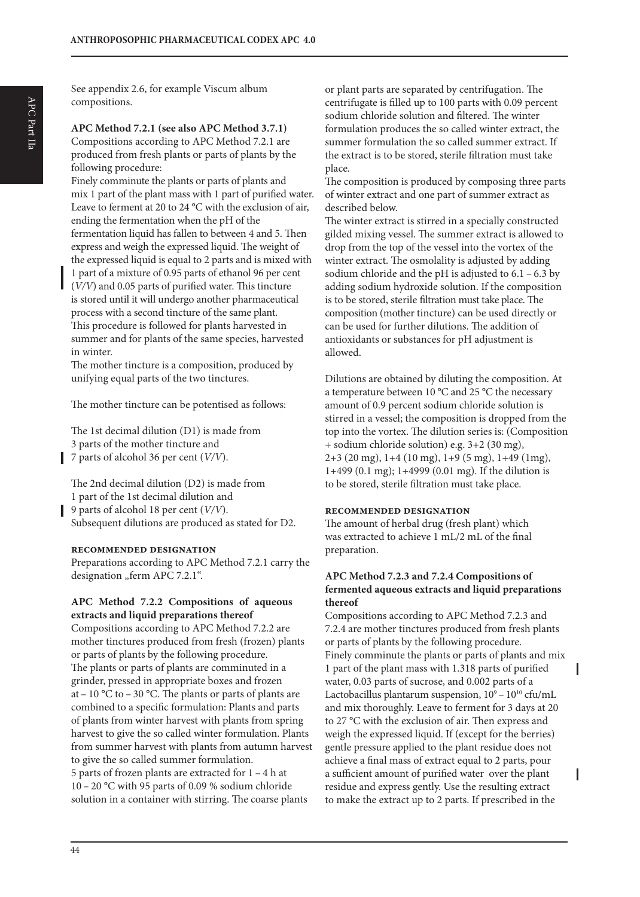See appendix 2.6, for example Viscum album compositions.

**APC Method 7.2.1 (see also APC Method 3.7.1)**

Compositions according to APC Method 7.2.1 are produced from fresh plants or parts of plants by the following procedure:

Finely comminute the plants or parts of plants and mix 1 part of the plant mass with 1 part of purified water. Leave to ferment at 20 to 24 °C with the exclusion of air, ending the fermentation when the pH of the fermentation liquid has fallen to between 4 and 5. Then express and weigh the expressed liquid. The weight of the expressed liquid is equal to 2 parts and is mixed with 1 part of a mixture of 0.95 parts of ethanol 96 per cent (*V/V*) and 0.05 parts of purified water. This tincture is stored until it will undergo another pharmaceutical process with a second tincture of the same plant. This procedure is followed for plants harvested in summer and for plants of the same species, harvested in winter.

The mother tincture is a composition, produced by unifying equal parts of the two tinctures.

The mother tincture can be potentised as follows:

The 1st decimal dilution (D1) is made from 3 parts of the mother tincture and 7 parts of alcohol 36 per cent (*V/V*).

The 2nd decimal dilution (D2) is made from 1 part of the 1st decimal dilution and 9 parts of alcohol 18 per cent (*V/V*). Subsequent dilutions are produced as stated for D2.

#### Recommended designation

Preparations according to APC Method 7.2.1 carry the designation „ferm APC 7.2.1".

**APC Method 7.2.2 Compositions of aqueous extracts and liquid preparations thereof**

Compositions according to APC Method 7.2.2 are mother tinctures produced from fresh (frozen) plants or parts of plants by the following procedure.

The plants or parts of plants are comminuted in a grinder, pressed in appropriate boxes and frozen at – 10 °C to – 30 °C. The plants or parts of plants are combined to a specific formulation: Plants and parts of plants from winter harvest with plants from spring harvest to give the so called winter formulation. Plants from summer harvest with plants from autumn harvest to give the so called summer formulation.

5 parts of frozen plants are extracted for 1 – 4 h at 10 – 20 °C with 95 parts of 0.09 % sodium chloride solution in a container with stirring. The coarse plants or plant parts are separated by centrifugation. The centrifugate is filled up to 100 parts with 0.09 percent sodium chloride solution and filtered. The winter formulation produces the so called winter extract, the summer formulation the so called summer extract. If the extract is to be stored, sterile filtration must take place.

The composition is produced by composing three parts of winter extract and one part of summer extract as described below.

The winter extract is stirred in a specially constructed gilded mixing vessel. The summer extract is allowed to drop from the top of the vessel into the vortex of the winter extract. The osmolality is adjusted by adding sodium chloride and the pH is adjusted to 6.1 – 6.3 by adding sodium hydroxide solution. If the composition is to be stored, sterile filtration must take place. The composition (mother tincture) can be used directly or can be used for further dilutions. The addition of antioxidants or substances for pH adjustment is allowed.

Dilutions are obtained by diluting the composition. At a temperature between 10 °C and 25 °C the necessary amount of 0.9 percent sodium chloride solution is stirred in a vessel; the composition is dropped from the top into the vortex. The dilution series is: (Composition + sodium chloride solution) e.g. 3+2 (30 mg), 2+3 (20 mg), 1+4 (10 mg), 1+9 (5 mg), 1+49 (1mg), 1+499 (0.1 mg); 1+4999 (0.01 mg). If the dilution is to be stored, sterile filtration must take place.

#### Recommended designation

The amount of herbal drug (fresh plant) which was extracted to achieve 1 mL/2 mL of the final preparation.

**APC Method 7.2.3 and 7.2.4 Compositions of fermented aqueous extracts and liquid preparations thereof**

Compositions according to APC Method 7.2.3 and 7.2.4 are mother tinctures produced from fresh plants or parts of plants by the following procedure.

Finely comminute the plants or parts of plants and mix 1 part of the plant mass with 1.318 parts of purified water, 0.03 parts of sucrose, and 0.002 parts of a Lactobacillus plantarum suspension, $10^9 – 10^{10}$ cfu/mL and mix thoroughly. Leave to ferment for 3 days at 20 to 27 °C with the exclusion of air. Then express and weigh the expressed liquid. If (except for the berries) gentle pressure applied to the plant residue does not achieve a final mass of extract equal to 2 parts, pour a sufficient amount of purified water over the plant residue and express gently. Use the resulting extract to make the extract up to 2 parts. If prescribed in the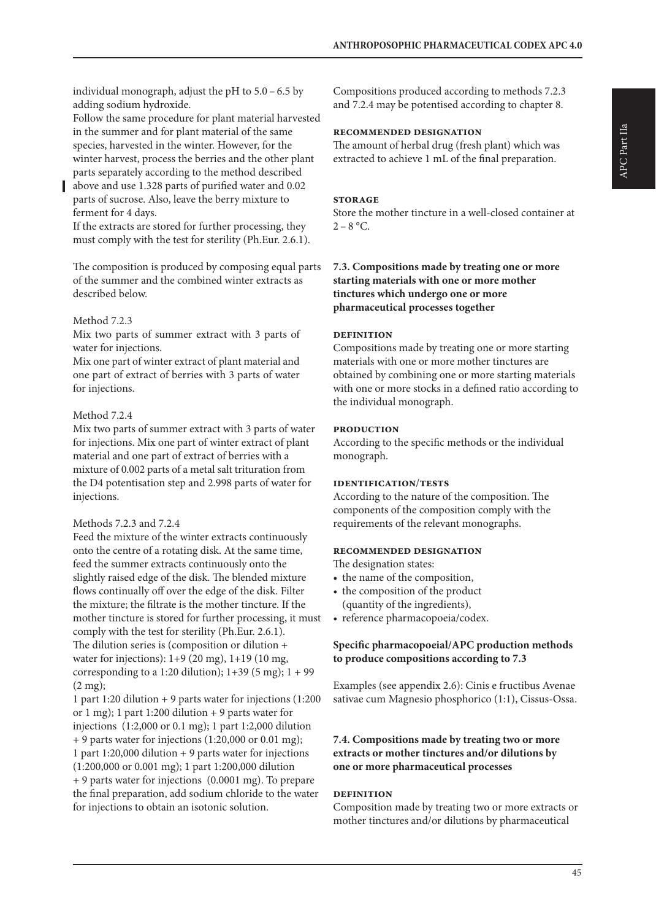individual monograph, adjust the pH to 5.0 – 6.5 by adding sodium hydroxide.
Follow the same procedure for plant material harvested in the summer and for plant material of the same species, harvested in the winter. However, for the winter harvest, process the berries and the other plant parts separately according to the method described above and use 1.328 parts of purified water and 0.02 parts of sucrose. Also, leave the berry mixture to ferment for 4 days.
If the extracts are stored for further processing, they must comply with the test for sterility (Ph.Eur. 2.6.1).

The composition is produced by composing equal parts of the summer and the combined winter extracts as described below.

Method 7.2.3
Mix two parts of summer extract with 3 parts of water for injections.
Mix one part of winter extract of plant material and one part of extract of berries with 3 parts of water for injections.

Method 7.2.4
Mix two parts of summer extract with 3 parts of water for injections. Mix one part of winter extract of plant material and one part of extract of berries with a mixture of 0.002 parts of a metal salt trituration from the D4 potentisation step and 2.998 parts of water for injections.

Methods 7.2.3 and 7.2.4
Feed the mixture of the winter extracts continuously onto the centre of a rotating disk. At the same time, feed the summer extracts continuously onto the slightly raised edge of the disk. The blended mixture flows continually off over the edge of the disk. Filter the mixture; the filtrate is the mother tincture. If the mother tincture is stored for further processing, it must comply with the test for sterility (Ph.Eur. 2.6.1).
The dilution series is (composition or dilution + water for injections): 1+9 (20 mg), 1+19 (10 mg, corresponding to a 1:20 dilution); 1+39 (5 mg); 1 + 99 (2 mg);
1 part 1:20 dilution + 9 parts water for injections (1:200 or 1 mg); 1 part 1:200 dilution + 9 parts water for injections (1:2,000 or 0.1 mg); 1 part 1:2,000 dilution + 9 parts water for injections (1:20,000 or 0.01 mg); 1 part 1:20,000 dilution + 9 parts water for injections (1:200,000 or 0.001 mg); 1 part 1:200,000 dilution + 9 parts water for injections (0.0001 mg). To prepare the final preparation, add sodium chloride to the water for injections to obtain an isotonic solution.

Compositions produced according to methods 7.2.3 and 7.2.4 may be potentised according to chapter 8.

#### RECOMMENDED DESIGNATION

The amount of herbal drug (fresh plant) which was extracted to achieve 1 mL of the final preparation.

#### STORAGE

Store the mother tincture in a well-closed container at 2 – 8 °C.

### 7.3. Compositions made by treating one or more starting materials with one or more mother tinctures which undergo one or more pharmaceutical processes together

#### DEFINITION

Compositions made by treating one or more starting materials with one or more mother tinctures are obtained by combining one or more starting materials with one or more stocks in a defined ratio according to the individual monograph.

#### PRODUCTION

According to the specific methods or the individual monograph.

#### IDENTIFICATION/TESTS

According to the nature of the composition. The components of the composition comply with the requirements of the relevant monographs.

#### RECOMMENDED DESIGNATION

The designation states:

- the name of the composition,
- the composition of the product (quantity of the ingredients),
- reference pharmacopoeia/codex.

**Specific pharmacopoeial/APC production methods to produce compositions according to 7.3**

Examples (see appendix 2.6): Cinis e fructibus Avenae sativae cum Magnesio phosphorico (1:1), Cissus-Ossa.

### 7.4. Compositions made by treating two or more extracts or mother tinctures and/or dilutions by one or more pharmaceutical processes

#### DEFINITION

Composition made by treating two or more extracts or mother tinctures and/or dilutions by pharmaceutical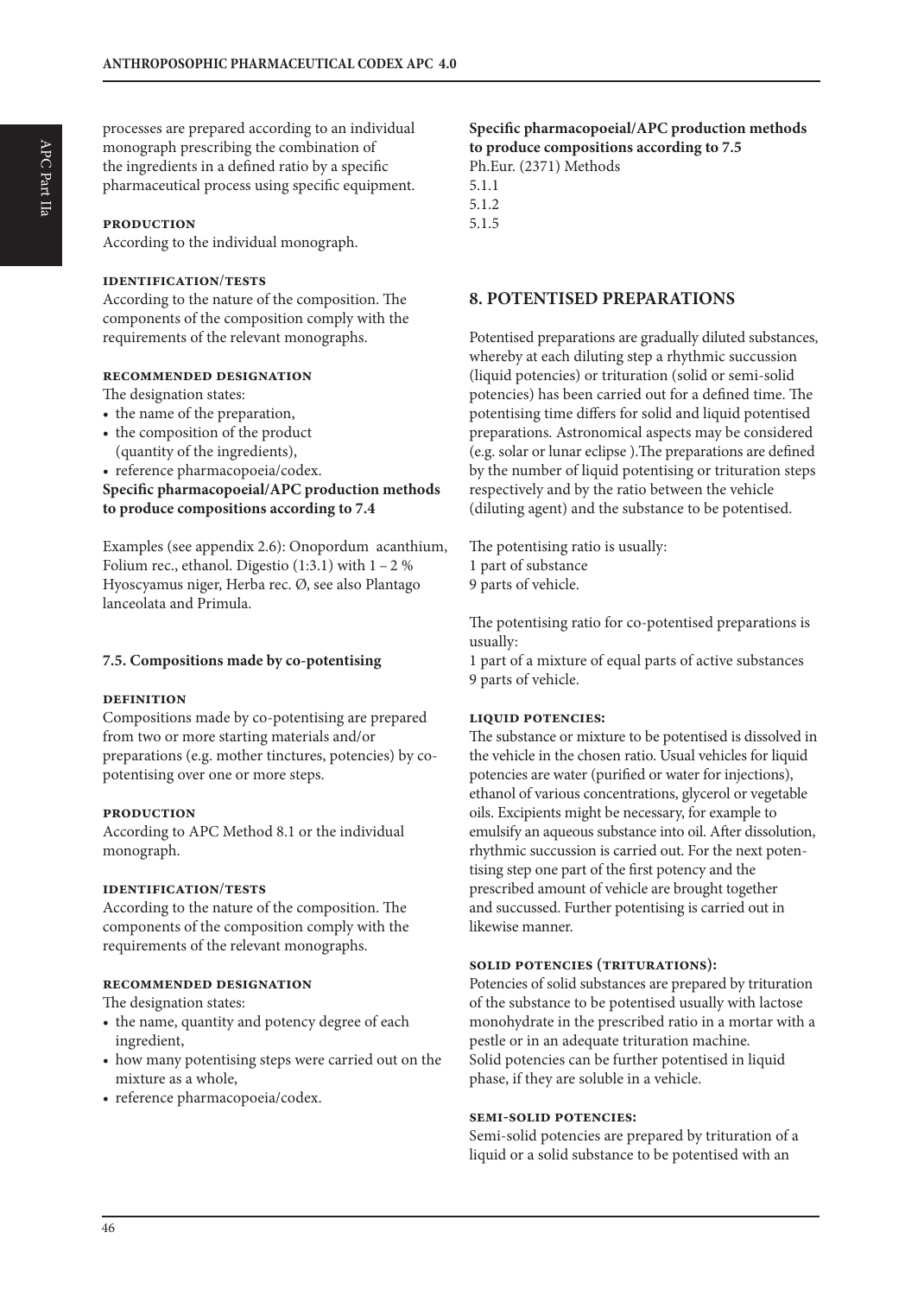processes are prepared according to an individual monograph prescribing the combination of the ingredients in a defined ratio by a specific pharmaceutical process using specific equipment.

**PRODUCTION**

According to the individual monograph.

**IDENTIFICATION/TESTS**

According to the nature of the composition. The components of the composition comply with the requirements of the relevant monographs.

**RECOMMENDED DESIGNATION**

The designation states:

- the name of the preparation,
- the composition of the product (quantity of the ingredients),
- reference pharmacopoeia/codex.

**Specific pharmacopoeial/APC production methods to produce compositions according to 7.4**

Examples (see appendix 2.6): Onopordum acanthium, Folium rec., ethanol. Digestio (1:3.1) with 1 – 2 % Hyoscyamus niger, Herba rec. Ø, see also Plantago lanceolata and Primula.

### 7.5. Compositions made by co-potentising

**DEFINITION**

Compositions made by co-potentising are prepared from two or more starting materials and/or preparations (e.g. mother tinctures, potencies) by co-potentising over one or more steps.

**PRODUCTION**

According to APC Method 8.1 or the individual monograph.

**IDENTIFICATION/TESTS**

According to the nature of the composition. The components of the composition comply with the requirements of the relevant monographs.

**RECOMMENDED DESIGNATION**

The designation states:

- the name, quantity and potency degree of each ingredient,
- how many potentising steps were carried out on the mixture as a whole,
- reference pharmacopoeia/codex.

**Specific pharmacopoeial/APC production methods to produce compositions according to 7.5**

Ph.Eur. (2371) Methods
5.1.1
5.1.2
5.1.5

## 8. POTENTISED PREPARATIONS

Potentised preparations are gradually diluted substances, whereby at each diluting step a rhythmic succussion (liquid potencies) or trituration (solid or semi-solid potencies) has been carried out for a defined time. The potentising time differs for solid and liquid potentised preparations. Astronomical aspects may be considered (e.g. solar or lunar eclipse ).The preparations are defined by the number of liquid potentising or trituration steps respectively and by the ratio between the vehicle (diluting agent) and the substance to be potentised.

The potentising ratio is usually:
1 part of substance
9 parts of vehicle.

The potentising ratio for co-potentised preparations is usually:
1 part of a mixture of equal parts of active substances
9 parts of vehicle.

**LIQUID POTENCIES:**

The substance or mixture to be potentised is dissolved in the vehicle in the chosen ratio. Usual vehicles for liquid potencies are water (purified or water for injections), ethanol of various concentrations, glycerol or vegetable oils. Excipients might be necessary, for example to emulsify an aqueous substance into oil. After dissolution, rhythmic succussion is carried out. For the next potentising step one part of the first potency and the prescribed amount of vehicle are brought together and succussed. Further potentising is carried out in likewise manner.

**SOLID POTENCIES (TRITURATIONS):**

Potencies of solid substances are prepared by trituration of the substance to be potentised usually with lactose monohydrate in the prescribed ratio in a mortar with a pestle or in an adequate trituration machine.
Solid potencies can be further potentised in liquid phase, if they are soluble in a vehicle.

**SEMI-SOLID POTENCIES:**

Semi-solid potencies are prepared by trituration of a liquid or a solid substance to be potentised with an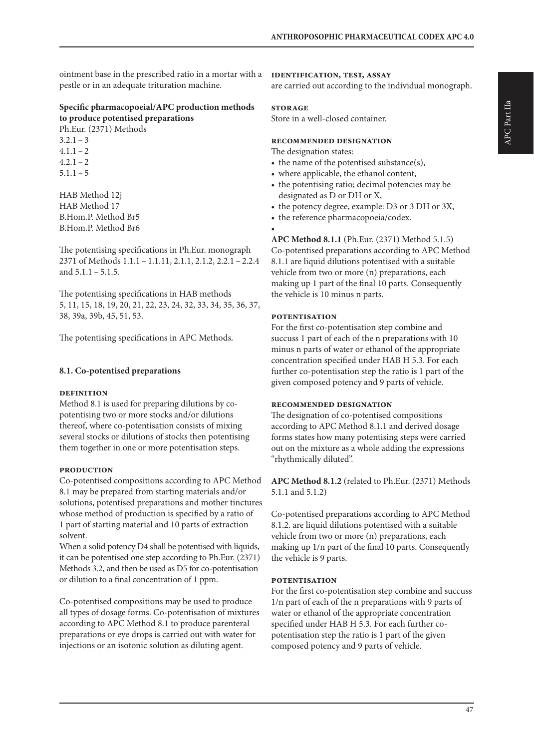ointment base in the prescribed ratio in a mortar with a pestle or in an adequate trituration machine.

**Specific pharmacopoeial/APC production methods to produce potentised preparations**

Ph.Eur. (2371) Methods
3.2.1 – 3
4.1.1 – 2
4.2.1 – 2
5.1.1 – 5

HAB Method 12j
HAB Method 17
B.Hom.P. Method Br5
B.Hom.P. Method Br6

The potentising specifications in Ph.Eur. monograph 2371 of Methods 1.1.1 – 1.1.11, 2.1.1, 2.1.2, 2.2.1 – 2.2.4 and 5.1.1 – 5.1.5.

The potentising specifications in HAB methods 5, 11, 15, 18, 19, 20, 21, 22, 23, 24, 32, 33, 34, 35, 36, 37, 38, 39a, 39b, 45, 51, 53.

The potentising specifications in APC Methods.

### 8.1. Co-potentised preparations

#### Definition

Method 8.1 is used for preparing dilutions by co-potentising two or more stocks and/or dilutions thereof, where co-potentisation consists of mixing several stocks or dilutions of stocks then potentising them together in one or more potentisation steps.

#### Production

Co-potentised compositions according to APC Method 8.1 may be prepared from starting materials and/or solutions, potentised preparations and mother tinctures whose method of production is specified by a ratio of 1 part of starting material and 10 parts of extraction solvent.

When a solid potency D4 shall be potentised with liquids, it can be potentised one step according to Ph.Eur. (2371) Methods 3.2, and then be used as D5 for co-potentisation or dilution to a final concentration of 1 ppm.

Co-potentised compositions may be used to produce all types of dosage forms. Co-potentisation of mixtures according to APC Method 8.1 to produce parenteral preparations or eye drops is carried out with water for injections or an isotonic solution as diluting agent.

#### Identification, test, assay

are carried out according to the individual monograph.

#### Storage

Store in a well-closed container.

#### Recommended designation

The designation states:

- the name of the potentised substance(s),
- where applicable, the ethanol content,
- the potentising ratio; decimal potencies may be designated as D or DH or X,
- the potency degree, example: D3 or 3 DH or 3X,
- the reference pharmacopoeia/codex.

**APC Method 8.1.1** (Ph.Eur. (2371) Method 5.1.5)
Co-potentised preparations according to APC Method 8.1.1 are liquid dilutions potentised with a suitable vehicle from two or more (n) preparations, each making up 1 part of the final 10 parts. Consequently the vehicle is 10 minus n parts.

#### Potentisation

For the first co-potentisation step combine and succuss 1 part of each of the n preparations with 10 minus n parts of water or ethanol of the appropriate concentration specified under HAB H 5.3. For each further co-potentisation step the ratio is 1 part of the given composed potency and 9 parts of vehicle.

#### Recommended designation

The designation of co-potentised compositions according to APC Method 8.1.1 and derived dosage forms states how many potentising steps were carried out on the mixture as a whole adding the expressions "rhythmically diluted".

**APC Method 8.1.2** (related to Ph.Eur. (2371) Methods 5.1.1 and 5.1.2)

Co-potentised preparations according to APC Method 8.1.2. are liquid dilutions potentised with a suitable vehicle from two or more (n) preparations, each making up 1/n part of the final 10 parts. Consequently the vehicle is 9 parts.

#### Potentisation

For the first co-potentisation step combine and succuss 1/n part of each of the n preparations with 9 parts of water or ethanol of the appropriate concentration specified under HAB H 5.3. For each further co-potentisation step the ratio is 1 part of the given composed potency and 9 parts of vehicle.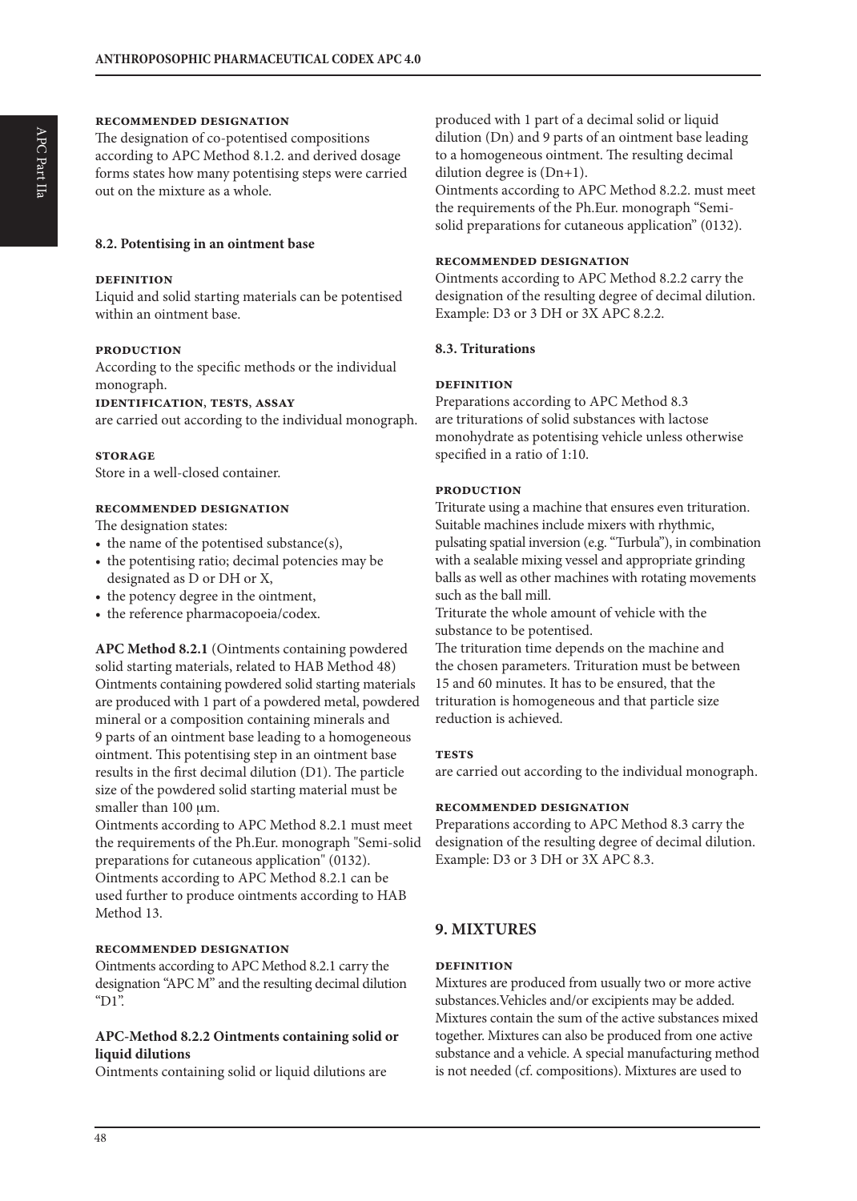**RECOMMENDED DESIGNATION**

The designation of co-potentised compositions according to APC Method 8.1.2. and derived dosage forms states how many potentising steps were carried out on the mixture as a whole.

### 8.2. Potentising in an ointment base

**DEFINITION**

Liquid and solid starting materials can be potentised within an ointment base.

**PRODUCTION**

According to the specific methods or the individual monograph.

**IDENTIFICATION, TESTS, ASSAY**

are carried out according to the individual monograph.

**STORAGE**

Store in a well-closed container.

**RECOMMENDED DESIGNATION**

The designation states:

- the name of the potentised substance(s),
- the potentising ratio; decimal potencies may be designated as D or DH or X,
- the potency degree in the ointment,
- the reference pharmacopoeia/codex.

**APC Method 8.2.1** (Ointments containing powdered solid starting materials, related to HAB Method 48)
Ointments containing powdered solid starting materials are produced with 1 part of a powdered metal, powdered mineral or a composition containing minerals and 9 parts of an ointment base leading to a homogeneous ointment. This potentising step in an ointment base results in the first decimal dilution (D1). The particle size of the powdered solid starting material must be smaller than 100 μm.
Ointments according to APC Method 8.2.1 must meet the requirements of the Ph.Eur. monograph "Semi-solid preparations for cutaneous application" (0132).
Ointments according to APC Method 8.2.1 can be used further to produce ointments according to HAB Method 13.

**RECOMMENDED DESIGNATION**

Ointments according to APC Method 8.2.1 carry the designation "APC M" and the resulting decimal dilution "D1".

**APC-Method 8.2.2 Ointments containing solid or liquid dilutions**

Ointments containing solid or liquid dilutions are produced with 1 part of a decimal solid or liquid dilution (Dn) and 9 parts of an ointment base leading to a homogeneous ointment. The resulting decimal dilution degree is (Dn+1).
Ointments according to APC Method 8.2.2. must meet the requirements of the Ph.Eur. monograph "Semi-solid preparations for cutaneous application" (0132).

**RECOMMENDED DESIGNATION**

Ointments according to APC Method 8.2.2 carry the designation of the resulting degree of decimal dilution. Example: D3 or 3 DH or 3X APC 8.2.2.

### 8.3. Triturations

**DEFINITION**

Preparations according to APC Method 8.3 are triturations of solid substances with lactose monohydrate as potentising vehicle unless otherwise specified in a ratio of 1:10.

**PRODUCTION**

Triturate using a machine that ensures even trituration. Suitable machines include mixers with rhythmic, pulsating spatial inversion (e.g. "Turbula"), in combination with a sealable mixing vessel and appropriate grinding balls as well as other machines with rotating movements such as the ball mill.
Triturate the whole amount of vehicle with the substance to be potentised.
The trituration time depends on the machine and the chosen parameters. Trituration must be between 15 and 60 minutes. It has to be ensured, that the trituration is homogeneous and that particle size reduction is achieved.

**TESTS**

are carried out according to the individual monograph.

**RECOMMENDED DESIGNATION**

Preparations according to APC Method 8.3 carry the designation of the resulting degree of decimal dilution. Example: D3 or 3 DH or 3X APC 8.3.

## 9. MIXTURES

**DEFINITION**

Mixtures are produced from usually two or more active substances.Vehicles and/or excipients may be added. Mixtures contain the sum of the active substances mixed together. Mixtures can also be produced from one active substance and a vehicle. A special manufacturing method is not needed (cf. compositions). Mixtures are used to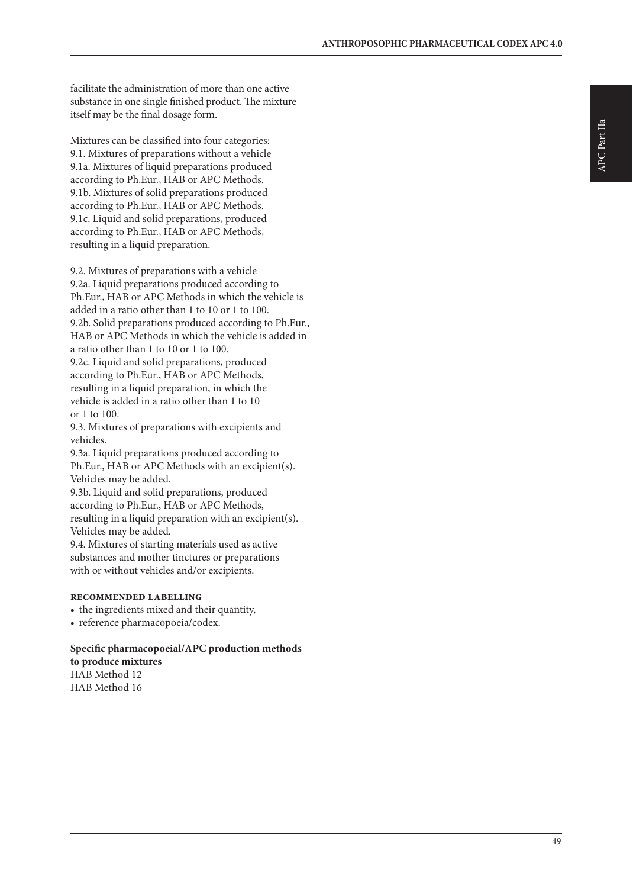facilitate the administration of more than one active substance in one single finished product. The mixture itself may be the final dosage form.

Mixtures can be classified into four categories:
9.1. Mixtures of preparations without a vehicle
9.1a. Mixtures of liquid preparations produced according to Ph.Eur., HAB or APC Methods.
9.1b. Mixtures of solid preparations produced according to Ph.Eur., HAB or APC Methods.
9.1c. Liquid and solid preparations, produced according to Ph.Eur., HAB or APC Methods, resulting in a liquid preparation.

9.2. Mixtures of preparations with a vehicle
9.2a. Liquid preparations produced according to Ph.Eur., HAB or APC Methods in which the vehicle is added in a ratio other than 1 to 10 or 1 to 100.
9.2b. Solid preparations produced according to Ph.Eur., HAB or APC Methods in which the vehicle is added in a ratio other than 1 to 10 or 1 to 100.
9.2c. Liquid and solid preparations, produced according to Ph.Eur., HAB or APC Methods, resulting in a liquid preparation, in which the vehicle is added in a ratio other than 1 to 10 or 1 to 100.
9.3. Mixtures of preparations with excipients and vehicles.
9.3a. Liquid preparations produced according to Ph.Eur., HAB or APC Methods with an excipient(s). Vehicles may be added.
9.3b. Liquid and solid preparations, produced according to Ph.Eur., HAB or APC Methods, resulting in a liquid preparation with an excipient(s). Vehicles may be added.
9.4. Mixtures of starting materials used as active substances and mother tinctures or preparations with or without vehicles and/or excipients.

#### Recommended labelling

- the ingredients mixed and their quantity,
- reference pharmacopoeia/codex.

**Specific pharmacopoeial/APC production methods to produce mixtures**
HAB Method 12
HAB Method 16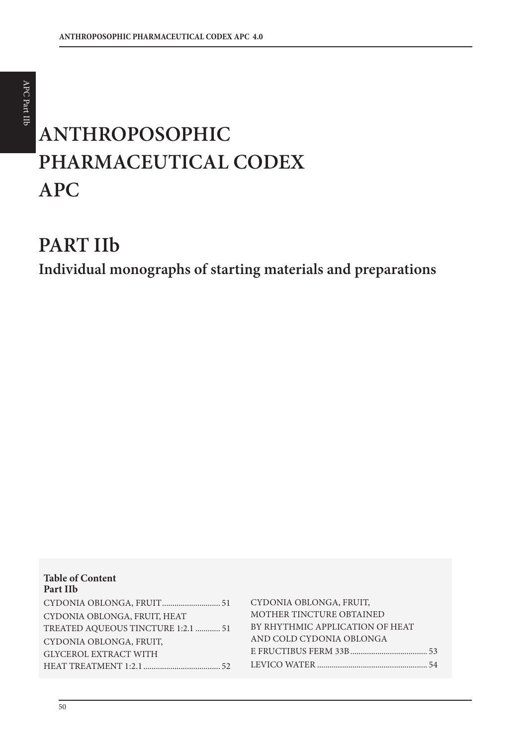# ANTHROPOSOPHIC PHARMACEUTICAL CODEX APC

# PART IIb

## Individual monographs of starting materials and preparations

**Table of Content**
**Part IIb**

CYDONIA OBLONGA, FRUIT ........................... 51

CYDONIA OBLONGA, FRUIT, HEAT TREATED AQUEOUS TINCTURE 1:2.1 ............ 51

CYDONIA OBLONGA, FRUIT, GLYCEROL EXTRACT WITH HEAT TREATMENT 1:2.1 .................................... 52

CYDONIA OBLONGA, FRUIT, MOTHER TINCTURE OBTAINED BY RHYTHMIC APPLICATION OF HEAT AND COLD CYDONIA OBLONGA E FRUCTIBUS FERM 33B .................................... 53

LEVICO WATER .................................................... 54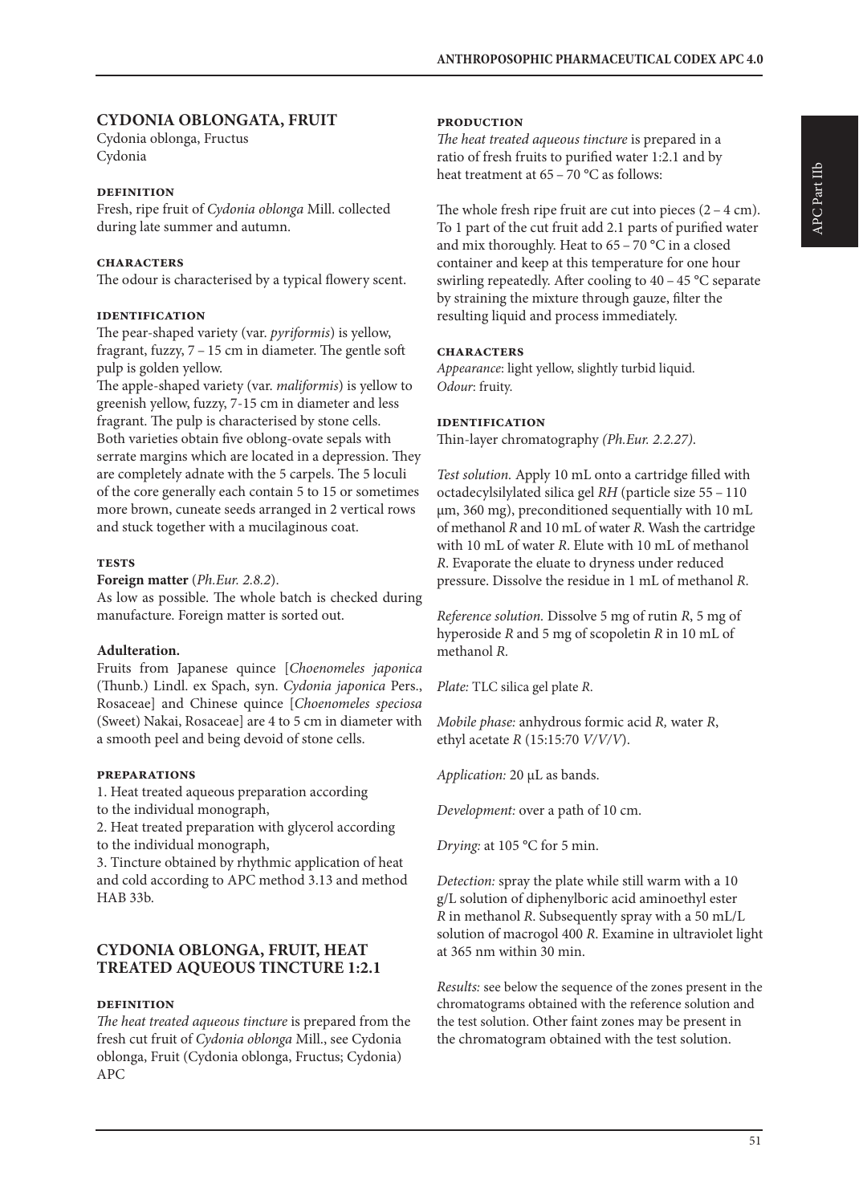## CYDONIA OBLONGATA, FRUIT

Cydonia oblonga, Fructus
Cydonia

### DEFINITION

Fresh, ripe fruit of *Cydonia oblonga* Mill. collected during late summer and autumn.

### CHARACTERS

The odour is characterised by a typical flowery scent.

### IDENTIFICATION

The pear-shaped variety (var. *pyriformis*) is yellow, fragrant, fuzzy, 7 – 15 cm in diameter. The gentle soft pulp is golden yellow.
The apple-shaped variety (var. *maliformis*) is yellow to greenish yellow, fuzzy, 7-15 cm in diameter and less fragrant. The pulp is characterised by stone cells.
Both varieties obtain five oblong-ovate sepals with serrate margins which are located in a depression. They are completely adnate with the 5 carpels. The 5 loculi of the core generally each contain 5 to 15 or sometimes more brown, cuneate seeds arranged in 2 vertical rows and stuck together with a mucilaginous coat.

### TESTS

**Foreign matter** (*Ph.Eur. 2.8.2*).
As low as possible. The whole batch is checked during manufacture. Foreign matter is sorted out.

**Adulteration.**
Fruits from Japanese quince [*Choenomeles japonica* (Thunb.) Lindl. ex Spach, syn. *Cydonia japonica* Pers., Rosaceae] and Chinese quince [*Choenomeles speciosa* (Sweet) Nakai, Rosaceae] are 4 to 5 cm in diameter with a smooth peel and being devoid of stone cells.

### PREPARATIONS

1. Heat treated aqueous preparation according to the individual monograph,
2. Heat treated preparation with glycerol according to the individual monograph,
3. Tincture obtained by rhythmic application of heat and cold according to APC method 3.13 and method HAB 33b.

## CYDONIA OBLONGA, FRUIT, HEAT TREATED AQUEOUS TINCTURE 1:2.1

### DEFINITION

*The heat treated aqueous tincture* is prepared from the fresh cut fruit of *Cydonia oblonga* Mill., see Cydonia oblonga, Fruit (Cydonia oblonga, Fructus; Cydonia) APC

### PRODUCTION

*The heat treated aqueous tincture* is prepared in a ratio of fresh fruits to purified water 1:2.1 and by heat treatment at 65 – 70 °C as follows:

The whole fresh ripe fruit are cut into pieces (2 – 4 cm). To 1 part of the cut fruit add 2.1 parts of purified water and mix thoroughly. Heat to 65 – 70 °C in a closed container and keep at this temperature for one hour swirling repeatedly. After cooling to 40 – 45 °C separate by straining the mixture through gauze, filter the resulting liquid and process immediately.

### CHARACTERS

*Appearance*: light yellow, slightly turbid liquid.
*Odour*: fruity.

### IDENTIFICATION

Thin-layer chromatography *(Ph.Eur. 2.2.27)*.

*Test solution.* Apply 10 mL onto a cartridge filled with octadecylsilylated silica gel *RH* (particle size 55 – 110 µm, 360 mg), preconditioned sequentially with 10 mL of methanol *R* and 10 mL of water *R*. Wash the cartridge with 10 mL of water *R*. Elute with 10 mL of methanol *R*. Evaporate the eluate to dryness under reduced pressure. Dissolve the residue in 1 mL of methanol *R*.

*Reference solution.* Dissolve 5 mg of rutin *R*, 5 mg of hyperoside *R* and 5 mg of scopoletin *R* in 10 mL of methanol *R*.

*Plate:* TLC silica gel plate *R*.

*Mobile phase:* anhydrous formic acid *R,* water *R*, ethyl acetate *R* (15:15:70 *V/V/V*).

*Application:* 20 µL as bands.

*Development:* over a path of 10 cm.

*Drying:* at 105 °C for 5 min.

*Detection:* spray the plate while still warm with a 10 g/L solution of diphenylboric acid aminoethyl ester *R* in methanol *R*. Subsequently spray with a 50 mL/L solution of macrogol 400 *R*. Examine in ultraviolet light at 365 nm within 30 min.

*Results:* see below the sequence of the zones present in the chromatograms obtained with the reference solution and the test solution. Other faint zones may be present in the chromatogram obtained with the test solution.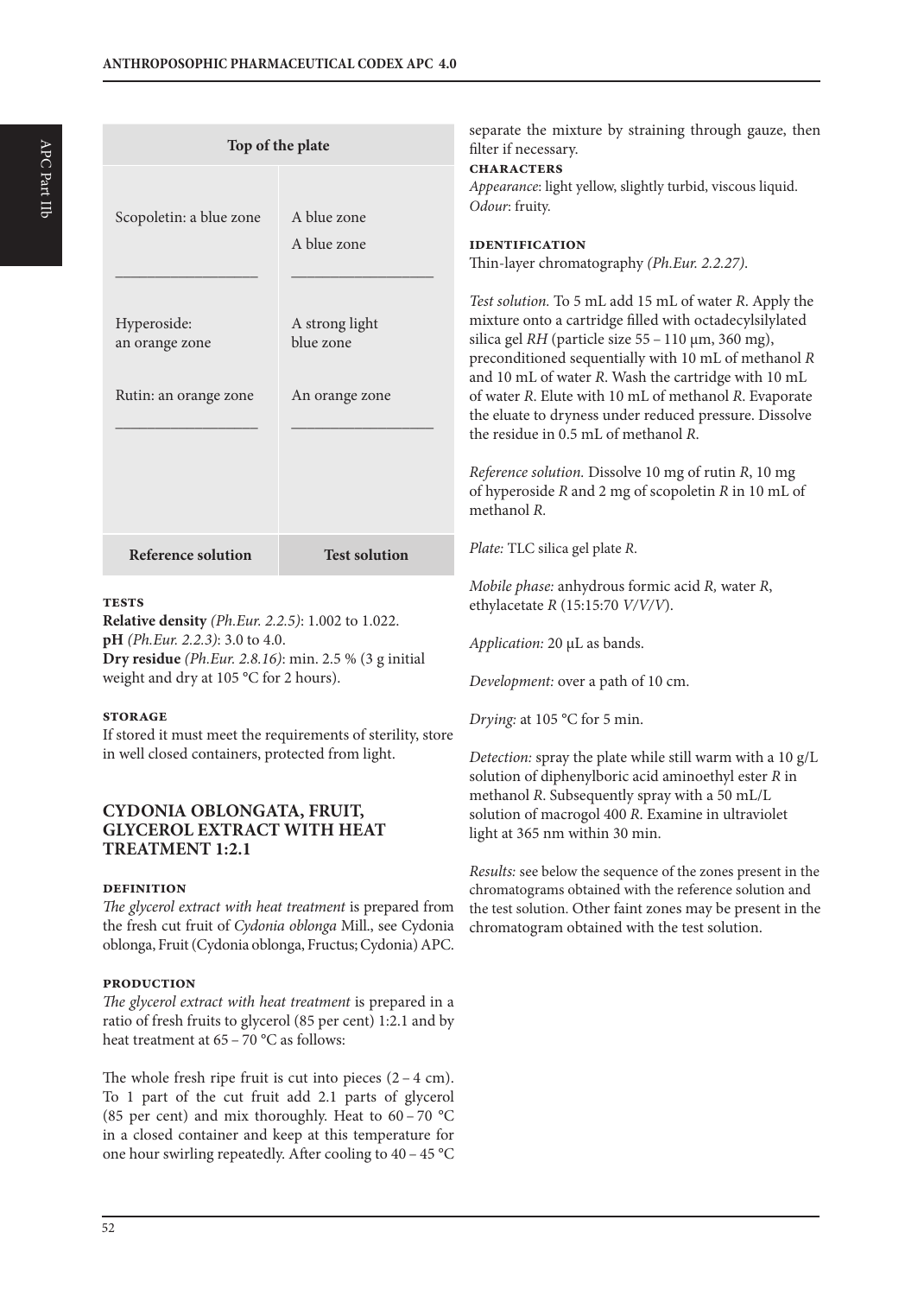| Top of the plate | |
|---|---|
| Scopoletin: a blue zone | A blue zone<br>A blue zone |
| _______________ | _______________ |
| Hyperoside: an orange zone | A strong light blue zone |
| Rutin: an orange zone | An orange zone |
| _______________ | _______________ |
| **Reference solution** | **Test solution** |

### TESTS

**Relative density** *(Ph.Eur. 2.2.5)*: 1.002 to 1.022.
**pH** *(Ph.Eur. 2.2.3)*: 3.0 to 4.0.
**Dry residue** *(Ph.Eur. 2.8.16)*: min. 2.5 % (3 g initial weight and dry at 105 °C for 2 hours).

### STORAGE

If stored it must meet the requirements of sterility, store in well closed containers, protected from light.

## CYDONIA OBLONGATA, FRUIT, GLYCEROL EXTRACT WITH HEAT TREATMENT 1:2.1

### DEFINITION

*The glycerol extract with heat treatment* is prepared from the fresh cut fruit of *Cydonia oblonga* Mill., see Cydonia oblonga, Fruit (Cydonia oblonga, Fructus; Cydonia) APC.

### PRODUCTION

*The glycerol extract with heat treatment* is prepared in a ratio of fresh fruits to glycerol (85 per cent) 1:2.1 and by heat treatment at 65 – 70 °C as follows:

The whole fresh ripe fruit is cut into pieces (2 – 4 cm). To 1 part of the cut fruit add 2.1 parts of glycerol (85 per cent) and mix thoroughly. Heat to 60 – 70 °C in a closed container and keep at this temperature for one hour swirling repeatedly. After cooling to 40 – 45 °C separate the mixture by straining through gauze, then filter if necessary.

### CHARACTERS

*Appearance*: light yellow, slightly turbid, viscous liquid.
*Odour*: fruity.

### IDENTIFICATION

Thin-layer chromatography *(Ph.Eur. 2.2.27)*.

*Test solution.* To 5 mL add 15 mL of water *R*. Apply the mixture onto a cartridge filled with octadecylsilylated silica gel *RH* (particle size 55 – 110 µm, 360 mg), preconditioned sequentially with 10 mL of methanol *R* and 10 mL of water *R*. Wash the cartridge with 10 mL of water *R*. Elute with 10 mL of methanol *R*. Evaporate the eluate to dryness under reduced pressure. Dissolve the residue in 0.5 mL of methanol *R*.

*Reference solution.* Dissolve 10 mg of rutin *R*, 10 mg of hyperoside *R* and 2 mg of scopoletin *R* in 10 mL of methanol *R*.

*Plate:* TLC silica gel plate *R*.

*Mobile phase:* anhydrous formic acid *R,* water *R*, ethylacetate *R* (15:15:70 *V/V/V*).

*Application:* 20 µL as bands.

*Development:* over a path of 10 cm.

*Drying:* at 105 °C for 5 min.

*Detection:* spray the plate while still warm with a 10 g/L solution of diphenylboric acid aminoethyl ester *R* in methanol *R*. Subsequently spray with a 50 mL/L solution of macrogol 400 *R*. Examine in ultraviolet light at 365 nm within 30 min.

*Results:* see below the sequence of the zones present in the chromatograms obtained with the reference solution and the test solution. Other faint zones may be present in the chromatogram obtained with the test solution.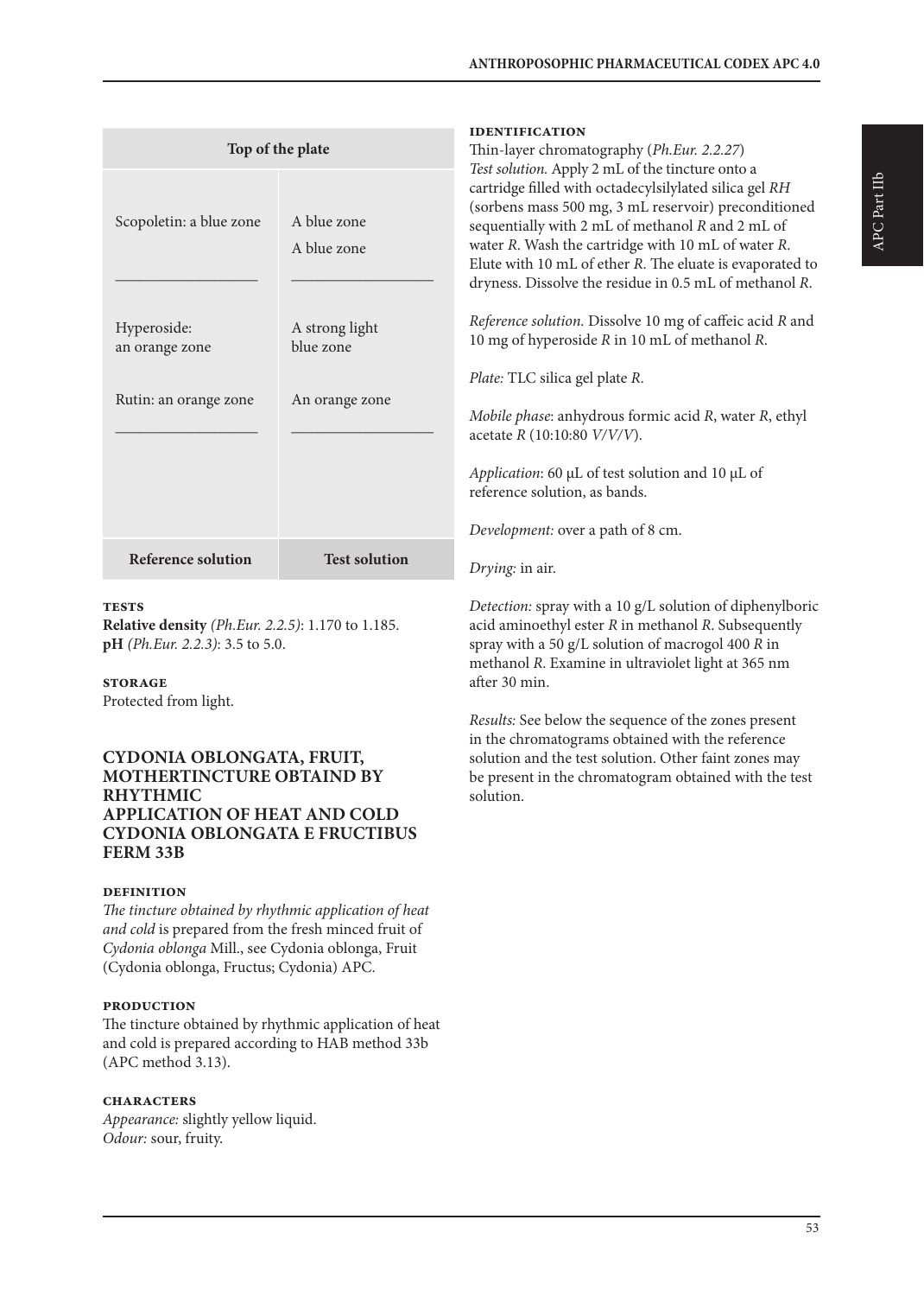| Top of the plate | |
|---|---|
| Scopoletin: a blue zone | A blue zone<br>A blue zone |
| _________________ | _________________ |
| Hyperoside: an orange zone | A strong light blue zone |
| Rutin: an orange zone | An orange zone |
| _________________ | _________________ |
| **Reference solution** | **Test solution** |

### TESTS

**Relative density** *(Ph.Eur. 2.2.5)*: 1.170 to 1.185.
**pH** *(Ph.Eur. 2.2.3)*: 3.5 to 5.0.

### STORAGE

Protected from light.

## CYDONIA OBLONGATA, FRUIT, MOTHERTINCTURE OBTAIND BY RHYTHMIC APPLICATION OF HEAT AND COLD CYDONIA OBLONGATA E FRUCTIBUS FERM 33B

### DEFINITION

*The tincture obtained by rhythmic application of heat and cold* is prepared from the fresh minced fruit of *Cydonia oblonga* Mill., see Cydonia oblonga, Fruit (Cydonia oblonga, Fructus; Cydonia) APC.

### PRODUCTION

The tincture obtained by rhythmic application of heat and cold is prepared according to HAB method 33b (APC method 3.13).

### CHARACTERS

*Appearance:* slightly yellow liquid.
*Odour:* sour, fruity.

### IDENTIFICATION

Thin-layer chromatography (*Ph.Eur. 2.2.27*)
*Test solution.* Apply 2 mL of the tincture onto a cartridge filled with octadecylsilylated silica gel *RH* (sorbens mass 500 mg, 3 mL reservoir) preconditioned sequentially with 2 mL of methanol *R* and 2 mL of water *R*. Wash the cartridge with 10 mL of water *R*. Elute with 10 mL of ether *R*. The eluate is evaporated to dryness. Dissolve the residue in 0.5 mL of methanol *R*.

*Reference solution.* Dissolve 10 mg of caffeic acid *R* and 10 mg of hyperoside *R* in 10 mL of methanol *R*.

*Plate:* TLC silica gel plate *R*.

*Mobile phase*: anhydrous formic acid *R*, water *R*, ethyl acetate *R* (10:10:80 *V/V/V*).

*Application*: 60 µL of test solution and 10 µL of reference solution, as bands.

*Development:* over a path of 8 cm.

*Drying:* in air.

*Detection:* spray with a 10 g/L solution of diphenylboric acid aminoethyl ester *R* in methanol *R*. Subsequently spray with a 50 g/L solution of macrogol 400 *R* in methanol *R*. Examine in ultraviolet light at 365 nm after 30 min.

*Results:* See below the sequence of the zones present in the chromatograms obtained with the reference solution and the test solution. Other faint zones may be present in the chromatogram obtained with the test solution.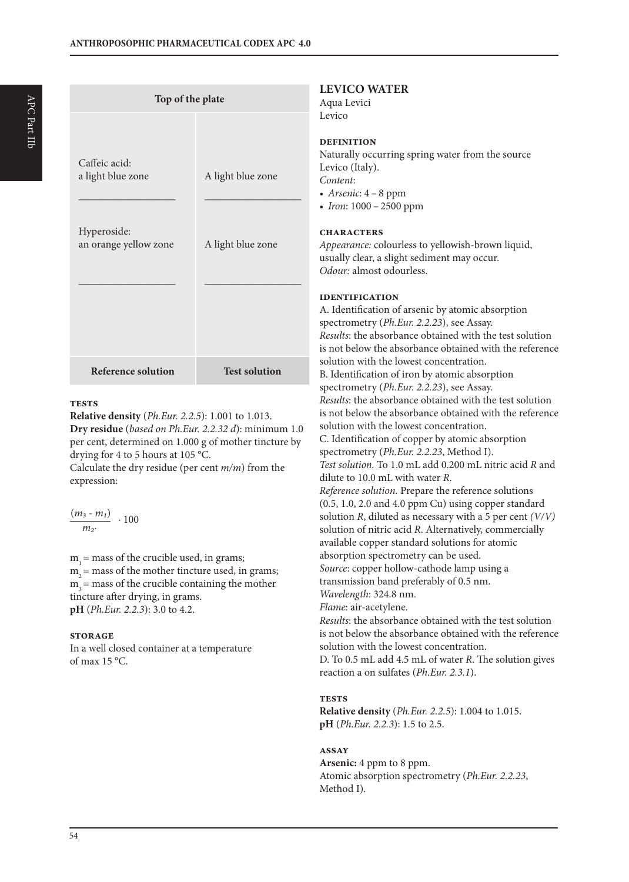| Top of the plate | |
|---|---|
| Caffeic acid: a light blue zone | A light blue zone |
| Hyperoside: an orange yellow zone | A light blue zone |
| **Reference solution** | **Test solution** |

#### TESTS

**Relative density** (*Ph.Eur. 2.2.5*): 1.001 to 1.013.
**Dry residue** (*based on Ph.Eur. 2.2.32 d*): minimum 1.0 per cent, determined on 1.000 g of mother tincture by drying for 4 to 5 hours at 105 °C.
Calculate the dry residue (per cent *m/m*) from the expression:

$$\frac{(m_3 - m_1)}{m_2} \cdot 100$$

$m_1$ = mass of the crucible used, in grams;
$m_2$ = mass of the mother tincture used, in grams;
$m_3$ = mass of the crucible containing the mother tincture after drying, in grams.
**pH** (*Ph.Eur. 2.2.3*): 3.0 to 4.2.

#### STORAGE

In a well closed container at a temperature of max 15 °C.

## LEVICO WATER

Aqua Levici
Levico

#### DEFINITION

Naturally occurring spring water from the source Levico (Italy).
*Content*:
- *Arsenic*: 4 – 8 ppm
- *Iron*: 1000 – 2500 ppm

#### CHARACTERS

*Appearance:* colourless to yellowish-brown liquid, usually clear, a slight sediment may occur.
*Odour:* almost odourless.

#### IDENTIFICATION

A. Identification of arsenic by atomic absorption spectrometry (*Ph.Eur. 2.2.23*), see Assay.
*Results*: the absorbance obtained with the test solution is not below the absorbance obtained with the reference solution with the lowest concentration.
B. Identification of iron by atomic absorption spectrometry (*Ph.Eur. 2.2.23*), see Assay.
*Results*: the absorbance obtained with the test solution is not below the absorbance obtained with the reference solution with the lowest concentration.
C. Identification of copper by atomic absorption spectrometry (*Ph.Eur. 2.2.23*, Method I).
*Test solution.* To 1.0 mL add 0.200 mL nitric acid *R* and dilute to 10.0 mL with water *R*.
*Reference solution.* Prepare the reference solutions (0.5, 1.0, 2.0 and 4.0 ppm Cu) using copper standard solution *R*, diluted as necessary with a 5 per cent *(V/V)* solution of nitric acid *R*. Alternatively, commercially available copper standard solutions for atomic absorption spectrometry can be used.
*Source*: copper hollow-cathode lamp using a transmission band preferably of 0.5 nm.
*Wavelength*: 324.8 nm.
*Flame*: air-acetylene.
*Results*: the absorbance obtained with the test solution is not below the absorbance obtained with the reference solution with the lowest concentration.
D. To 0.5 mL add 4.5 mL of water *R*. The solution gives reaction a on sulfates (*Ph.Eur. 2.3.1*).

#### TESTS

**Relative density** (*Ph.Eur. 2.2.5*): 1.004 to 1.015.
**pH** (*Ph.Eur. 2.2.3*): 1.5 to 2.5.

#### ASSAY

**Arsenic:** 4 ppm to 8 ppm.
Atomic absorption spectrometry (*Ph.Eur. 2.2.23*, Method I).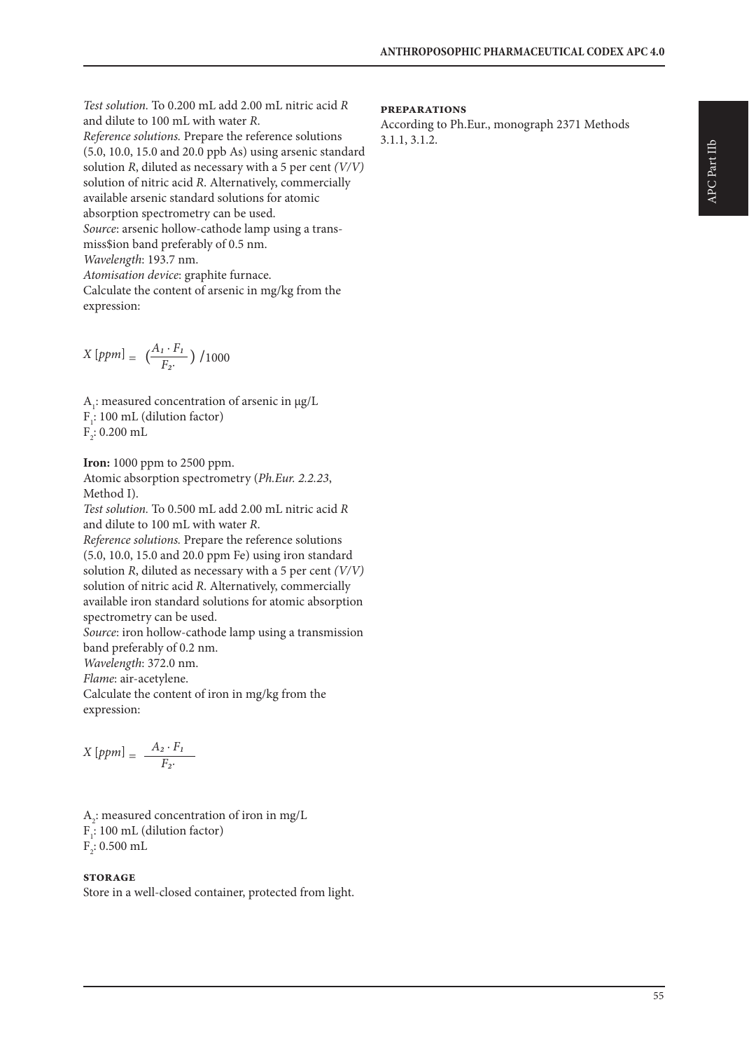*Test solution.* To 0.200 mL add 2.00 mL nitric acid *R* and dilute to 100 mL with water *R*.
*Reference solutions.* Prepare the reference solutions (5.0, 10.0, 15.0 and 20.0 ppb As) using arsenic standard solution *R*, diluted as necessary with a 5 per cent *(V/V)* solution of nitric acid *R*. Alternatively, commercially available arsenic standard solutions for atomic absorption spectrometry can be used.
*Source*: arsenic hollow-cathode lamp using a transmiss$ion band preferably of 0.5 nm.
*Wavelength*: 193.7 nm.
*Atomisation device*: graphite furnace.
Calculate the content of arsenic in mg/kg from the expression:

$$X\,[ppm] = \left(\frac{A_1 \cdot F_1}{F_2}\right) / 1000$$

$A_1$: measured concentration of arsenic in µg/L
$F_1$: 100 mL (dilution factor)
$F_2$: 0.200 mL

**Iron:** 1000 ppm to 2500 ppm.
Atomic absorption spectrometry (*Ph.Eur. 2.2.23*, Method I).
*Test solution.* To 0.500 mL add 2.00 mL nitric acid *R* and dilute to 100 mL with water *R*.
*Reference solutions.* Prepare the reference solutions (5.0, 10.0, 15.0 and 20.0 ppm Fe) using iron standard solution *R*, diluted as necessary with a 5 per cent *(V/V)* solution of nitric acid *R*. Alternatively, commercially available iron standard solutions for atomic absorption spectrometry can be used.
*Source*: iron hollow-cathode lamp using a transmission band preferably of 0.2 nm.
*Wavelength*: 372.0 nm.
*Flame*: air-acetylene.
Calculate the content of iron in mg/kg from the expression:

$$X\,[ppm] = \frac{A_2 \cdot F_1}{F_2}$$

$A_2$: measured concentration of iron in mg/L
$F_1$: 100 mL (dilution factor)
$F_2$: 0.500 mL

### STORAGE

Store in a well-closed container, protected from light.

### PREPARATIONS

According to Ph.Eur., monograph 2371 Methods 3.1.1, 3.1.2.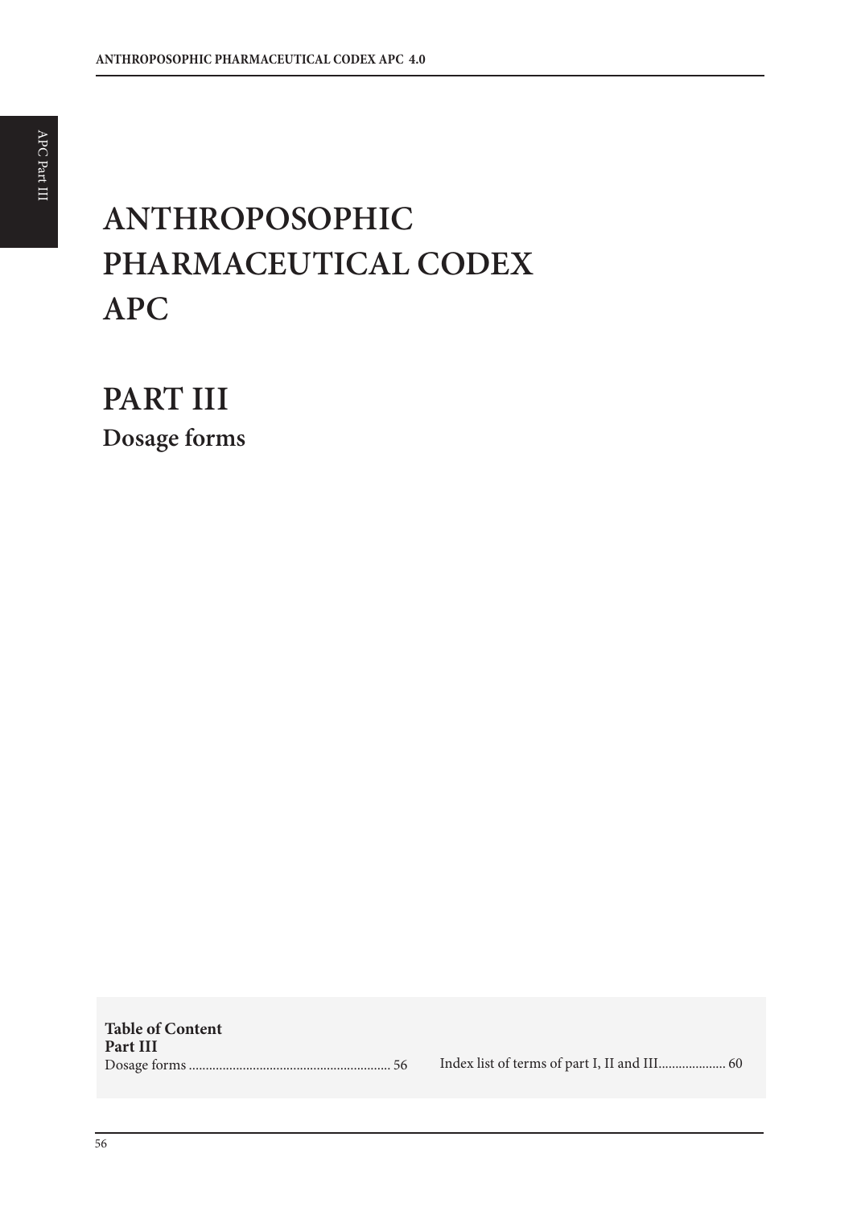# ANTHROPOSOPHIC PHARMACEUTICAL CODEX APC

## PART III

### Dosage forms

**Table of Content**
**Part III**

Dosage forms .......................................................... 56

Index list of terms of part I, II and III.................... 60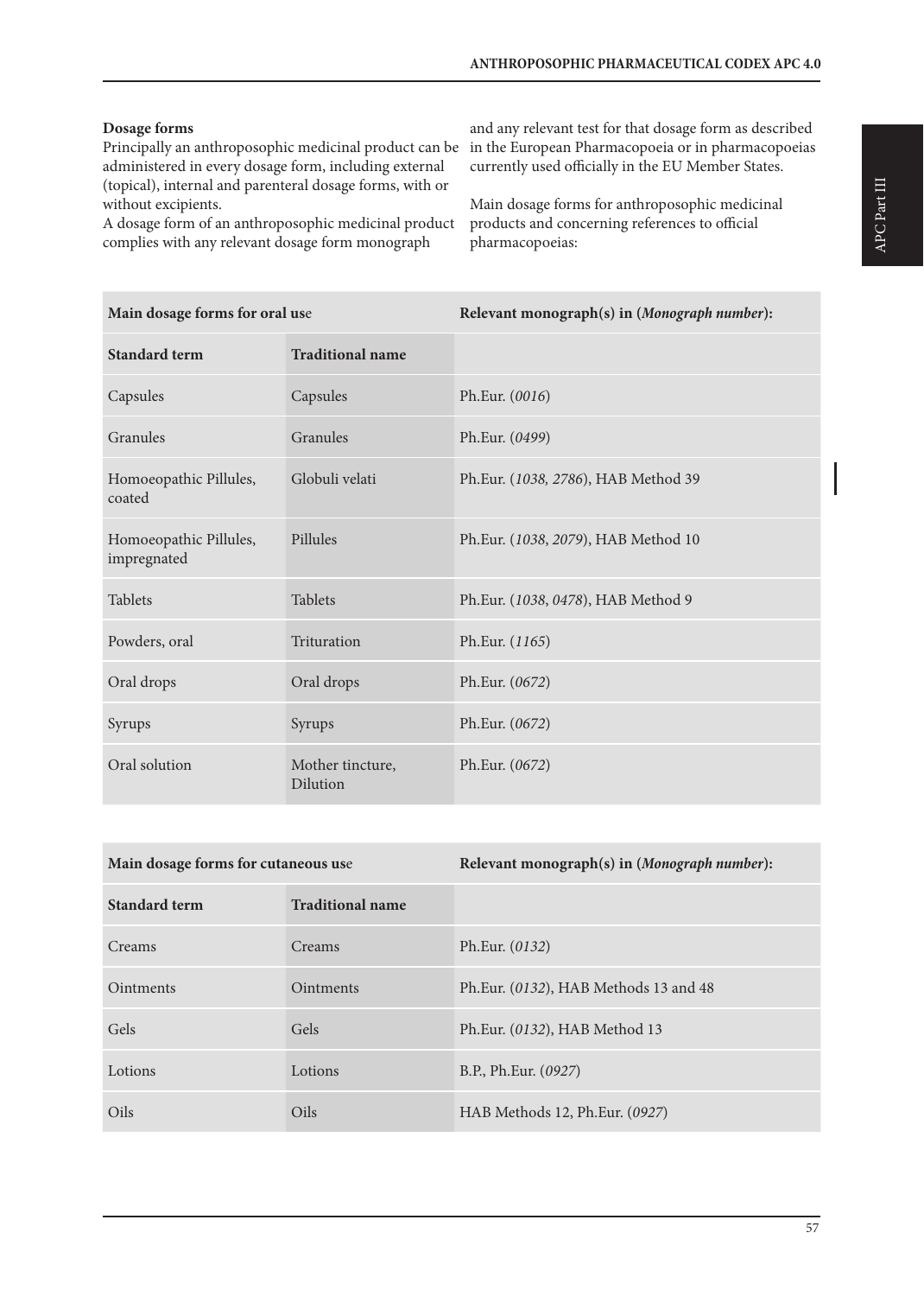**Dosage forms**

Principally an anthroposophic medicinal product can be administered in every dosage form, including external (topical), internal and parenteral dosage forms, with or without excipients.

A dosage form of an anthroposophic medicinal product complies with any relevant dosage form monograph and any relevant test for that dosage form as described in the European Pharmacopoeia or in pharmacopoeias currently used officially in the EU Member States.

Main dosage forms for anthroposophic medicinal products and concerning references to official pharmacopoeias:

| **Main dosage forms for oral use** | | **Relevant monograph(s) in (*Monograph number*):** |
|---|---|---|
| **Standard term** | **Traditional name** | |
| Capsules | Capsules | Ph.Eur. (*0016*) |
| Granules | Granules | Ph.Eur. (*0499*) |
| Homoeopathic Pillules, coated | Globuli velati | Ph.Eur. (*1038, 2786*), HAB Method 39 |
| Homoeopathic Pillules, impregnated | Pillules | Ph.Eur. (*1038*, *2079*), HAB Method 10 |
| Tablets | Tablets | Ph.Eur. (*1038*, *0478*), HAB Method 9 |
| Powders, oral | Trituration | Ph.Eur. (*1165*) |
| Oral drops | Oral drops | Ph.Eur. (*0672*) |
| Syrups | Syrups | Ph.Eur. (*0672*) |
| Oral solution | Mother tincture, Dilution | Ph.Eur. (*0672*) |

| **Main dosage forms for cutaneous use** | | **Relevant monograph(s) in (*Monograph number*):** |
|---|---|---|
| **Standard term** | **Traditional name** | |
| Creams | Creams | Ph.Eur. (*0132*) |
| Ointments | Ointments | Ph.Eur. (*0132*), HAB Methods 13 and 48 |
| Gels | Gels | Ph.Eur. (*0132*), HAB Method 13 |
| Lotions | Lotions | B.P., Ph.Eur. (*0927*) |
| Oils | Oils | HAB Methods 12, Ph.Eur. (*0927*) |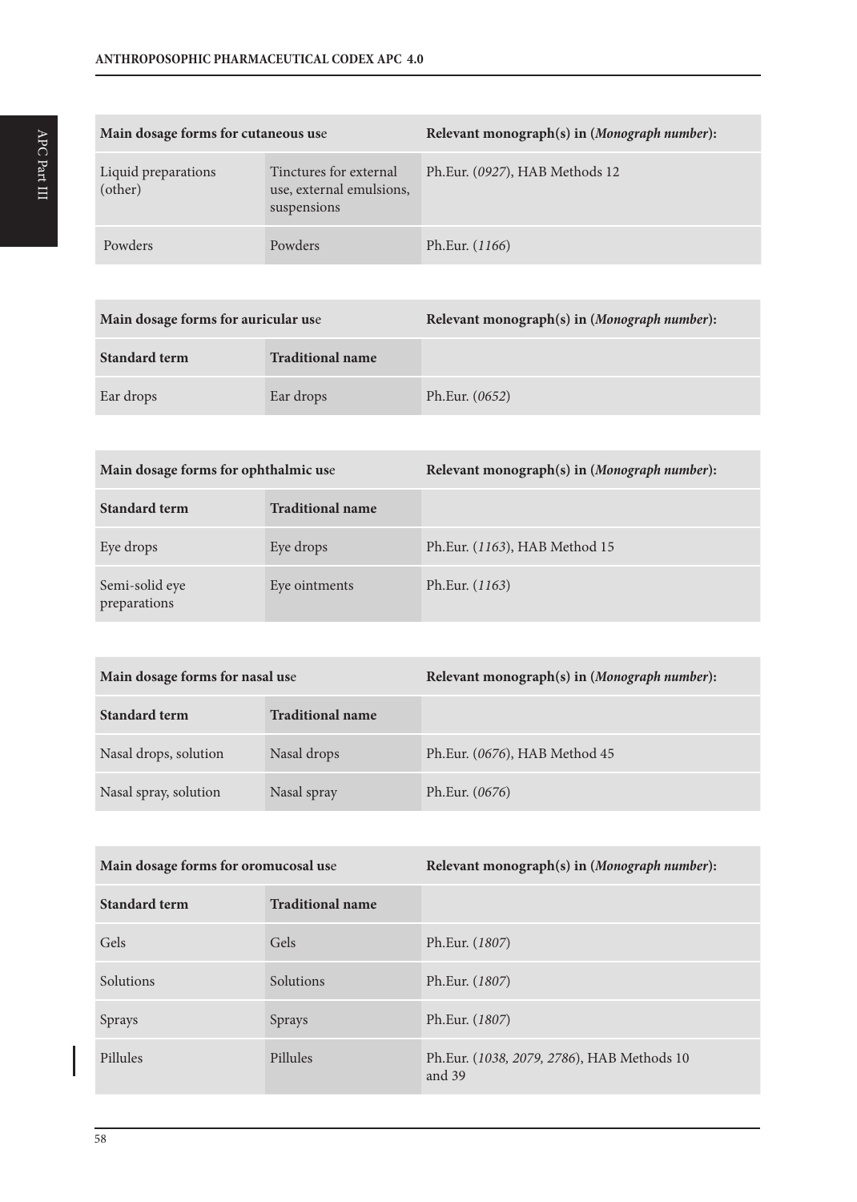| Main dosage forms for cutaneous use | | Relevant monograph(s) in (*Monograph number*): |
|---|---|---|
| Liquid preparations (other) | Tinctures for external use, external emulsions, suspensions | Ph.Eur. (*0927*), HAB Methods 12 |
| Powders | Powders | Ph.Eur. (*1166*) |

| Main dosage forms for auricular use | | Relevant monograph(s) in (*Monograph number*): |
|---|---|---|
| **Standard term** | **Traditional name** | |
| Ear drops | Ear drops | Ph.Eur. (*0652*) |

| Main dosage forms for ophthalmic use | | Relevant monograph(s) in (*Monograph number*): |
|---|---|---|
| **Standard term** | **Traditional name** | |
| Eye drops | Eye drops | Ph.Eur. (*1163*), HAB Method 15 |
| Semi-solid eye preparations | Eye ointments | Ph.Eur. (*1163*) |

| Main dosage forms for nasal use | | Relevant monograph(s) in (*Monograph number*): |
|---|---|---|
| **Standard term** | **Traditional name** | |
| Nasal drops, solution | Nasal drops | Ph.Eur. (*0676*), HAB Method 45 |
| Nasal spray, solution | Nasal spray | Ph.Eur. (*0676*) |

| Main dosage forms for oromucosal use | | Relevant monograph(s) in (*Monograph number*): |
|---|---|---|
| **Standard term** | **Traditional name** | |
| Gels | Gels | Ph.Eur. (*1807*) |
| Solutions | Solutions | Ph.Eur. (*1807*) |
| Sprays | Sprays | Ph.Eur. (*1807*) |
| Pillules | Pillules | Ph.Eur. (*1038, 2079, 2786*), HAB Methods 10 and 39 |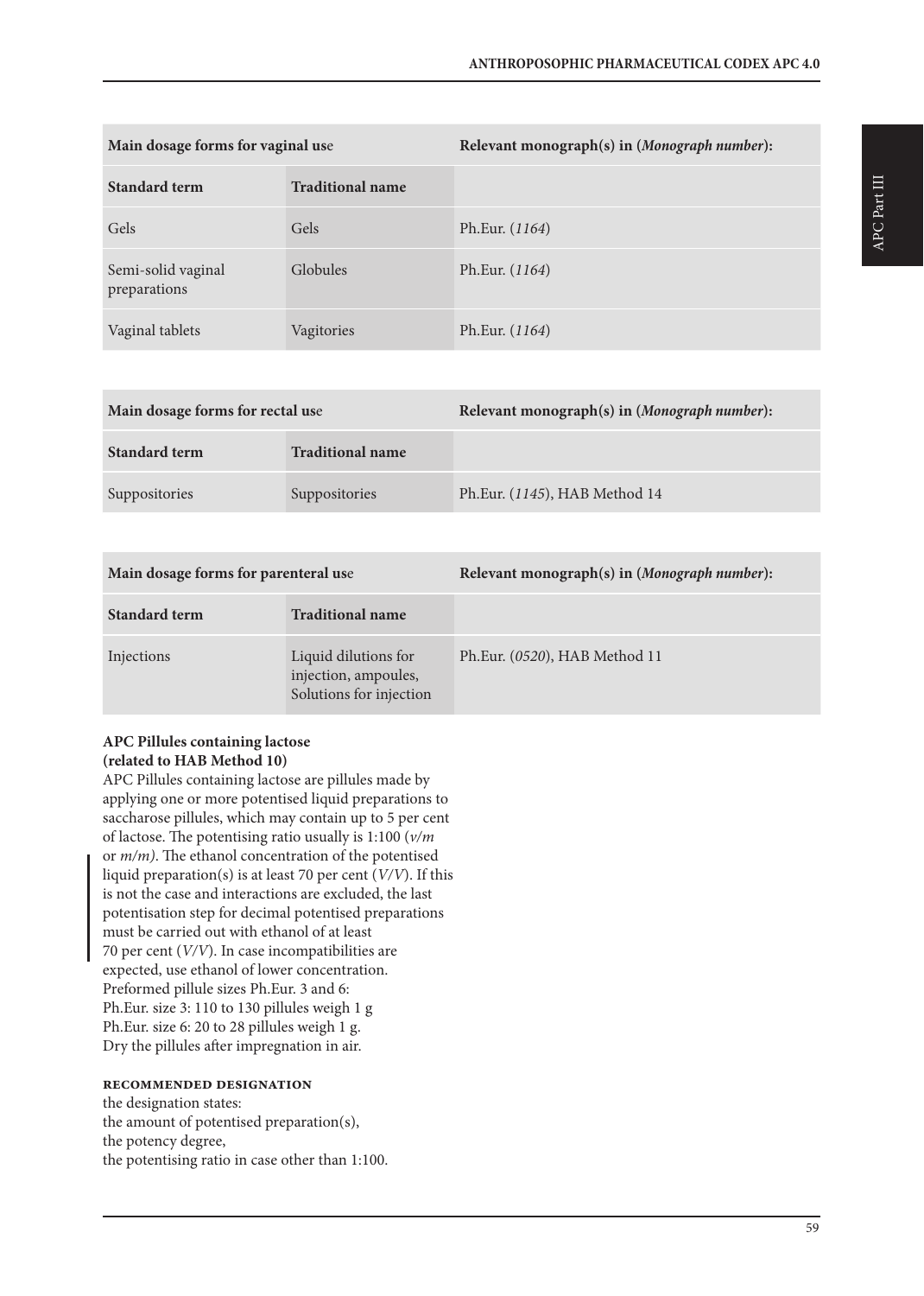| Main dosage forms for vaginal use | | Relevant monograph(s) in (*Monograph number*): |
|---|---|---|
| **Standard term** | **Traditional name** | |
| Gels | Gels | Ph.Eur. (*1164*) |
| Semi-solid vaginal preparations | Globules | Ph.Eur. (*1164*) |
| Vaginal tablets | Vagitories | Ph.Eur. (*1164*) |

| Main dosage forms for rectal use | | Relevant monograph(s) in (*Monograph number*): |
|---|---|---|
| **Standard term** | **Traditional name** | |
| Suppositories | Suppositories | Ph.Eur. (*1145*), HAB Method 14 |

| Main dosage forms for parenteral use | | Relevant monograph(s) in (*Monograph number*): |
|---|---|---|
| **Standard term** | **Traditional name** | |
| Injections | Liquid dilutions for injection, ampoules, Solutions for injection | Ph.Eur. (*0520*), HAB Method 11 |

**APC Pillules containing lactose (related to HAB Method 10)**

APC Pillules containing lactose are pillules made by applying one or more potentised liquid preparations to saccharose pillules, which may contain up to 5 per cent of lactose. The potentising ratio usually is 1:100 (*v/m* or *m/m)*. The ethanol concentration of the potentised liquid preparation(s) is at least 70 per cent (*V/V*). If this is not the case and interactions are excluded, the last potentisation step for decimal potentised preparations must be carried out with ethanol of at least 70 per cent (*V/V*). In case incompatibilities are expected, use ethanol of lower concentration.
Preformed pillule sizes Ph.Eur. 3 and 6:
Ph.Eur. size 3: 110 to 130 pillules weigh 1 g
Ph.Eur. size 6: 20 to 28 pillules weigh 1 g.
Dry the pillules after impregnation in air.

**RECOMMENDED DESIGNATION**

the designation states:
the amount of potentised preparation(s),
the potency degree,
the potentising ratio in case other than 1:100.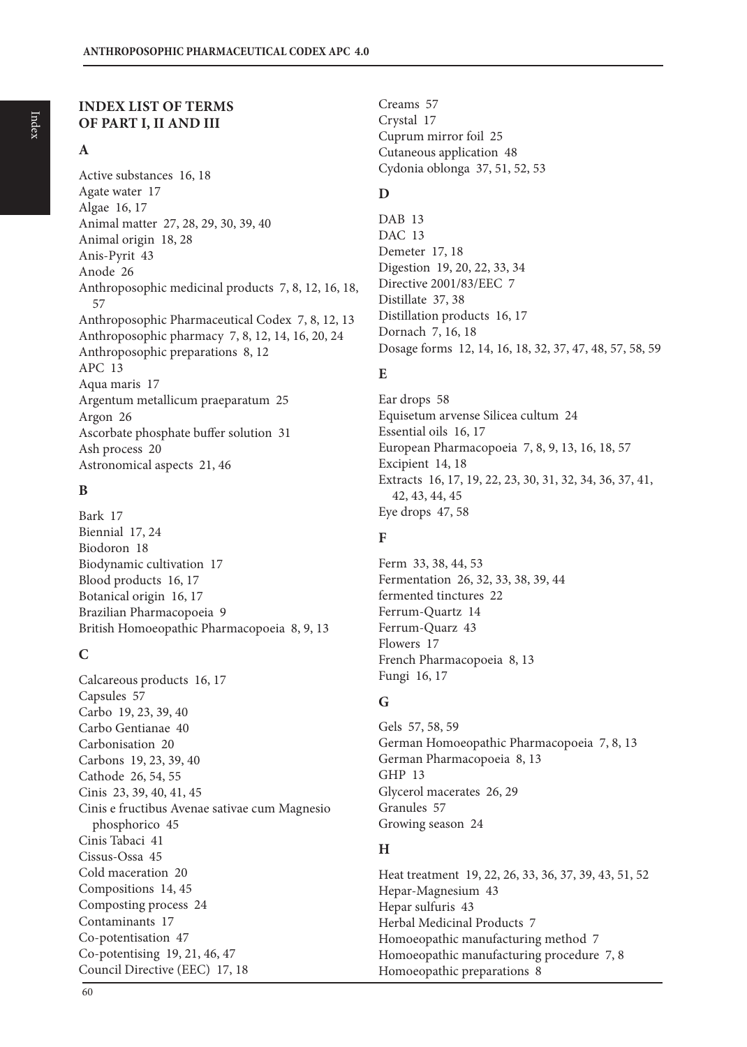## INDEX LIST OF TERMS OF PART I, II AND III

### A

Active substances 16, 18
Agate water 17
Algae 16, 17
Animal matter 27, 28, 29, 30, 39, 40
Animal origin 18, 28
Anis-Pyrit 43
Anode 26
Anthroposophic medicinal products 7, 8, 12, 16, 18, 57
Anthroposophic Pharmaceutical Codex 7, 8, 12, 13
Anthroposophic pharmacy 7, 8, 12, 14, 16, 20, 24
Anthroposophic preparations 8, 12
APC 13
Aqua maris 17
Argentum metallicum praeparatum 25
Argon 26
Ascorbate phosphate buffer solution 31
Ash process 20
Astronomical aspects 21, 46

### B

Bark 17
Biennial 17, 24
Biodoron 18
Biodynamic cultivation 17
Blood products 16, 17
Botanical origin 16, 17
Brazilian Pharmacopoeia 9
British Homoeopathic Pharmacopoeia 8, 9, 13

### C

Calcareous products 16, 17
Capsules 57
Carbo 19, 23, 39, 40
Carbo Gentianae 40
Carbonisation 20
Carbons 19, 23, 39, 40
Cathode 26, 54, 55
Cinis 23, 39, 40, 41, 45
Cinis e fructibus Avenae sativae cum Magnesio phosphorico 45
Cinis Tabaci 41
Cissus-Ossa 45
Cold maceration 20
Compositions 14, 45
Composting process 24
Contaminants 17
Co-potentisation 47
Co-potentising 19, 21, 46, 47
Council Directive (EEC) 17, 18
Creams 57
Crystal 17
Cuprum mirror foil 25
Cutaneous application 48
Cydonia oblonga 37, 51, 52, 53

### D

DAB 13
DAC 13
Demeter 17, 18
Digestion 19, 20, 22, 33, 34
Directive 2001/83/EEC 7
Distillate 37, 38
Distillation products 16, 17
Dornach 7, 16, 18
Dosage forms 12, 14, 16, 18, 32, 37, 47, 48, 57, 58, 59

### E

Ear drops 58
Equisetum arvense Silicea cultum 24
Essential oils 16, 17
European Pharmacopoeia 7, 8, 9, 13, 16, 18, 57
Excipient 14, 18
Extracts 16, 17, 19, 22, 23, 30, 31, 32, 34, 36, 37, 41, 42, 43, 44, 45
Eye drops 47, 58

### F

Ferm 33, 38, 44, 53
Fermentation 26, 32, 33, 38, 39, 44
fermented tinctures 22
Ferrum-Quartz 14
Ferrum-Quarz 43
Flowers 17
French Pharmacopoeia 8, 13
Fungi 16, 17

### G

Gels 57, 58, 59
German Homoeopathic Pharmacopoeia 7, 8, 13
German Pharmacopoeia 8, 13
GHP 13
Glycerol macerates 26, 29
Granules 57
Growing season 24

### H

Heat treatment 19, 22, 26, 33, 36, 37, 39, 43, 51, 52
Hepar-Magnesium 43
Hepar sulfuris 43
Herbal Medicinal Products 7
Homoeopathic manufacturing method 7
Homoeopathic manufacturing procedure 7, 8
Homoeopathic preparations 8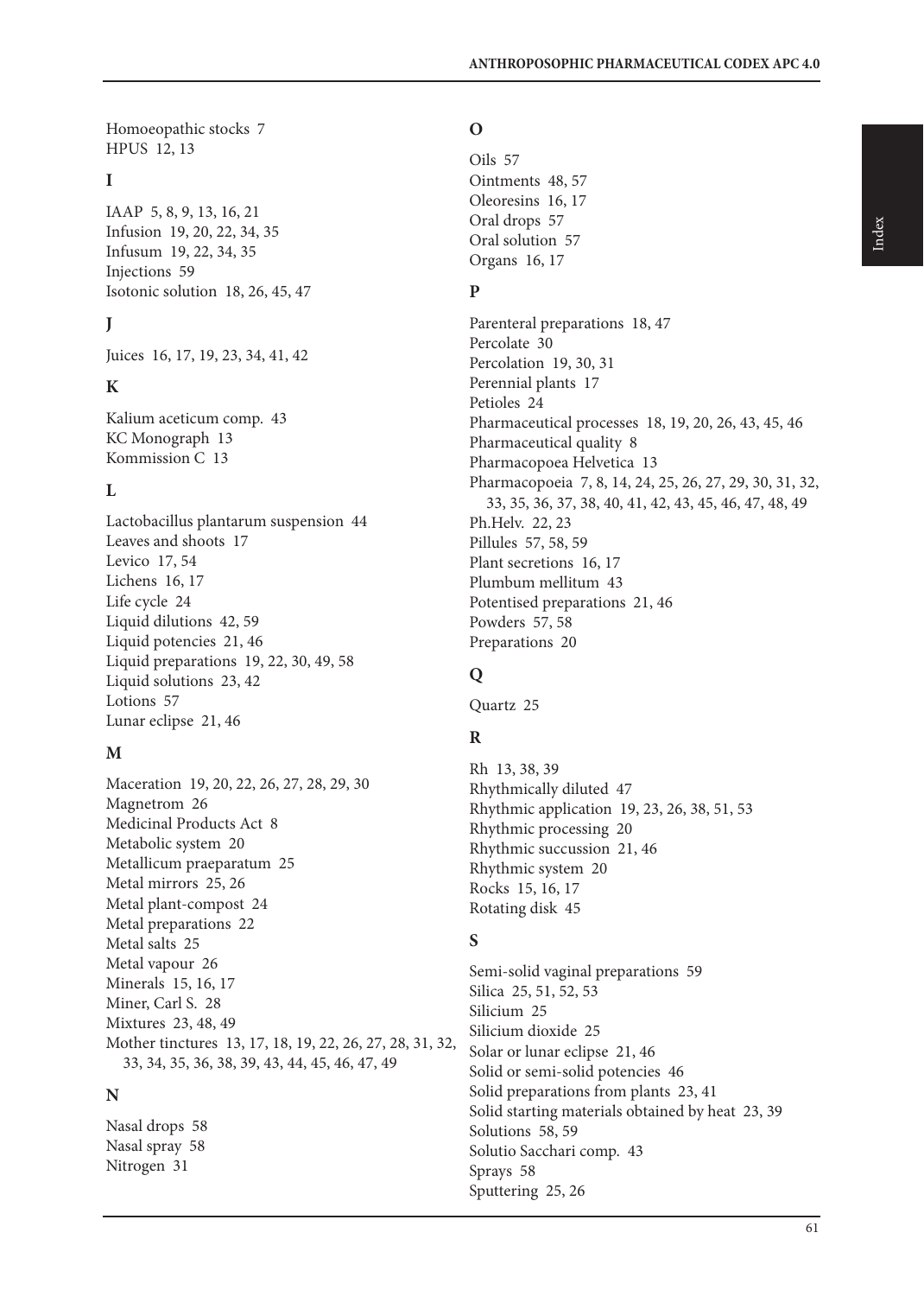Homoeopathic stocks 7
HPUS 12, 13

**I**

IAAP 5, 8, 9, 13, 16, 21
Infusion 19, 20, 22, 34, 35
Infusum 19, 22, 34, 35
Injections 59
Isotonic solution 18, 26, 45, 47

**J**

Juices 16, 17, 19, 23, 34, 41, 42

**K**

Kalium aceticum comp. 43
KC Monograph 13
Kommission C 13

**L**

Lactobacillus plantarum suspension 44
Leaves and shoots 17
Levico 17, 54
Lichens 16, 17
Life cycle 24
Liquid dilutions 42, 59
Liquid potencies 21, 46
Liquid preparations 19, 22, 30, 49, 58
Liquid solutions 23, 42
Lotions 57
Lunar eclipse 21, 46

**M**

Maceration 19, 20, 22, 26, 27, 28, 29, 30
Magnetrom 26
Medicinal Products Act 8
Metabolic system 20
Metallicum praeparatum 25
Metal mirrors 25, 26
Metal plant-compost 24
Metal preparations 22
Metal salts 25
Metal vapour 26
Minerals 15, 16, 17
Miner, Carl S. 28
Mixtures 23, 48, 49
Mother tinctures 13, 17, 18, 19, 22, 26, 27, 28, 31, 32, 33, 34, 35, 36, 38, 39, 43, 44, 45, 46, 47, 49

**N**

Nasal drops 58
Nasal spray 58
Nitrogen 31

**O**

Oils 57
Ointments 48, 57
Oleoresins 16, 17
Oral drops 57
Oral solution 57
Organs 16, 17

**P**

Parenteral preparations 18, 47
Percolate 30
Percolation 19, 30, 31
Perennial plants 17
Petioles 24
Pharmaceutical processes 18, 19, 20, 26, 43, 45, 46
Pharmaceutical quality 8
Pharmacopoea Helvetica 13
Pharmacopoeia 7, 8, 14, 24, 25, 26, 27, 29, 30, 31, 32, 33, 35, 36, 37, 38, 40, 41, 42, 43, 45, 46, 47, 48, 49
Ph.Helv. 22, 23
Pillules 57, 58, 59
Plant secretions 16, 17
Plumbum mellitum 43
Potentised preparations 21, 46
Powders 57, 58
Preparations 20

**Q**

Quartz 25

**R**

Rh 13, 38, 39
Rhythmically diluted 47
Rhythmic application 19, 23, 26, 38, 51, 53
Rhythmic processing 20
Rhythmic succussion 21, 46
Rhythmic system 20
Rocks 15, 16, 17
Rotating disk 45

**S**

Semi-solid vaginal preparations 59
Silica 25, 51, 52, 53
Silicium 25
Silicium dioxide 25
Solar or lunar eclipse 21, 46
Solid or semi-solid potencies 46
Solid preparations from plants 23, 41
Solid starting materials obtained by heat 23, 39
Solutions 58, 59
Solutio Sacchari comp. 43
Sprays 58
Sputtering 25, 26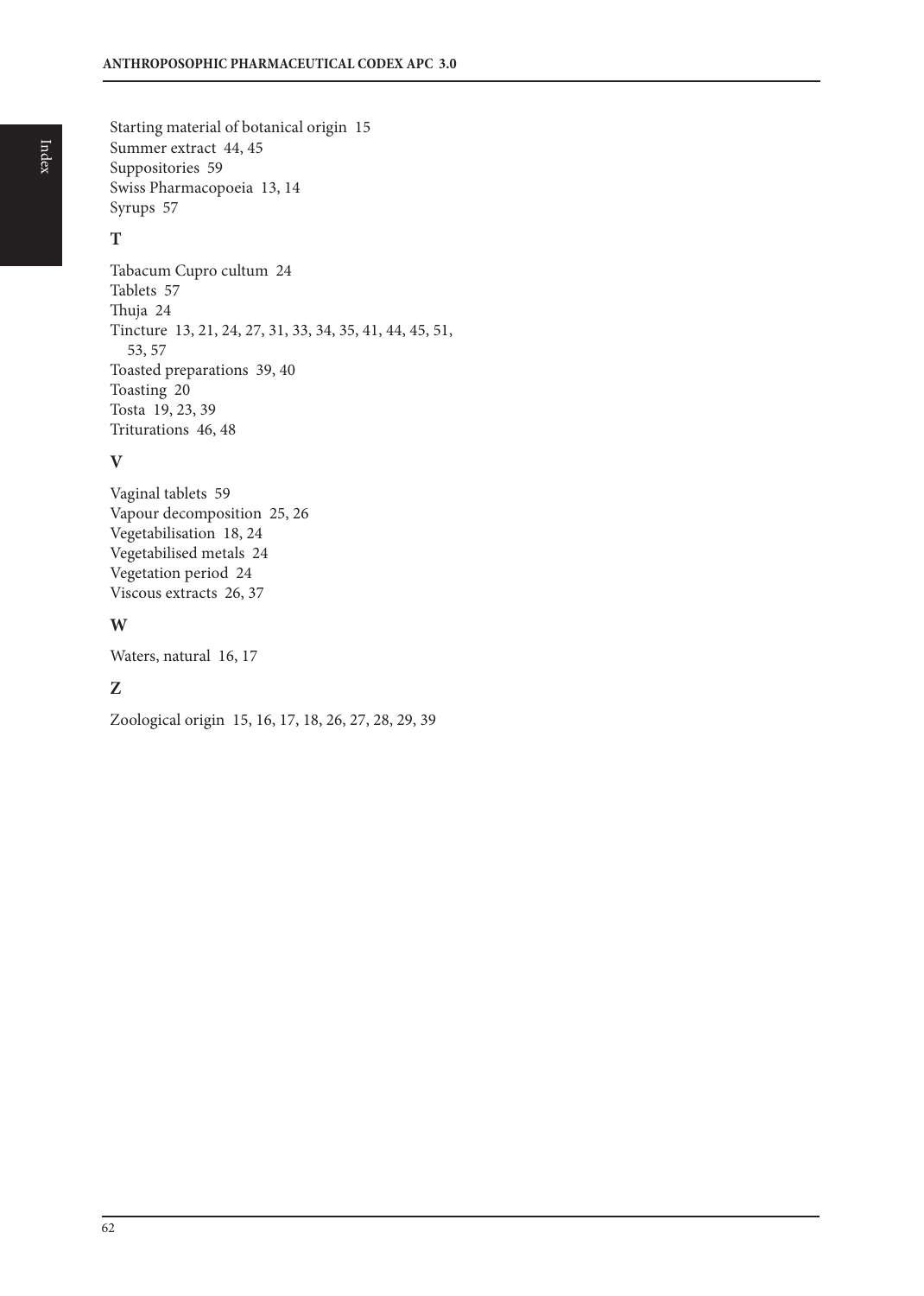Starting material of botanical origin 15
Summer extract 44, 45
Suppositories 59
Swiss Pharmacopoeia 13, 14
Syrups 57

## T

Tabacum Cupro cultum 24
Tablets 57
Thuja 24
Tincture 13, 21, 24, 27, 31, 33, 34, 35, 41, 44, 45, 51, 53, 57
Toasted preparations 39, 40
Toasting 20
Tosta 19, 23, 39
Triturations 46, 48

## V

Vaginal tablets 59
Vapour decomposition 25, 26
Vegetabilisation 18, 24
Vegetabilised metals 24
Vegetation period 24
Viscous extracts 26, 37

## W

Waters, natural 16, 17

## Z

Zoological origin 15, 16, 17, 18, 26, 27, 28, 29, 39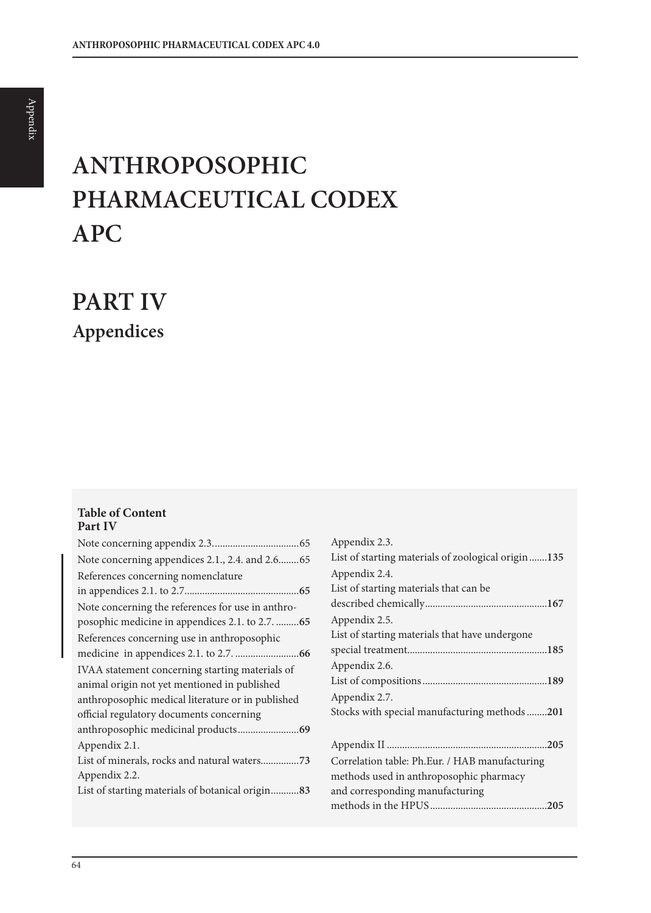# ANTHROPOSOPHIC PHARMACEUTICAL CODEX APC

# PART IV

## Appendices

**Table of Content**
**Part IV**

Note concerning appendix 2.3. .....65

Note concerning appendices 2.1., 2.4. and 2.6. .....65

References concerning nomenclature in appendices 2.1. to 2.7. .....**65**

Note concerning the references for use in anthroposophic medicine in appendices 2.1. to 2.7. .....**65**

References concerning use in anthroposophic medicine in appendices 2.1. to 2.7. .....**66**

IVAA statement concerning starting materials of animal origin not yet mentioned in published anthroposophic medical literature or in published official regulatory documents concerning anthroposophic medicinal products .....**69**

Appendix 2.1.
List of minerals, rocks and natural waters .....**73**

Appendix 2.2.
List of starting materials of botanical origin .....**83**

Appendix 2.3.
List of starting materials of zoological origin .....**135**

Appendix 2.4.
List of starting materials that can be described chemically .....**167**

Appendix 2.5.
List of starting materials that have undergone special treatment .....**185**

Appendix 2.6.
List of compositions .....**189**

Appendix 2.7.
Stocks with special manufacturing methods .....**201**

Appendix II .....**205**

Correlation table: Ph.Eur. / HAB manufacturing methods used in anthroposophic pharmacy and corresponding manufacturing methods in the HPUS .....**205**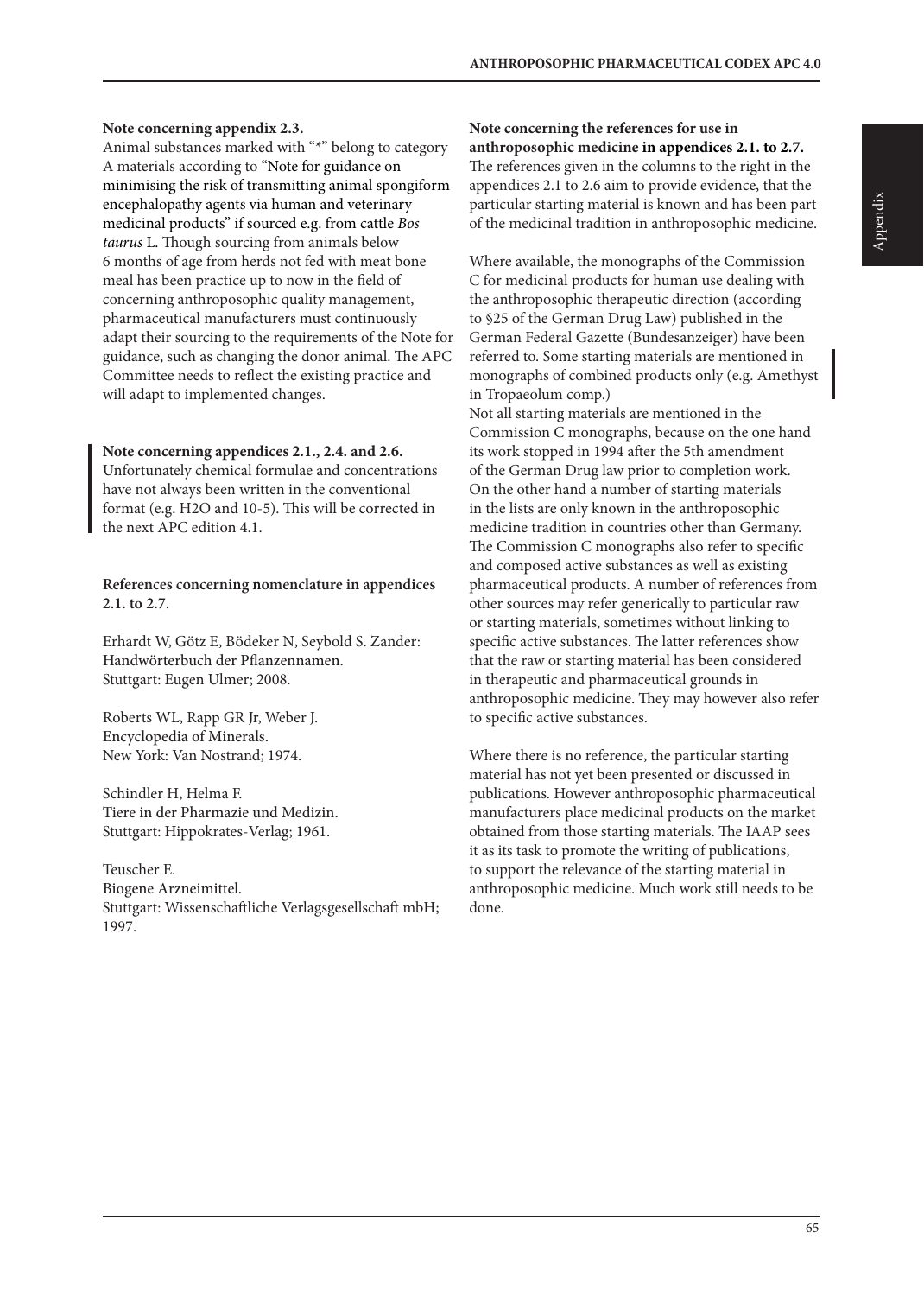**Note concerning appendix 2.3.**
Animal substances marked with "*" belong to category A materials according to "Note for guidance on minimising the risk of transmitting animal spongiform encephalopathy agents via human and veterinary medicinal products" if sourced e.g. from cattle *Bos taurus* L. Though sourcing from animals below 6 months of age from herds not fed with meat bone meal has been practice up to now in the field of concerning anthroposophic quality management, pharmaceutical manufacturers must continuously adapt their sourcing to the requirements of the Note for guidance, such as changing the donor animal. The APC Committee needs to reflect the existing practice and will adapt to implemented changes.

**Note concerning appendices 2.1., 2.4. and 2.6.**
Unfortunately chemical formulae and concentrations have not always been written in the conventional format (e.g. H2O and 10-5). This will be corrected in the next APC edition 4.1.

**References concerning nomenclature in appendices 2.1. to 2.7.**

Erhardt W, Götz E, Bödeker N, Seybold S. Zander: Handwörterbuch der Pflanzennamen. Stuttgart: Eugen Ulmer; 2008.

Roberts WL, Rapp GR Jr, Weber J. Encyclopedia of Minerals. New York: Van Nostrand; 1974.

Schindler H, Helma F. Tiere in der Pharmazie und Medizin. Stuttgart: Hippokrates-Verlag; 1961.

Teuscher E. Biogene Arzneimittel. Stuttgart: Wissenschaftliche Verlagsgesellschaft mbH; 1997.

**Note concerning the references for use in anthroposophic medicine in appendices 2.1. to 2.7.**
The references given in the columns to the right in the appendices 2.1 to 2.6 aim to provide evidence, that the particular starting material is known and has been part of the medicinal tradition in anthroposophic medicine.

Where available, the monographs of the Commission C for medicinal products for human use dealing with the anthroposophic therapeutic direction (according to §25 of the German Drug Law) published in the German Federal Gazette (Bundesanzeiger) have been referred to. Some starting materials are mentioned in monographs of combined products only (e.g. Amethyst in Tropaeolum comp.)
Not all starting materials are mentioned in the Commission C monographs, because on the one hand its work stopped in 1994 after the 5th amendment of the German Drug law prior to completion work. On the other hand a number of starting materials in the lists are only known in the anthroposophic medicine tradition in countries other than Germany. The Commission C monographs also refer to specific and composed active substances as well as existing pharmaceutical products. A number of references from other sources may refer generically to particular raw or starting materials, sometimes without linking to specific active substances. The latter references show that the raw or starting material has been considered in therapeutic and pharmaceutical grounds in anthroposophic medicine. They may however also refer to specific active substances.

Where there is no reference, the particular starting material has not yet been presented or discussed in publications. However anthroposophic pharmaceutical manufacturers place medicinal products on the market obtained from those starting materials. The IAAP sees it as its task to promote the writing of publications, to support the relevance of the starting material in anthroposophic medicine. Much work still needs to be done.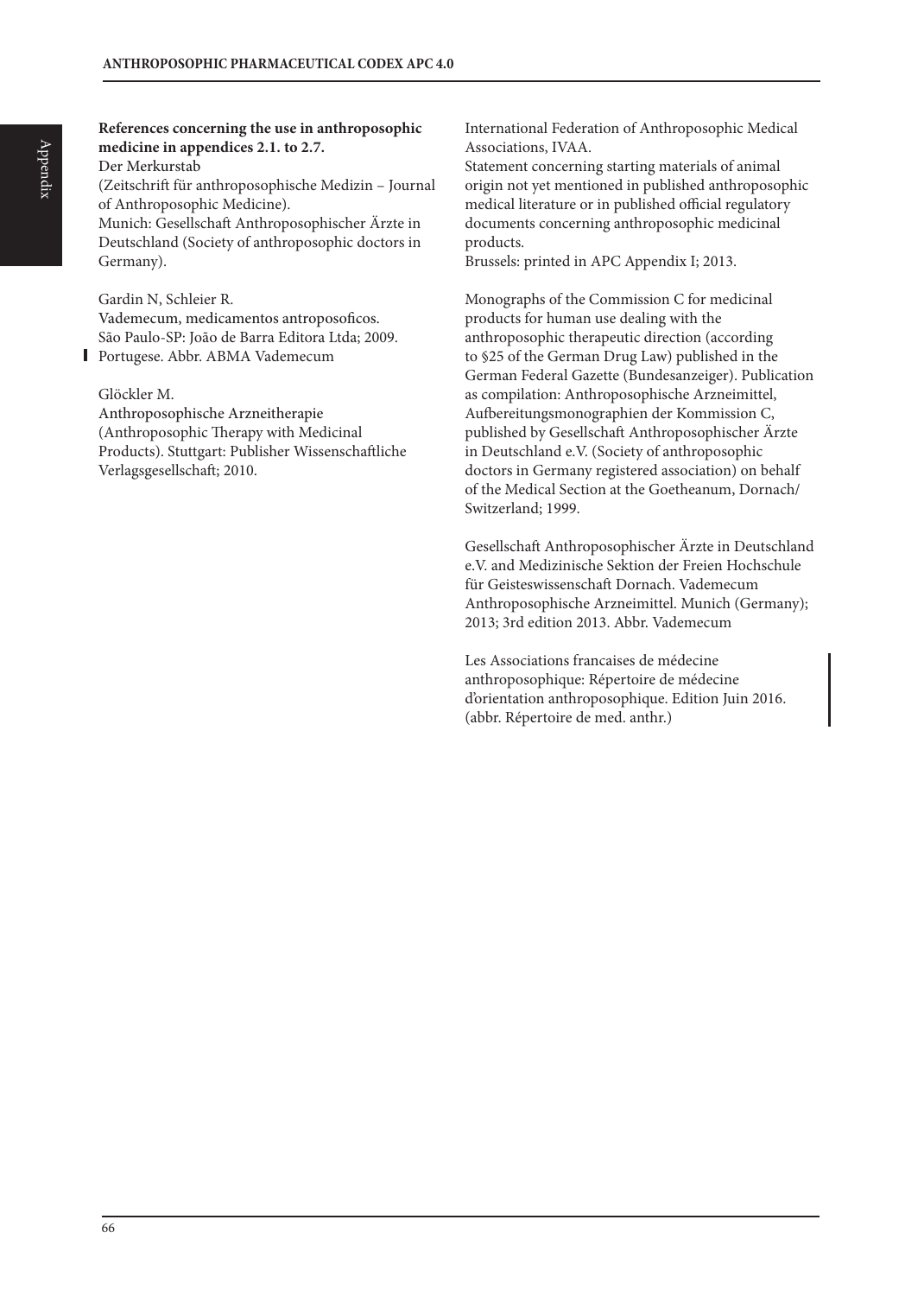**References concerning the use in anthroposophic medicine in appendices 2.1. to 2.7.**

Der Merkurstab
(Zeitschrift für anthroposophische Medizin – Journal of Anthroposophic Medicine).
Munich: Gesellschaft Anthroposophischer Ärzte in Deutschland (Society of anthroposophic doctors in Germany).

Gardin N, Schleier R.
Vademecum, medicamentos antroposoficos.
São Paulo-SP: João de Barra Editora Ltda; 2009.
Portugese. Abbr. ABMA Vademecum

Glöckler M.
Anthroposophische Arzneitherapie
(Anthroposophic Therapy with Medicinal Products). Stuttgart: Publisher Wissenschaftliche Verlagsgesellschaft; 2010.

International Federation of Anthroposophic Medical Associations, IVAA.
Statement concerning starting materials of animal origin not yet mentioned in published anthroposophic medical literature or in published official regulatory documents concerning anthroposophic medicinal products.
Brussels: printed in APC Appendix I; 2013.

Monographs of the Commission C for medicinal products for human use dealing with the anthroposophic therapeutic direction (according to §25 of the German Drug Law) published in the German Federal Gazette (Bundesanzeiger). Publication as compilation: Anthroposophische Arzneimittel, Aufbereitungsmonographien der Kommission C, published by Gesellschaft Anthroposophischer Ärzte in Deutschland e.V. (Society of anthroposophic doctors in Germany registered association) on behalf of the Medical Section at the Goetheanum, Dornach/ Switzerland; 1999.

Gesellschaft Anthroposophischer Ärzte in Deutschland e.V. and Medizinische Sektion der Freien Hochschule für Geisteswissenschaft Dornach. Vademecum Anthroposophische Arzneimittel. Munich (Germany); 2013; 3rd edition 2013. Abbr. Vademecum

Les Associations francaises de médecine anthroposophique: Répertoire de médecine d'orientation anthroposophique. Edition Juin 2016. (abbr. Répertoire de med. anthr.)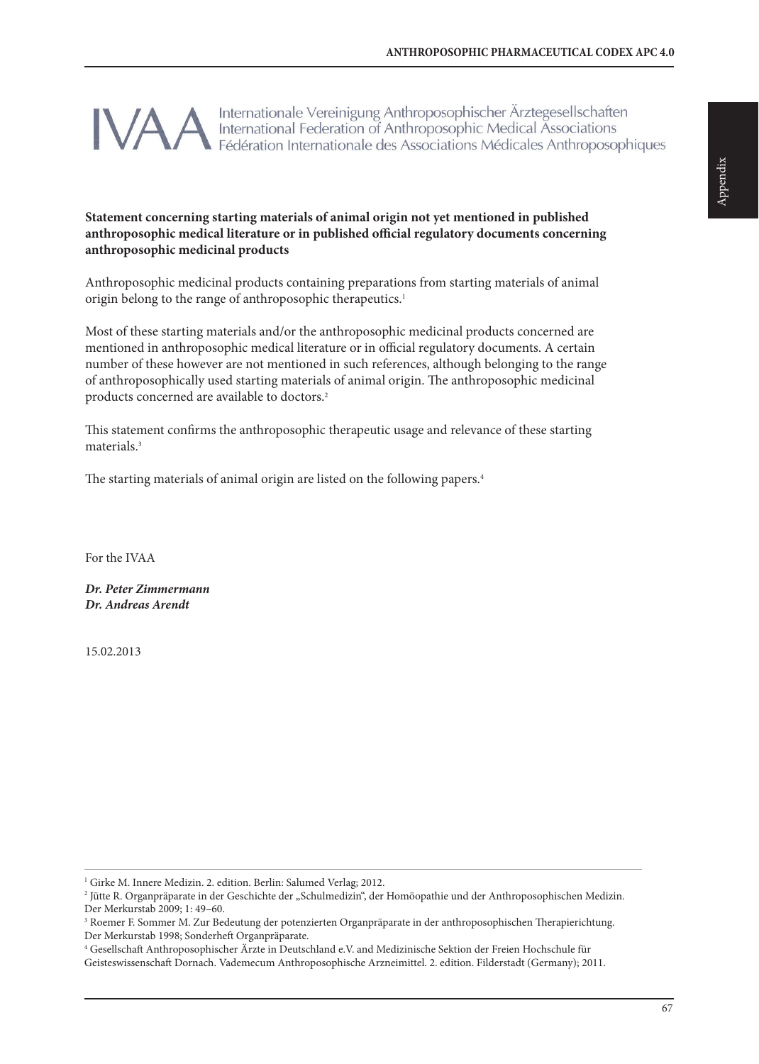IVAA Internationale Vereinigung Anthroposophischer Ärztegesellschaften
International Federation of Anthroposophic Medical Associations
Fédération Internationale des Associations Médicales Anthroposophiques

**Statement concerning starting materials of animal origin not yet mentioned in published anthroposophic medical literature or in published official regulatory documents concerning anthroposophic medicinal products**

Anthroposophic medicinal products containing preparations from starting materials of animal origin belong to the range of anthroposophic therapeutics.[1]

Most of these starting materials and/or the anthroposophic medicinal products concerned are mentioned in anthroposophic medical literature or in official regulatory documents. A certain number of these however are not mentioned in such references, although belonging to the range of anthroposophically used starting materials of animal origin. The anthroposophic medicinal products concerned are available to doctors.[2]

This statement confirms the anthroposophic therapeutic usage and relevance of these starting materials.[3]

The starting materials of animal origin are listed on the following papers.[4]

For the IVAA

***Dr. Peter Zimmermann***
***Dr. Andreas Arendt***

15.02.2013

---

[1] Girke M. Innere Medizin. 2. edition. Berlin: Salumed Verlag; 2012.

[2] Jütte R. Organpräparate in der Geschichte der „Schulmedizin", der Homöopathie und der Anthroposophischen Medizin. Der Merkurstab 2009; 1: 49–60.

[3] Roemer F. Sommer M. Zur Bedeutung der potenzierten Organpräparate in der anthroposophischen Therapierichtung. Der Merkurstab 1998; Sonderheft Organpräparate.

[4] Gesellschaft Anthroposophischer Ärzte in Deutschland e.V. and Medizinische Sektion der Freien Hochschule für Geisteswissenschaft Dornach. Vademecum Anthroposophische Arzneimittel. 2. edition. Filderstadt (Germany); 2011.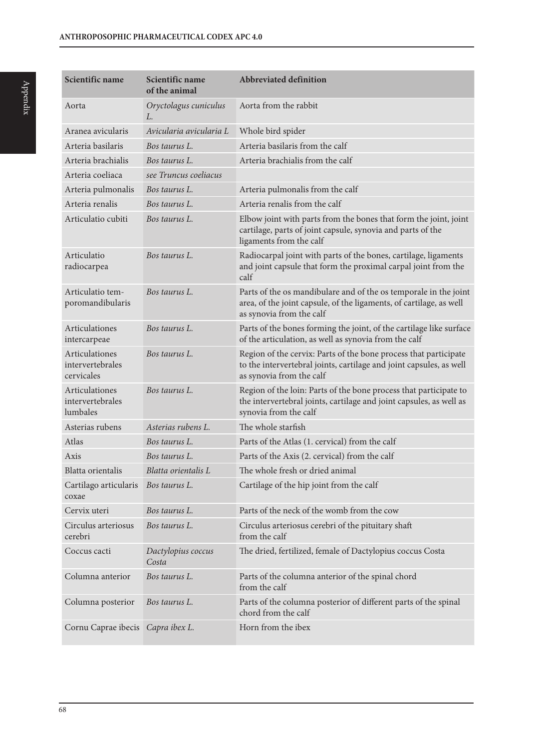| Scientific name | Scientific name of the animal | Abbreviated definition |
|---|---|---|
| Aorta | *Oryctolagus cuniculus L.* | Aorta from the rabbit |
| Aranea avicularis | *Avicularia avicularia L* | Whole bird spider |
| Arteria basilaris | *Bos taurus L.* | Arteria basilaris from the calf |
| Arteria brachialis | *Bos taurus L.* | Arteria brachialis from the calf |
| Arteria coeliaca | *see Truncus coeliacus* | |
| Arteria pulmonalis | *Bos taurus L.* | Arteria pulmonalis from the calf |
| Arteria renalis | *Bos taurus L.* | Arteria renalis from the calf |
| Articulatio cubiti | *Bos taurus L.* | Elbow joint with parts from the bones that form the joint, joint cartilage, parts of joint capsule, synovia and parts of the ligaments from the calf |
| Articulatio radiocarpea | *Bos taurus L.* | Radiocarpal joint with parts of the bones, cartilage, ligaments and joint capsule that form the proximal carpal joint from the calf |
| Articulatio temporomandibularis | *Bos taurus L.* | Parts of the os mandibulare and of the os temporale in the joint area, of the joint capsule, of the ligaments, of cartilage, as well as synovia from the calf |
| Articulationes intercarpeae | *Bos taurus L.* | Parts of the bones forming the joint, of the cartilage like surface of the articulation, as well as synovia from the calf |
| Articulationes intervertebrales cervicales | *Bos taurus L.* | Region of the cervix: Parts of the bone process that participate to the intervertebral joints, cartilage and joint capsules, as well as synovia from the calf |
| Articulationes intervertebrales lumbales | *Bos taurus L.* | Region of the loin: Parts of the bone process that participate to the intervertebral joints, cartilage and joint capsules, as well as synovia from the calf |
| Asterias rubens | *Asterias rubens L.* | The whole starfish |
| Atlas | *Bos taurus L.* | Parts of the Atlas (1. cervical) from the calf |
| Axis | *Bos taurus L.* | Parts of the Axis (2. cervical) from the calf |
| Blatta orientalis | *Blatta orientalis L* | The whole fresh or dried animal |
| Cartilago articularis coxae | *Bos taurus L.* | Cartilage of the hip joint from the calf |
| Cervix uteri | *Bos taurus L.* | Parts of the neck of the womb from the cow |
| Circulus arteriosus cerebri | *Bos taurus L.* | Circulus arteriosus cerebri of the pituitary shaft from the calf |
| Coccus cacti | *Dactylopius coccus Costa* | The dried, fertilized, female of Dactylopius coccus Costa |
| Columna anterior | *Bos taurus L.* | Parts of the columna anterior of the spinal chord from the calf |
| Columna posterior | *Bos taurus L.* | Parts of the columna posterior of different parts of the spinal chord from the calf |
| Cornu Caprae ibecis | *Capra ibex L.* | Horn from the ibex |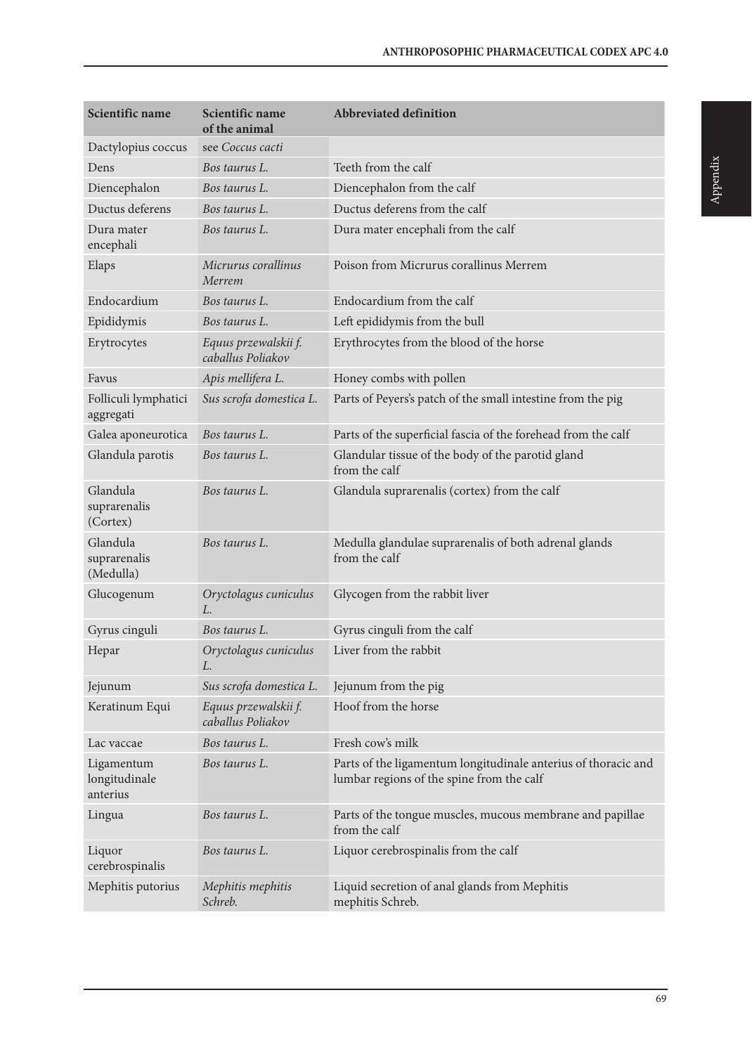| Scientific name | Scientific name of the animal | Abbreviated definition |
|---|---|---|
| Dactylopius coccus | see *Coccus cacti* | |
| Dens | *Bos taurus L.* | Teeth from the calf |
| Diencephalon | *Bos taurus L.* | Diencephalon from the calf |
| Ductus deferens | *Bos taurus L.* | Ductus deferens from the calf |
| Dura mater encephali | *Bos taurus L.* | Dura mater encephali from the calf |
| Elaps | *Micrurus corallinus Merrem* | Poison from Micrurus corallinus Merrem |
| Endocardium | *Bos taurus L.* | Endocardium from the calf |
| Epididymis | *Bos taurus L.* | Left epididymis from the bull |
| Erytrocytes | *Equus przewalskii f. caballus Poliakov* | Erythrocytes from the blood of the horse |
| Favus | *Apis mellifera L.* | Honey combs with pollen |
| Folliculi lymphatici aggregati | *Sus scrofa domestica L.* | Parts of Peyers's patch of the small intestine from the pig |
| Galea aponeurotica | *Bos taurus L.* | Parts of the superficial fascia of the forehead from the calf |
| Glandula parotis | *Bos taurus L.* | Glandular tissue of the body of the parotid gland from the calf |
| Glandula suprarenalis (Cortex) | *Bos taurus L.* | Glandula suprarenalis (cortex) from the calf |
| Glandula suprarenalis (Medulla) | *Bos taurus L.* | Medulla glandulae suprarenalis of both adrenal glands from the calf |
| Glucogenum | *Oryctolagus cuniculus L.* | Glycogen from the rabbit liver |
| Gyrus cinguli | *Bos taurus L.* | Gyrus cinguli from the calf |
| Hepar | *Oryctolagus cuniculus L.* | Liver from the rabbit |
| Jejunum | *Sus scrofa domestica L.* | Jejunum from the pig |
| Keratinum Equi | *Equus przewalskii f. caballus Poliakov* | Hoof from the horse |
| Lac vaccae | *Bos taurus L.* | Fresh cow's milk |
| Ligamentum longitudinale anterius | *Bos taurus L.* | Parts of the ligamentum longitudinale anterius of thoracic and lumbar regions of the spine from the calf |
| Lingua | *Bos taurus L.* | Parts of the tongue muscles, mucous membrane and papillae from the calf |
| Liquor cerebrospinalis | *Bos taurus L.* | Liquor cerebrospinalis from the calf |
| Mephitis putorius | *Mephitis mephitis Schreb.* | Liquid secretion of anal glands from Mephitis mephitis Schreb. |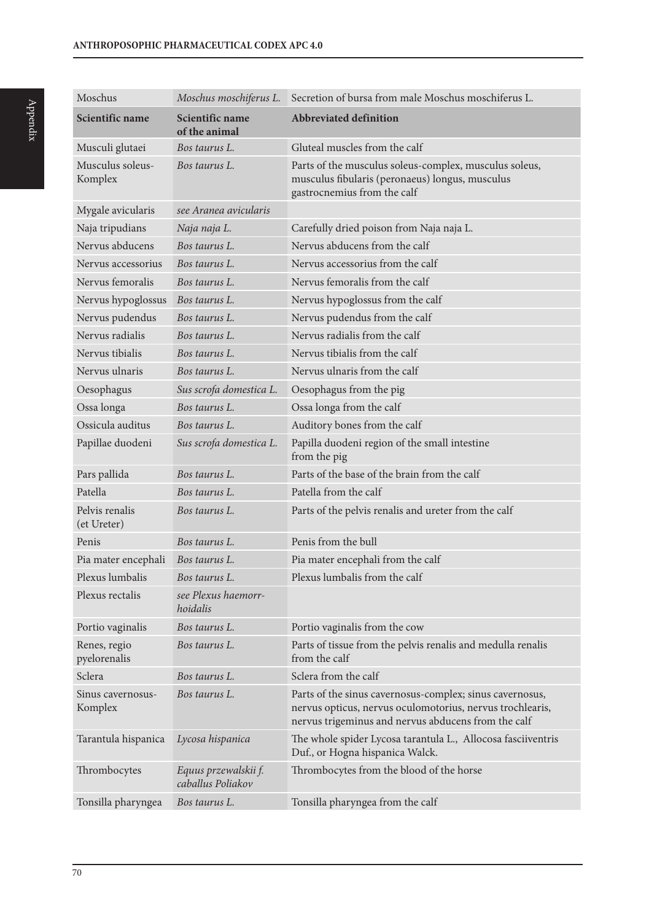| Moschus | *Moschus moschiferus L.* | Secretion of bursa from male Moschus moschiferus L. |
|---|---|---|
| **Scientific name** | **Scientific name of the animal** | **Abbreviated definition** |
| Musculi glutaei | *Bos taurus L.* | Gluteal muscles from the calf |
| Musculus soleus-Komplex | *Bos taurus L.* | Parts of the musculus soleus-complex, musculus soleus, musculus fibularis (peronaeus) longus, musculus gastrocnemius from the calf |
| Mygale avicularis | *see Aranea avicularis* | |
| Naja tripudians | *Naja naja L.* | Carefully dried poison from Naja naja L. |
| Nervus abducens | *Bos taurus L.* | Nervus abducens from the calf |
| Nervus accessorius | *Bos taurus L.* | Nervus accessorius from the calf |
| Nervus femoralis | *Bos taurus L.* | Nervus femoralis from the calf |
| Nervus hypoglossus | *Bos taurus L.* | Nervus hypoglossus from the calf |
| Nervus pudendus | *Bos taurus L.* | Nervus pudendus from the calf |
| Nervus radialis | *Bos taurus L.* | Nervus radialis from the calf |
| Nervus tibialis | *Bos taurus L.* | Nervus tibialis from the calf |
| Nervus ulnaris | *Bos taurus L.* | Nervus ulnaris from the calf |
| Oesophagus | *Sus scrofa domestica L.* | Oesophagus from the pig |
| Ossa longa | *Bos taurus L.* | Ossa longa from the calf |
| Ossicula auditus | *Bos taurus L.* | Auditory bones from the calf |
| Papillae duodeni | *Sus scrofa domestica L.* | Papilla duodeni region of the small intestine from the pig |
| Pars pallida | *Bos taurus L.* | Parts of the base of the brain from the calf |
| Patella | *Bos taurus L.* | Patella from the calf |
| Pelvis renalis (et Ureter) | *Bos taurus L.* | Parts of the pelvis renalis and ureter from the calf |
| Penis | *Bos taurus L.* | Penis from the bull |
| Pia mater encephali | *Bos taurus L.* | Pia mater encephali from the calf |
| Plexus lumbalis | *Bos taurus L.* | Plexus lumbalis from the calf |
| Plexus rectalis | *see Plexus haemorrhoidalis* | |
| Portio vaginalis | *Bos taurus L.* | Portio vaginalis from the cow |
| Renes, regio pyelorenalis | *Bos taurus L.* | Parts of tissue from the pelvis renalis and medulla renalis from the calf |
| Sclera | *Bos taurus L.* | Sclera from the calf |
| Sinus cavernosus-Komplex | *Bos taurus L.* | Parts of the sinus cavernosus-complex; sinus cavernosus, nervus opticus, nervus oculomotorius, nervus trochlearis, nervus trigeminus and nervus abducens from the calf |
| Tarantula hispanica | *Lycosa hispanica* | The whole spider Lycosa tarantula L., Allocosa fasciiventris Duf., or Hogna hispanica Walck. |
| Thrombocytes | *Equus przewalskii f. caballus Poliakov* | Thrombocytes from the blood of the horse |
| Tonsilla pharyngea | *Bos taurus L.* | Tonsilla pharyngea from the calf |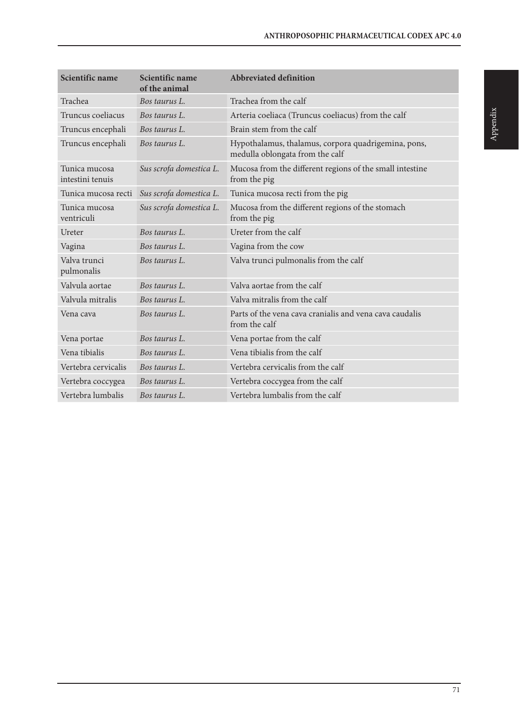| Scientific name | Scientific name of the animal | Abbreviated definition |
|---|---|---|
| Trachea | *Bos taurus L.* | Trachea from the calf |
| Truncus coeliacus | *Bos taurus L.* | Arteria coeliaca (Truncus coeliacus) from the calf |
| Truncus encephali | *Bos taurus L.* | Brain stem from the calf |
| Truncus encephali | *Bos taurus L.* | Hypothalamus, thalamus, corpora quadrigemina, pons, medulla oblongata from the calf |
| Tunica mucosa intestini tenuis | *Sus scrofa domestica L.* | Mucosa from the different regions of the small intestine from the pig |
| Tunica mucosa recti | *Sus scrofa domestica L.* | Tunica mucosa recti from the pig |
| Tunica mucosa ventriculi | *Sus scrofa domestica L.* | Mucosa from the different regions of the stomach from the pig |
| Ureter | *Bos taurus L.* | Ureter from the calf |
| Vagina | *Bos taurus L.* | Vagina from the cow |
| Valva trunci pulmonalis | *Bos taurus L.* | Valva trunci pulmonalis from the calf |
| Valvula aortae | *Bos taurus L.* | Valva aortae from the calf |
| Valvula mitralis | *Bos taurus L.* | Valva mitralis from the calf |
| Vena cava | *Bos taurus L.* | Parts of the vena cava cranialis and vena cava caudalis from the calf |
| Vena portae | *Bos taurus L.* | Vena portae from the calf |
| Vena tibialis | *Bos taurus L.* | Vena tibialis from the calf |
| Vertebra cervicalis | *Bos taurus L.* | Vertebra cervicalis from the calf |
| Vertebra coccygea | *Bos taurus L.* | Vertebra coccygea from the calf |
| Vertebra lumbalis | *Bos taurus L.* | Vertebra lumbalis from the calf |